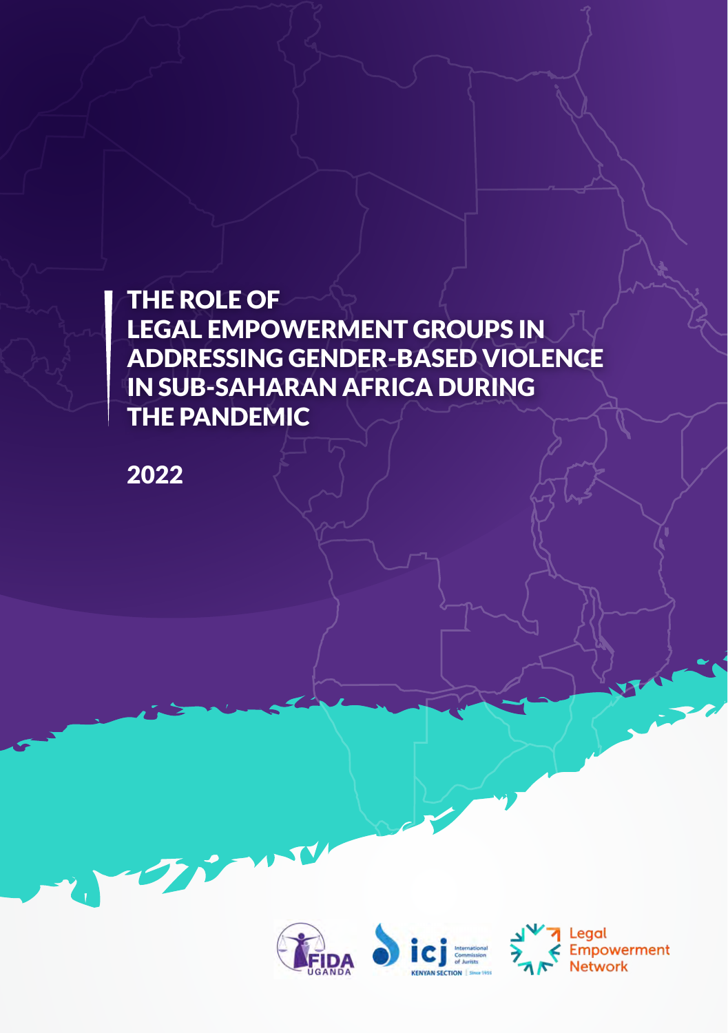# THE ROLE OF LEGAL EMPOWERMENT GROUPS IN ADDRESSING GENDER-BASED VIOLENCE IN SUB-SAHARAN AFRICA DURING THE PANDEMIC

2022

FIDA UGANDA

icj International Commission of Jurists KENYAN SECTION | Since 1959

Legal Empowerment Network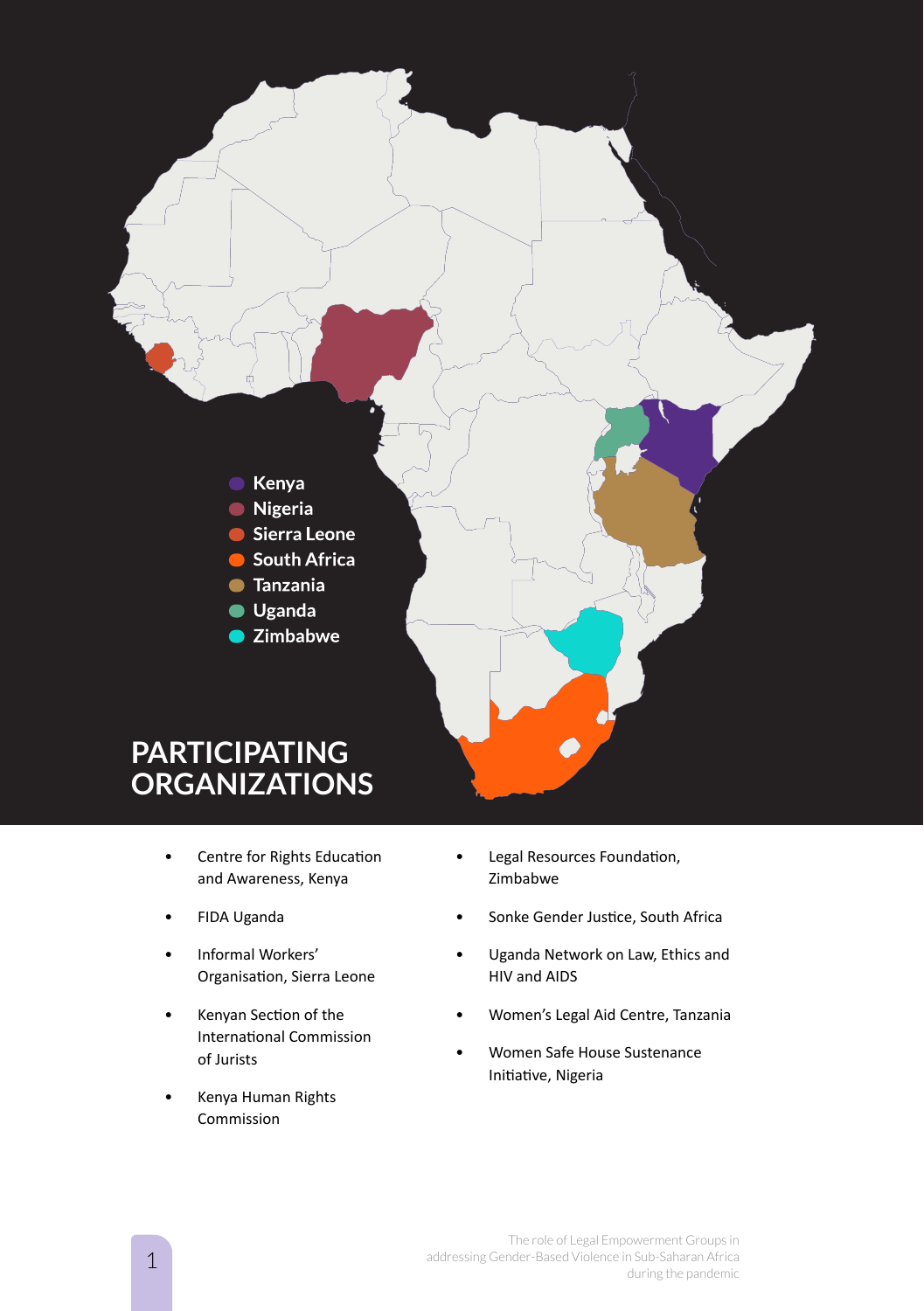- Kenya
- Nigeria
- Sierra Leone
- South Africa
- Tanzania
- Uganda
- Zimbabwe

# PARTICIPATING ORGANIZATIONS

- Centre for Rights Education and Awareness, Kenya
- FIDA Uganda
- Informal Workers' Organisation, Sierra Leone
- Kenyan Section of the International Commission of Jurists
- Kenya Human Rights Commission
- Legal Resources Foundation, Zimbabwe
- Sonke Gender Justice, South Africa
- Uganda Network on Law, Ethics and HIV and AIDS
- Women's Legal Aid Centre, Tanzania
- Women Safe House Sustenance Initiative, Nigeria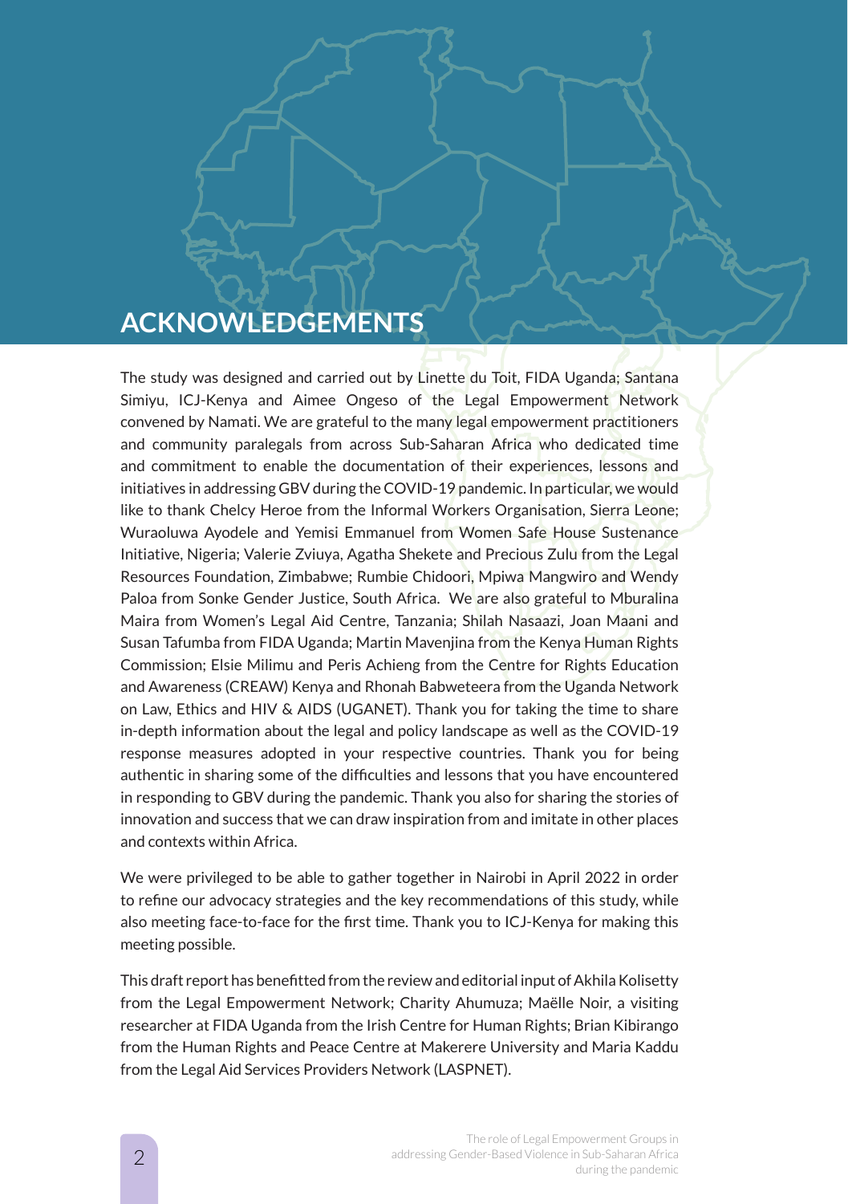# ACKNOWLEDGEMENTS

The study was designed and carried out by Linette du Toit, FIDA Uganda; Santana Simiyu, ICJ-Kenya and Aimee Ongeso of the Legal Empowerment Network convened by Namati. We are grateful to the many legal empowerment practitioners and community paralegals from across Sub-Saharan Africa who dedicated time and commitment to enable the documentation of their experiences, lessons and initiatives in addressing GBV during the COVID-19 pandemic. In particular, we would like to thank Chelcy Heroe from the Informal Workers Organisation, Sierra Leone; Wuraoluwa Ayodele and Yemisi Emmanuel from Women Safe House Sustenance Initiative, Nigeria; Valerie Zviuya, Agatha Shekete and Precious Zulu from the Legal Resources Foundation, Zimbabwe; Rumbie Chidoori, Mpiwa Mangwiro and Wendy Paloa from Sonke Gender Justice, South Africa. We are also grateful to Mburalina Maira from Women's Legal Aid Centre, Tanzania; Shilah Nasaazi, Joan Maani and Susan Tafumba from FIDA Uganda; Martin Mavenjina from the Kenya Human Rights Commission; Elsie Milimu and Peris Achieng from the Centre for Rights Education and Awareness (CREAW) Kenya and Rhonah Babweteera from the Uganda Network on Law, Ethics and HIV & AIDS (UGANET). Thank you for taking the time to share in-depth information about the legal and policy landscape as well as the COVID-19 response measures adopted in your respective countries. Thank you for being authentic in sharing some of the difficulties and lessons that you have encountered in responding to GBV during the pandemic. Thank you also for sharing the stories of innovation and success that we can draw inspiration from and imitate in other places and contexts within Africa.

We were privileged to be able to gather together in Nairobi in April 2022 in order to refine our advocacy strategies and the key recommendations of this study, while also meeting face-to-face for the first time. Thank you to ICJ-Kenya for making this meeting possible.

This draft report has benefitted from the review and editorial input of Akhila Kolisetty from the Legal Empowerment Network; Charity Ahumuza; Maëlle Noir, a visiting researcher at FIDA Uganda from the Irish Centre for Human Rights; Brian Kibirango from the Human Rights and Peace Centre at Makerere University and Maria Kaddu from the Legal Aid Services Providers Network (LASPNET).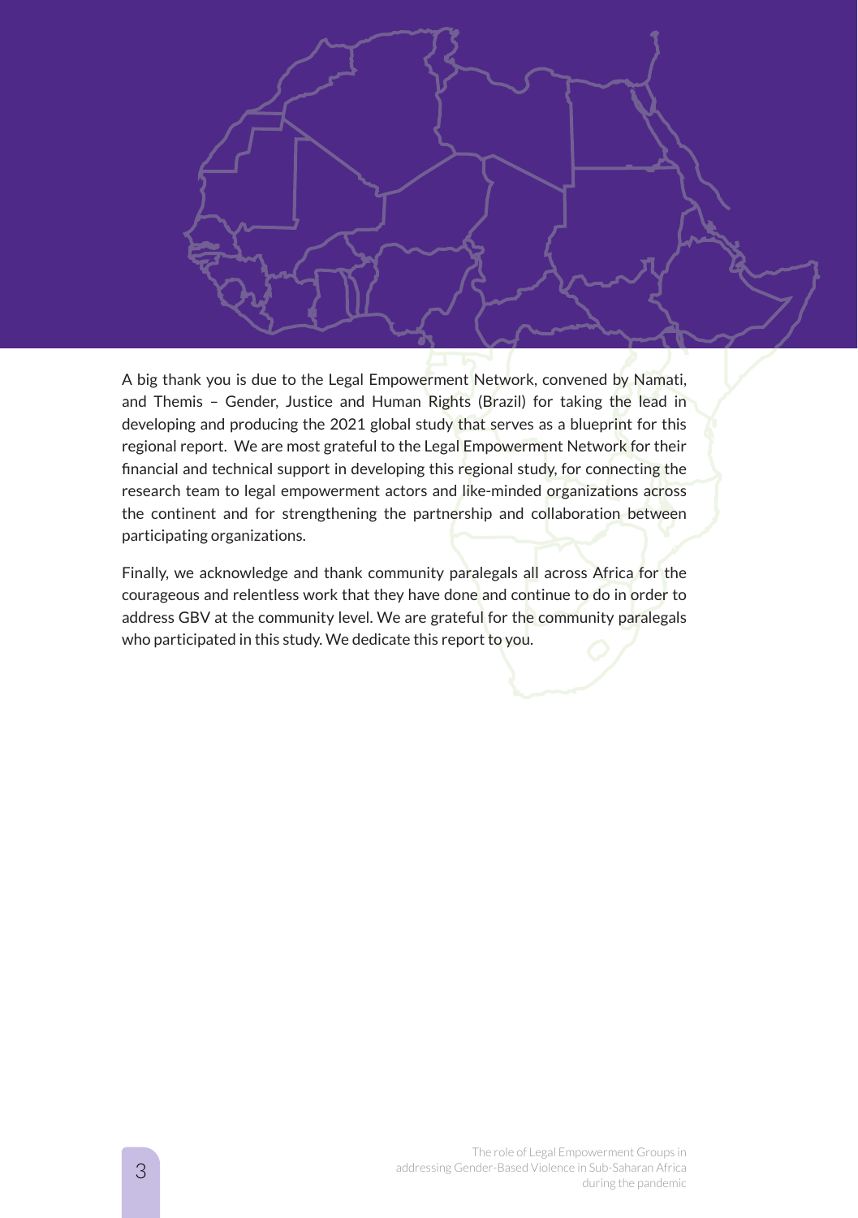A big thank you is due to the Legal Empowerment Network, convened by Namati, and Themis – Gender, Justice and Human Rights (Brazil) for taking the lead in developing and producing the 2021 global study that serves as a blueprint for this regional report. We are most grateful to the Legal Empowerment Network for their financial and technical support in developing this regional study, for connecting the research team to legal empowerment actors and like-minded organizations across the continent and for strengthening the partnership and collaboration between participating organizations.

Finally, we acknowledge and thank community paralegals all across Africa for the courageous and relentless work that they have done and continue to do in order to address GBV at the community level. We are grateful for the community paralegals who participated in this study. We dedicate this report to you.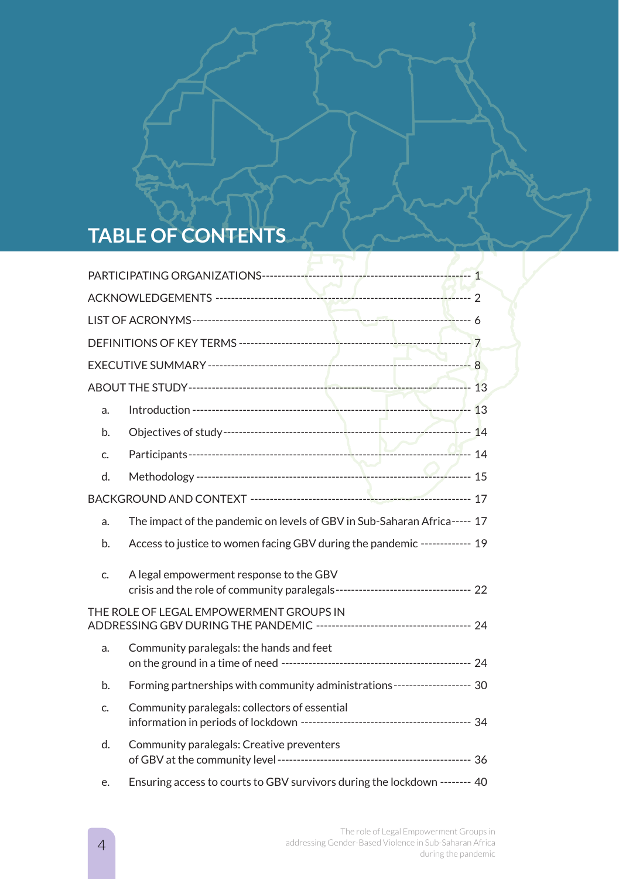# TABLE OF CONTENTS

PARTICIPATING ORGANIZATIONS ---------- 1

ACKNOWLEDGEMENTS ---------- 2

LIST OF ACRONYMS ---------- 6

DEFINITIONS OF KEY TERMS ---------- 7

EXECUTIVE SUMMARY ---------- 8

ABOUT THE STUDY ---------- 13

- a. Introduction ---------- 13
- b. Objectives of study ---------- 14
- c. Participants ---------- 14
- d. Methodology ---------- 15

BACKGROUND AND CONTEXT ---------- 17

- a. The impact of the pandemic on levels of GBV in Sub-Saharan Africa ----- 17
- b. Access to justice to women facing GBV during the pandemic ---------- 19
- c. A legal empowerment response to the GBV crisis and the role of community paralegals ---------- 22

THE ROLE OF LEGAL EMPOWERMENT GROUPS IN ADDRESSING GBV DURING THE PANDEMIC ---------- 24

- a. Community paralegals: the hands and feet on the ground in a time of need ---------- 24
- b. Forming partnerships with community administrations ---------- 30
- c. Community paralegals: collectors of essential information in periods of lockdown ---------- 34
- d. Community paralegals: Creative preventers of GBV at the community level ---------- 36
- e. Ensuring access to courts to GBV survivors during the lockdown -------- 40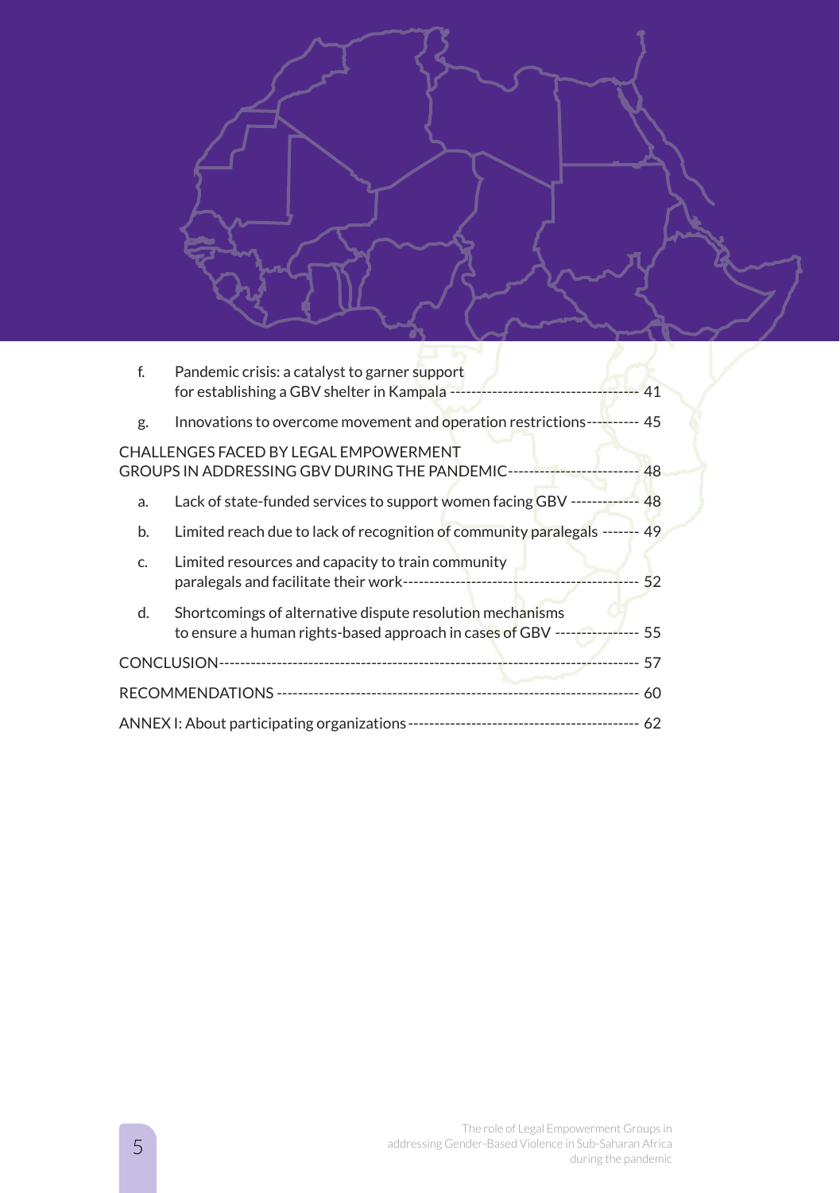f. Pandemic crisis: a catalyst to garner support for establishing a GBV shelter in Kampala ---------------------------------- 41

g. Innovations to overcome movement and operation restrictions---------- 45

CHALLENGES FACED BY LEGAL EMPOWERMENT GROUPS IN ADDRESSING GBV DURING THE PANDEMIC------------------------ 48

a. Lack of state-funded services to support women facing GBV ------------- 48

b. Limited reach due to lack of recognition of community paralegals ------- 49

c. Limited resources and capacity to train community paralegals and facilitate their work------------------------------------------- 52

d. Shortcomings of alternative dispute resolution mechanisms to ensure a human rights-based approach in cases of GBV ---------------- 55

CONCLUSION------------------------------------------------------------------------------ 57

RECOMMENDATIONS ------------------------------------------------------------------ 60

ANNEX I: About participating organizations------------------------------------------- 62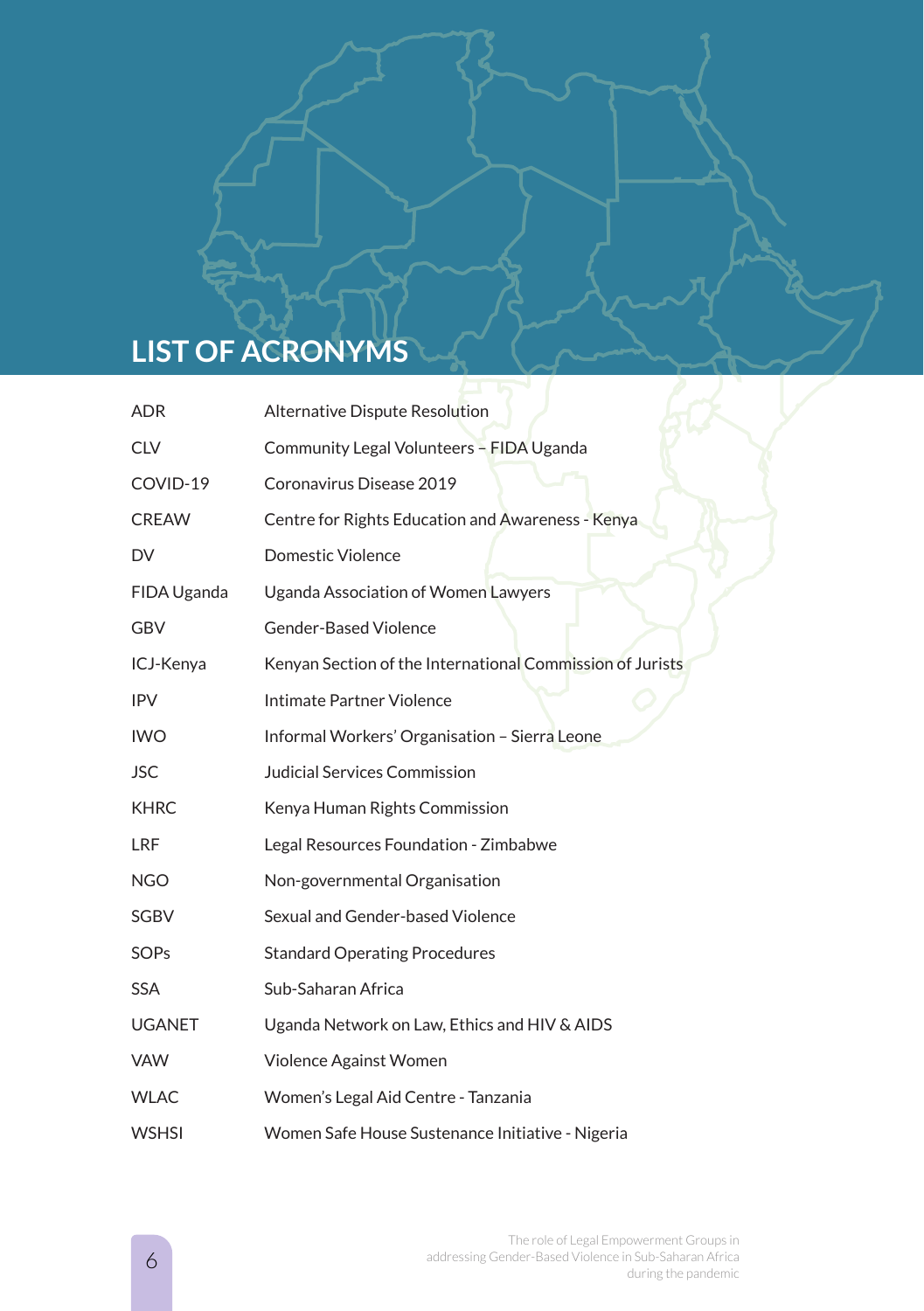# LIST OF ACRONYMS

| | |
|---|---|
| ADR | Alternative Dispute Resolution |
| CLV | Community Legal Volunteers – FIDA Uganda |
| COVID-19 | Coronavirus Disease 2019 |
| CREAW | Centre for Rights Education and Awareness - Kenya |
| DV | Domestic Violence |
| FIDA Uganda | Uganda Association of Women Lawyers |
| GBV | Gender-Based Violence |
| ICJ-Kenya | Kenyan Section of the International Commission of Jurists |
| IPV | Intimate Partner Violence |
| IWO | Informal Workers' Organisation – Sierra Leone |
| JSC | Judicial Services Commission |
| KHRC | Kenya Human Rights Commission |
| LRF | Legal Resources Foundation - Zimbabwe |
| NGO | Non-governmental Organisation |
| SGBV | Sexual and Gender-based Violence |
| SOPs | Standard Operating Procedures |
| SSA | Sub-Saharan Africa |
| UGANET | Uganda Network on Law, Ethics and HIV & AIDS |
| VAW | Violence Against Women |
| WLAC | Women's Legal Aid Centre - Tanzania |
| WSHSI | Women Safe House Sustenance Initiative - Nigeria |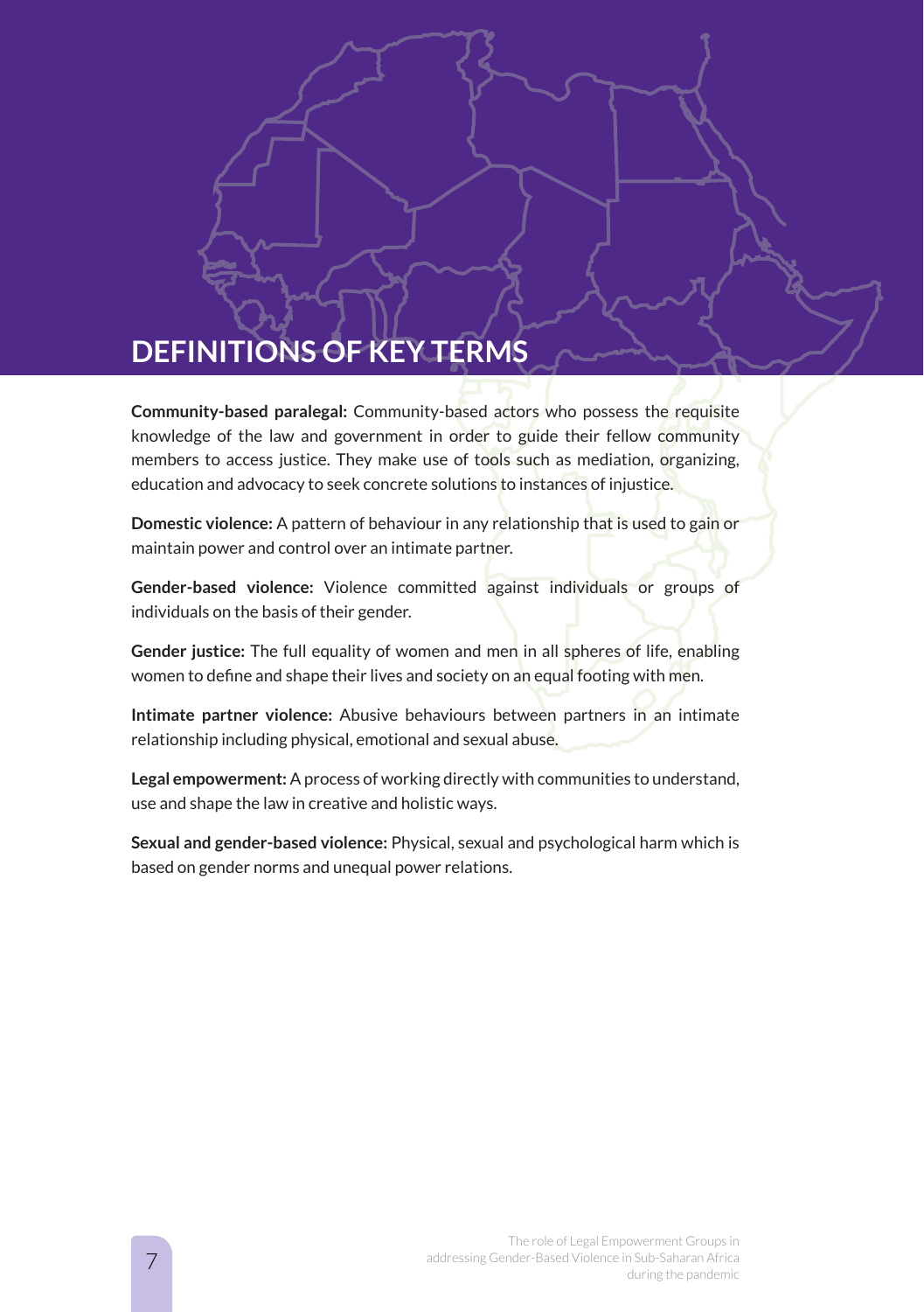# DEFINITIONS OF KEY TERMS

**Community-based paralegal:** Community-based actors who possess the requisite knowledge of the law and government in order to guide their fellow community members to access justice. They make use of tools such as mediation, organizing, education and advocacy to seek concrete solutions to instances of injustice.

**Domestic violence:** A pattern of behaviour in any relationship that is used to gain or maintain power and control over an intimate partner.

**Gender-based violence:** Violence committed against individuals or groups of individuals on the basis of their gender.

**Gender justice:** The full equality of women and men in all spheres of life, enabling women to define and shape their lives and society on an equal footing with men.

**Intimate partner violence:** Abusive behaviours between partners in an intimate relationship including physical, emotional and sexual abuse.

**Legal empowerment:** A process of working directly with communities to understand, use and shape the law in creative and holistic ways.

**Sexual and gender-based violence:** Physical, sexual and psychological harm which is based on gender norms and unequal power relations.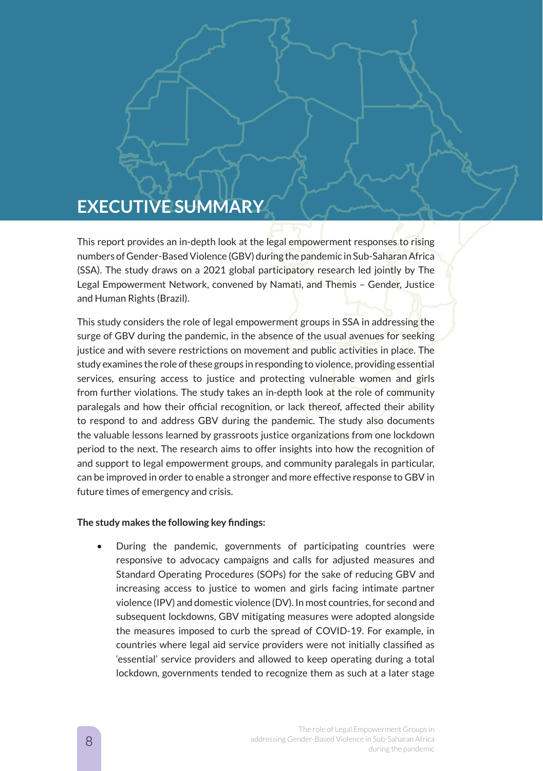# EXECUTIVE SUMMARY

This report provides an in-depth look at the legal empowerment responses to rising numbers of Gender-Based Violence (GBV) during the pandemic in Sub-Saharan Africa (SSA). The study draws on a 2021 global participatory research led jointly by The Legal Empowerment Network, convened by Namati, and Themis – Gender, Justice and Human Rights (Brazil).

This study considers the role of legal empowerment groups in SSA in addressing the surge of GBV during the pandemic, in the absence of the usual avenues for seeking justice and with severe restrictions on movement and public activities in place. The study examines the role of these groups in responding to violence, providing essential services, ensuring access to justice and protecting vulnerable women and girls from further violations. The study takes an in-depth look at the role of community paralegals and how their official recognition, or lack thereof, affected their ability to respond to and address GBV during the pandemic. The study also documents the valuable lessons learned by grassroots justice organizations from one lockdown period to the next. The research aims to offer insights into how the recognition of and support to legal empowerment groups, and community paralegals in particular, can be improved in order to enable a stronger and more effective response to GBV in future times of emergency and crisis.

**The study makes the following key findings:**

- During the pandemic, governments of participating countries were responsive to advocacy campaigns and calls for adjusted measures and Standard Operating Procedures (SOPs) for the sake of reducing GBV and increasing access to justice to women and girls facing intimate partner violence (IPV) and domestic violence (DV). In most countries, for second and subsequent lockdowns, GBV mitigating measures were adopted alongside the measures imposed to curb the spread of COVID-19. For example, in countries where legal aid service providers were not initially classified as 'essential' service providers and allowed to keep operating during a total lockdown, governments tended to recognize them as such at a later stage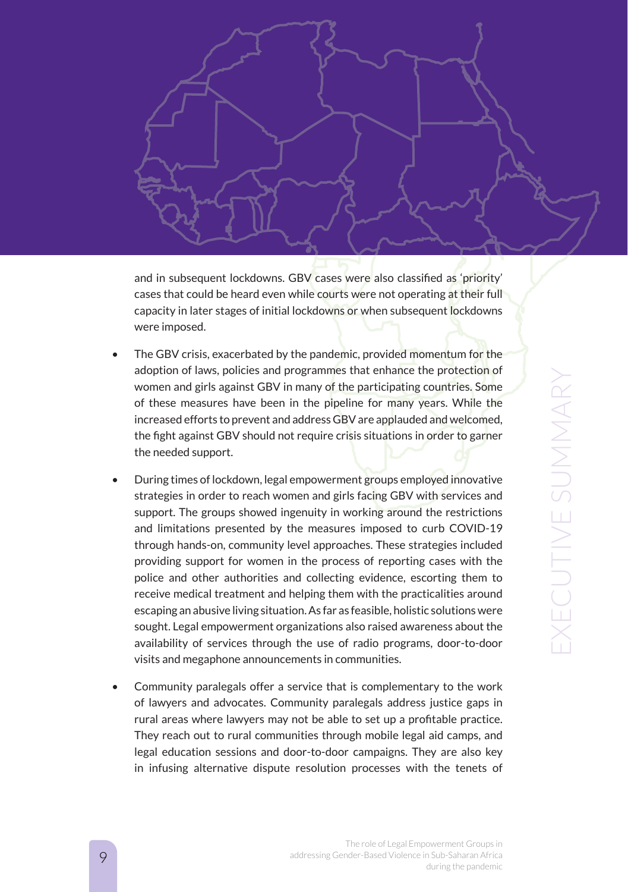and in subsequent lockdowns. GBV cases were also classified as 'priority' cases that could be heard even while courts were not operating at their full capacity in later stages of initial lockdowns or when subsequent lockdowns were imposed.

- The GBV crisis, exacerbated by the pandemic, provided momentum for the adoption of laws, policies and programmes that enhance the protection of women and girls against GBV in many of the participating countries. Some of these measures have been in the pipeline for many years. While the increased efforts to prevent and address GBV are applauded and welcomed, the fight against GBV should not require crisis situations in order to garner the needed support.

- During times of lockdown, legal empowerment groups employed innovative strategies in order to reach women and girls facing GBV with services and support. The groups showed ingenuity in working around the restrictions and limitations presented by the measures imposed to curb COVID-19 through hands-on, community level approaches. These strategies included providing support for women in the process of reporting cases with the police and other authorities and collecting evidence, escorting them to receive medical treatment and helping them with the practicalities around escaping an abusive living situation. As far as feasible, holistic solutions were sought. Legal empowerment organizations also raised awareness about the availability of services through the use of radio programs, door-to-door visits and megaphone announcements in communities.

- Community paralegals offer a service that is complementary to the work of lawyers and advocates. Community paralegals address justice gaps in rural areas where lawyers may not be able to set up a profitable practice. They reach out to rural communities through mobile legal aid camps, and legal education sessions and door-to-door campaigns. They are also key in infusing alternative dispute resolution processes with the tenets of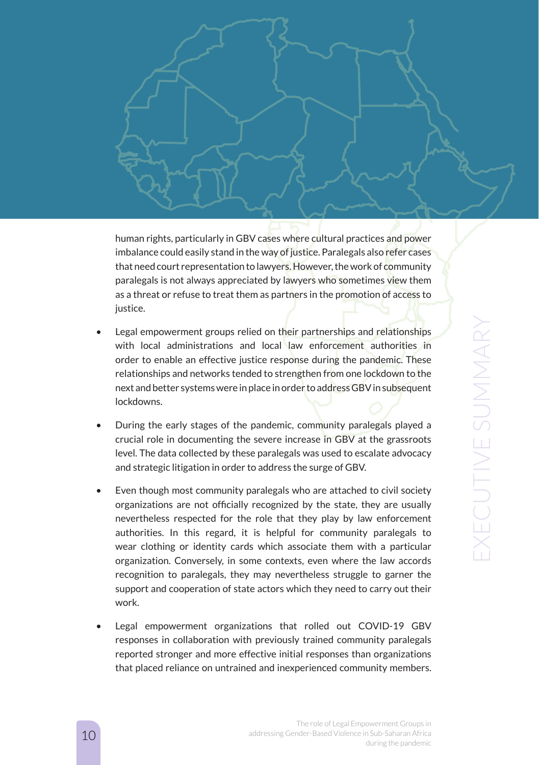human rights, particularly in GBV cases where cultural practices and power imbalance could easily stand in the way of justice. Paralegals also refer cases that need court representation to lawyers. However, the work of community paralegals is not always appreciated by lawyers who sometimes view them as a threat or refuse to treat them as partners in the promotion of access to justice.

- Legal empowerment groups relied on their partnerships and relationships with local administrations and local law enforcement authorities in order to enable an effective justice response during the pandemic. These relationships and networks tended to strengthen from one lockdown to the next and better systems were in place in order to address GBV in subsequent lockdowns.

- During the early stages of the pandemic, community paralegals played a crucial role in documenting the severe increase in GBV at the grassroots level. The data collected by these paralegals was used to escalate advocacy and strategic litigation in order to address the surge of GBV.

- Even though most community paralegals who are attached to civil society organizations are not officially recognized by the state, they are usually nevertheless respected for the role that they play by law enforcement authorities. In this regard, it is helpful for community paralegals to wear clothing or identity cards which associate them with a particular organization. Conversely, in some contexts, even where the law accords recognition to paralegals, they may nevertheless struggle to garner the support and cooperation of state actors which they need to carry out their work.

- Legal empowerment organizations that rolled out COVID-19 GBV responses in collaboration with previously trained community paralegals reported stronger and more effective initial responses than organizations that placed reliance on untrained and inexperienced community members.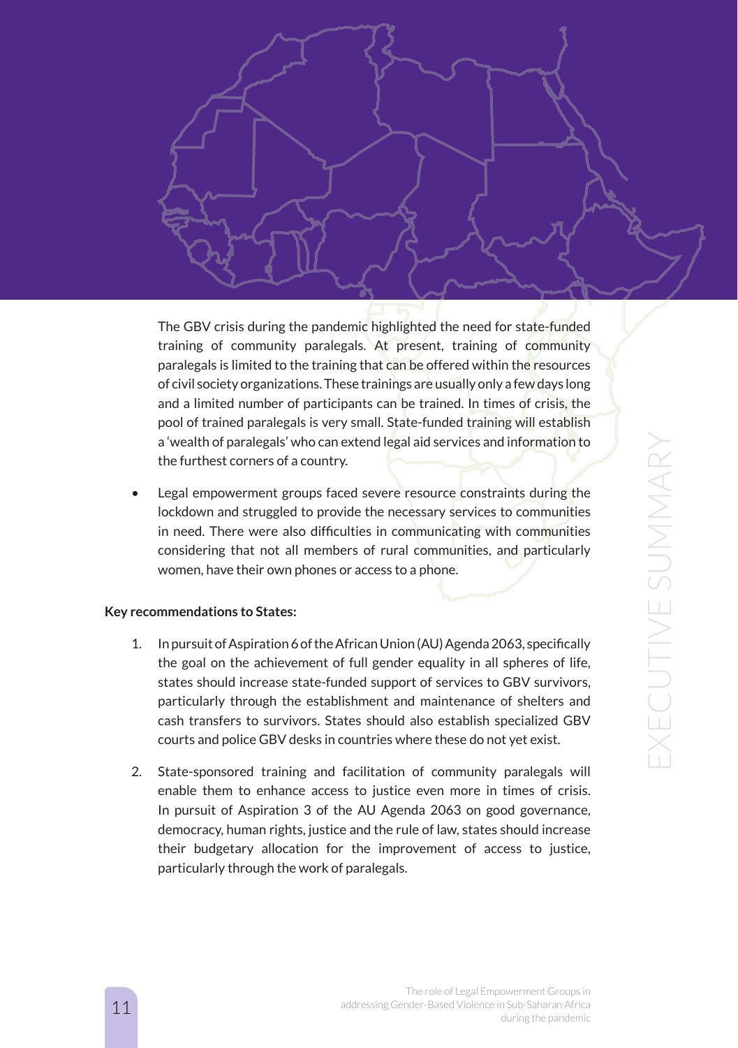The GBV crisis during the pandemic highlighted the need for state-funded training of community paralegals. At present, training of community paralegals is limited to the training that can be offered within the resources of civil society organizations. These trainings are usually only a few days long and a limited number of participants can be trained. In times of crisis, the pool of trained paralegals is very small. State-funded training will establish a 'wealth of paralegals' who can extend legal aid services and information to the furthest corners of a country.

- Legal empowerment groups faced severe resource constraints during the lockdown and struggled to provide the necessary services to communities in need. There were also difficulties in communicating with communities considering that not all members of rural communities, and particularly women, have their own phones or access to a phone.

**Key recommendations to States:**

1. In pursuit of Aspiration 6 of the African Union (AU) Agenda 2063, specifically the goal on the achievement of full gender equality in all spheres of life, states should increase state-funded support of services to GBV survivors, particularly through the establishment and maintenance of shelters and cash transfers to survivors. States should also establish specialized GBV courts and police GBV desks in countries where these do not yet exist.

2. State-sponsored training and facilitation of community paralegals will enable them to enhance access to justice even more in times of crisis. In pursuit of Aspiration 3 of the AU Agenda 2063 on good governance, democracy, human rights, justice and the rule of law, states should increase their budgetary allocation for the improvement of access to justice, particularly through the work of paralegals.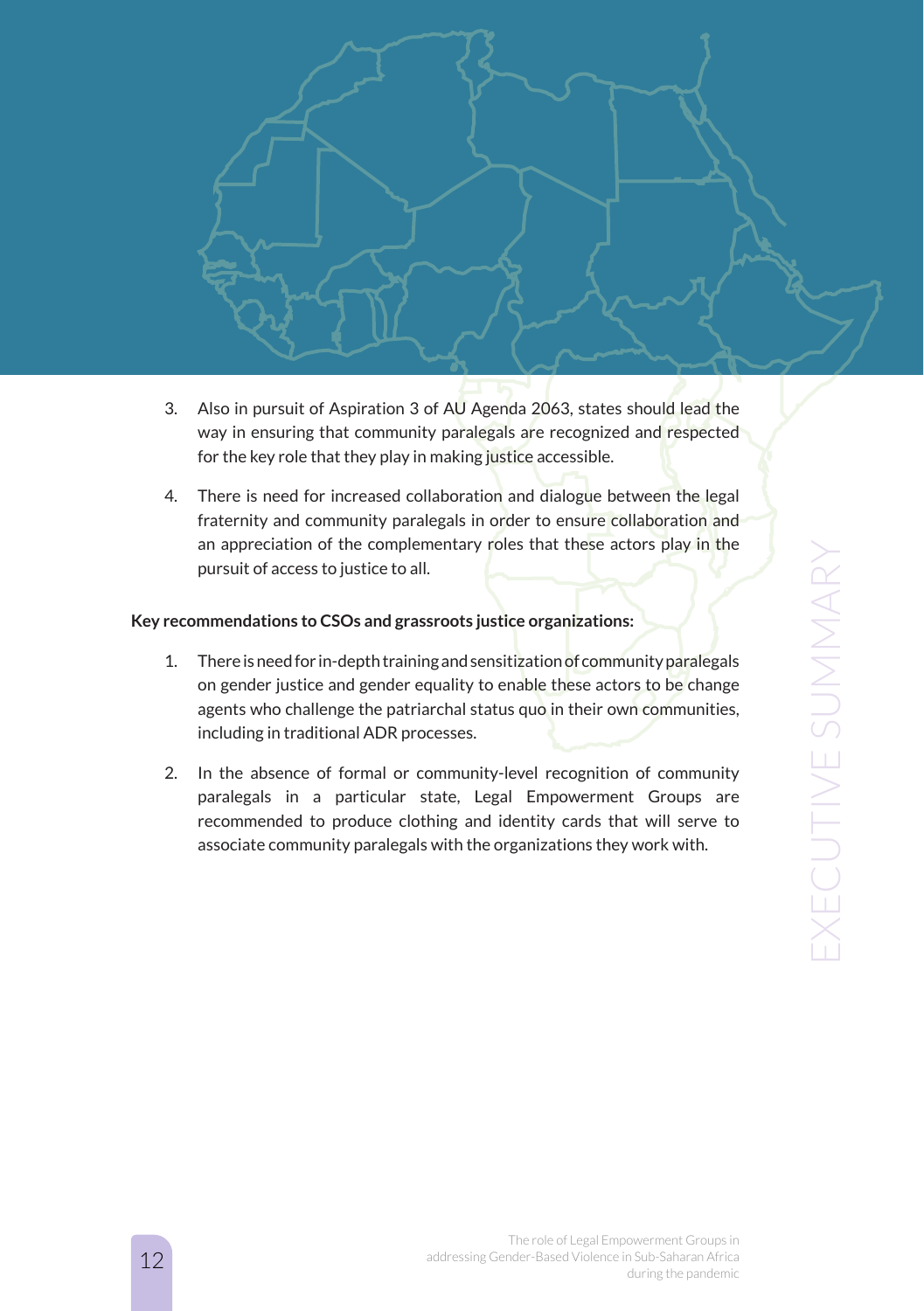3. Also in pursuit of Aspiration 3 of AU Agenda 2063, states should lead the way in ensuring that community paralegals are recognized and respected for the key role that they play in making justice accessible.

4. There is need for increased collaboration and dialogue between the legal fraternity and community paralegals in order to ensure collaboration and an appreciation of the complementary roles that these actors play in the pursuit of access to justice to all.

**Key recommendations to CSOs and grassroots justice organizations:**

1. There is need for in-depth training and sensitization of community paralegals on gender justice and gender equality to enable these actors to be change agents who challenge the patriarchal status quo in their own communities, including in traditional ADR processes.

2. In the absence of formal or community-level recognition of community paralegals in a particular state, Legal Empowerment Groups are recommended to produce clothing and identity cards that will serve to associate community paralegals with the organizations they work with.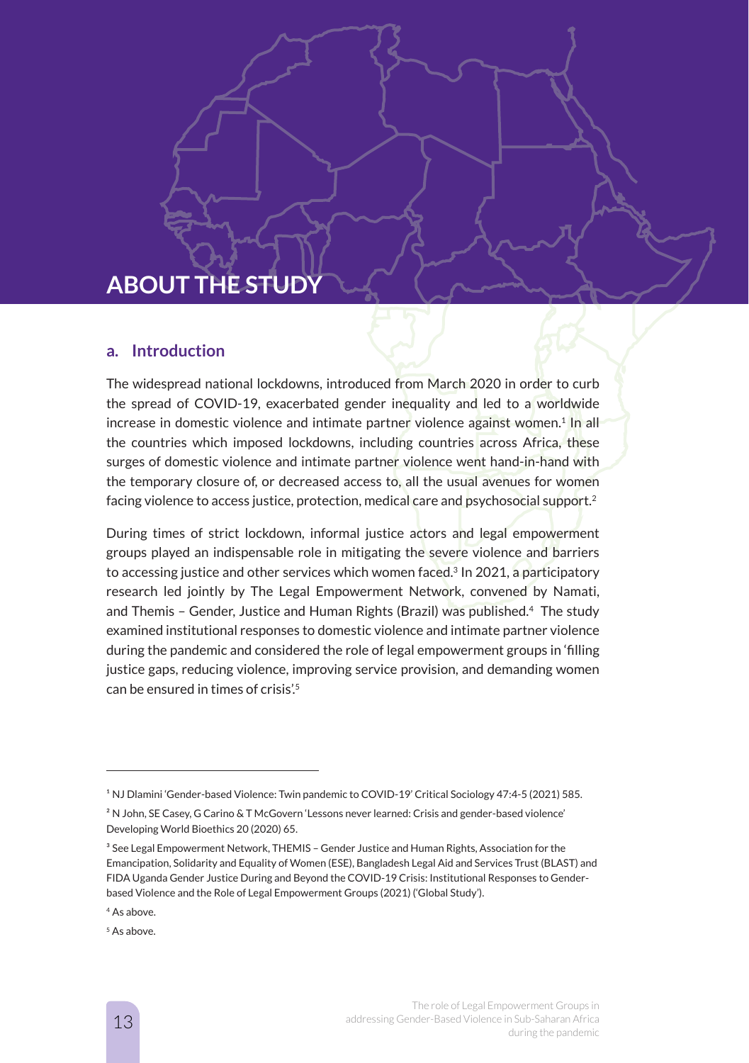# ABOUT THE STUDY

## a. Introduction

The widespread national lockdowns, introduced from March 2020 in order to curb the spread of COVID-19, exacerbated gender inequality and led to a worldwide increase in domestic violence and intimate partner violence against women.[1] In all the countries which imposed lockdowns, including countries across Africa, these surges of domestic violence and intimate partner violence went hand-in-hand with the temporary closure of, or decreased access to, all the usual avenues for women facing violence to access justice, protection, medical care and psychosocial support.[2]

During times of strict lockdown, informal justice actors and legal empowerment groups played an indispensable role in mitigating the severe violence and barriers to accessing justice and other services which women faced.[3] In 2021, a participatory research led jointly by The Legal Empowerment Network, convened by Namati, and Themis – Gender, Justice and Human Rights (Brazil) was published.[4] The study examined institutional responses to domestic violence and intimate partner violence during the pandemic and considered the role of legal empowerment groups in 'filling justice gaps, reducing violence, improving service provision, and demanding women can be ensured in times of crisis'.[5]

---

[1] NJ Dlamini 'Gender-based Violence: Twin pandemic to COVID-19' Critical Sociology 47:4-5 (2021) 585.

[2] N John, SE Casey, G Carino & T McGovern 'Lessons never learned: Crisis and gender-based violence' Developing World Bioethics 20 (2020) 65.

[3] See Legal Empowerment Network, THEMIS – Gender Justice and Human Rights, Association for the Emancipation, Solidarity and Equality of Women (ESE), Bangladesh Legal Aid and Services Trust (BLAST) and FIDA Uganda Gender Justice During and Beyond the COVID-19 Crisis: Institutional Responses to Gender-based Violence and the Role of Legal Empowerment Groups (2021) ('Global Study').

[4] As above.

[5] As above.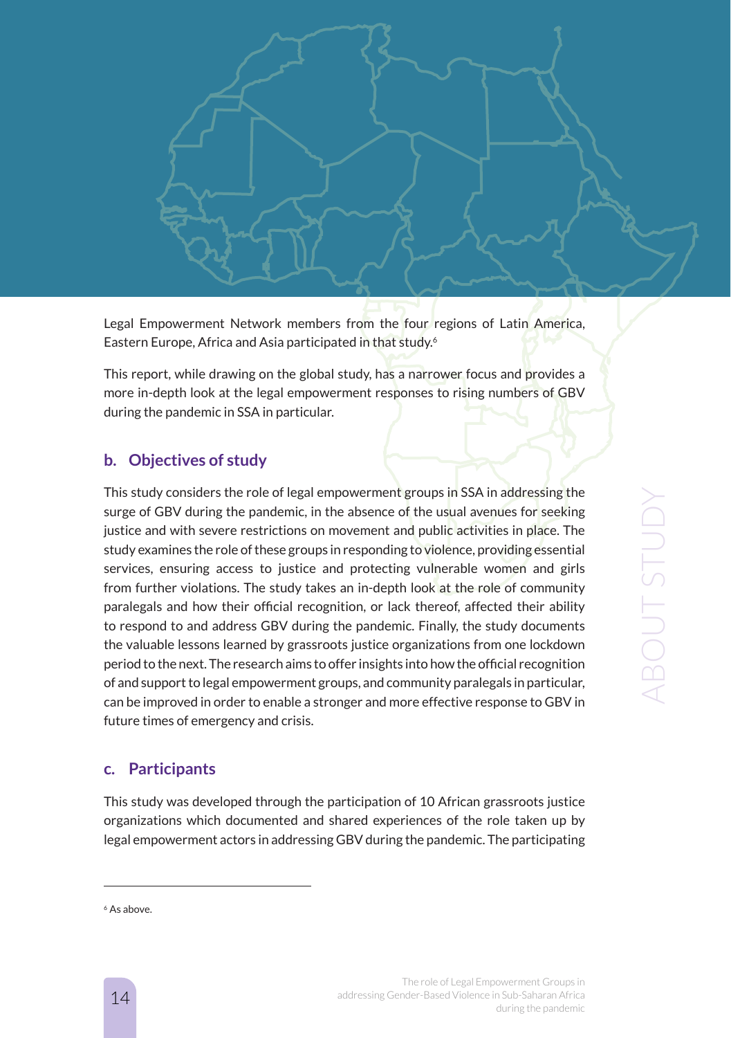Legal Empowerment Network members from the four regions of Latin America, Eastern Europe, Africa and Asia participated in that study.[6]

This report, while drawing on the global study, has a narrower focus and provides a more in-depth look at the legal empowerment responses to rising numbers of GBV during the pandemic in SSA in particular.

## b. Objectives of study

This study considers the role of legal empowerment groups in SSA in addressing the surge of GBV during the pandemic, in the absence of the usual avenues for seeking justice and with severe restrictions on movement and public activities in place. The study examines the role of these groups in responding to violence, providing essential services, ensuring access to justice and protecting vulnerable women and girls from further violations. The study takes an in-depth look at the role of community paralegals and how their official recognition, or lack thereof, affected their ability to respond to and address GBV during the pandemic. Finally, the study documents the valuable lessons learned by grassroots justice organizations from one lockdown period to the next. The research aims to offer insights into how the official recognition of and support to legal empowerment groups, and community paralegals in particular, can be improved in order to enable a stronger and more effective response to GBV in future times of emergency and crisis.

## c. Participants

This study was developed through the participation of 10 African grassroots justice organizations which documented and shared experiences of the role taken up by legal empowerment actors in addressing GBV during the pandemic. The participating

[6] As above.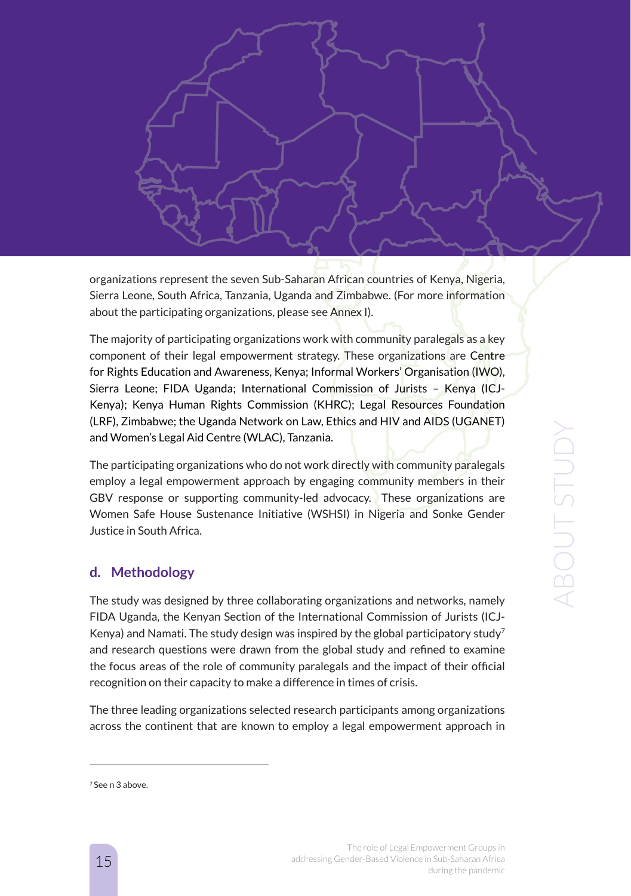organizations represent the seven Sub-Saharan African countries of Kenya, Nigeria, Sierra Leone, South Africa, Tanzania, Uganda and Zimbabwe. (For more information about the participating organizations, please see Annex I).

The majority of participating organizations work with community paralegals as a key component of their legal empowerment strategy. These organizations are Centre for Rights Education and Awareness, Kenya; Informal Workers' Organisation (IWO), Sierra Leone; FIDA Uganda; International Commission of Jurists – Kenya (ICJ-Kenya); Kenya Human Rights Commission (KHRC); Legal Resources Foundation (LRF), Zimbabwe; the Uganda Network on Law, Ethics and HIV and AIDS (UGANET) and Women's Legal Aid Centre (WLAC), Tanzania.

The participating organizations who do not work directly with community paralegals employ a legal empowerment approach by engaging community members in their GBV response or supporting community-led advocacy. These organizations are Women Safe House Sustenance Initiative (WSHSI) in Nigeria and Sonke Gender Justice in South Africa.

## d. Methodology

The study was designed by three collaborating organizations and networks, namely FIDA Uganda, the Kenyan Section of the International Commission of Jurists (ICJ-Kenya) and Namati. The study design was inspired by the global participatory study[7] and research questions were drawn from the global study and refined to examine the focus areas of the role of community paralegals and the impact of their official recognition on their capacity to make a difference in times of crisis.

The three leading organizations selected research participants among organizations across the continent that are known to employ a legal empowerment approach in

[7] See n 3 above.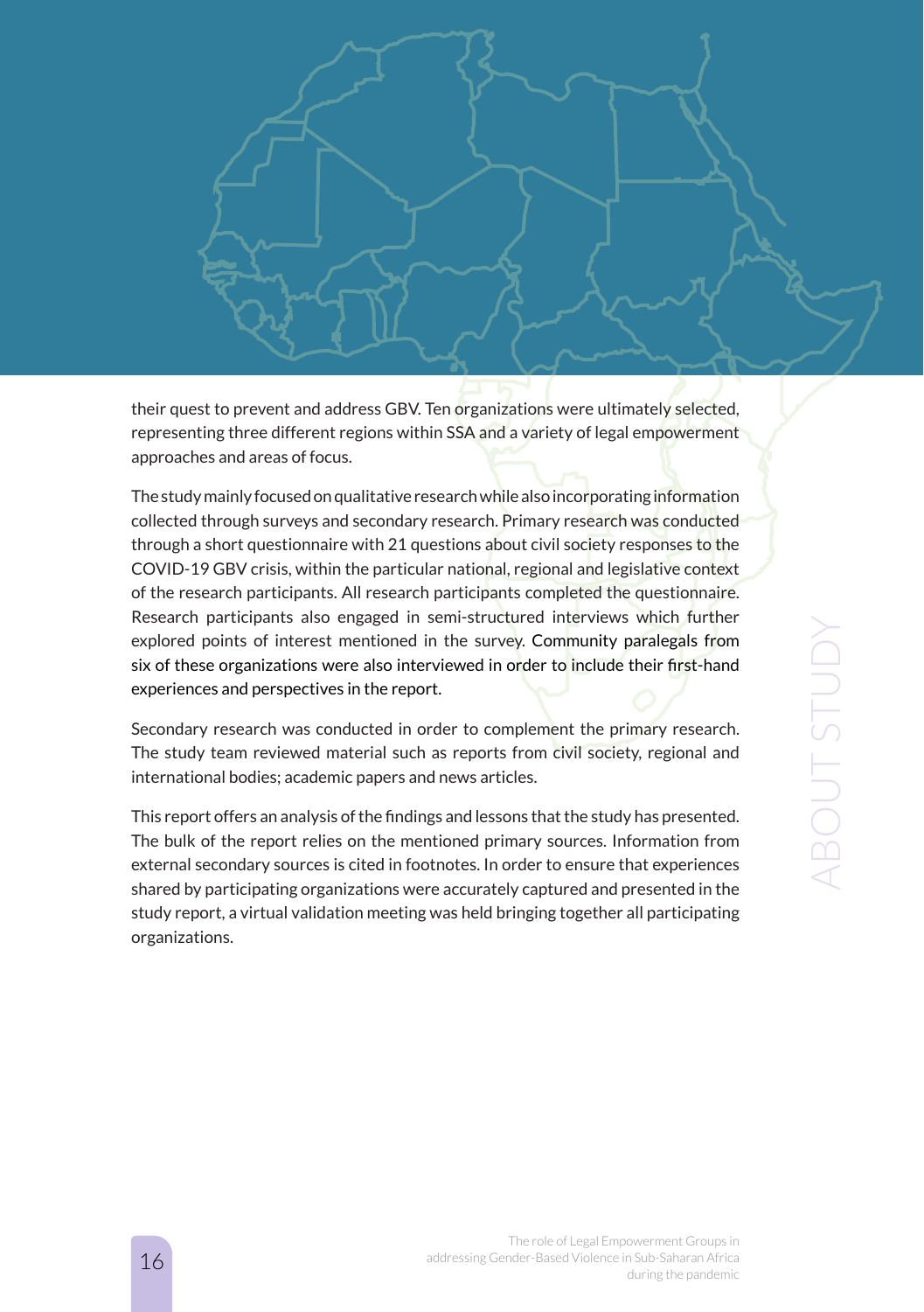their quest to prevent and address GBV. Ten organizations were ultimately selected, representing three different regions within SSA and a variety of legal empowerment approaches and areas of focus.

The study mainly focused on qualitative research while also incorporating information collected through surveys and secondary research. Primary research was conducted through a short questionnaire with 21 questions about civil society responses to the COVID-19 GBV crisis, within the particular national, regional and legislative context of the research participants. All research participants completed the questionnaire. Research participants also engaged in semi-structured interviews which further explored points of interest mentioned in the survey. Community paralegals from six of these organizations were also interviewed in order to include their first-hand experiences and perspectives in the report.

Secondary research was conducted in order to complement the primary research. The study team reviewed material such as reports from civil society, regional and international bodies; academic papers and news articles.

This report offers an analysis of the findings and lessons that the study has presented. The bulk of the report relies on the mentioned primary sources. Information from external secondary sources is cited in footnotes. In order to ensure that experiences shared by participating organizations were accurately captured and presented in the study report, a virtual validation meeting was held bringing together all participating organizations.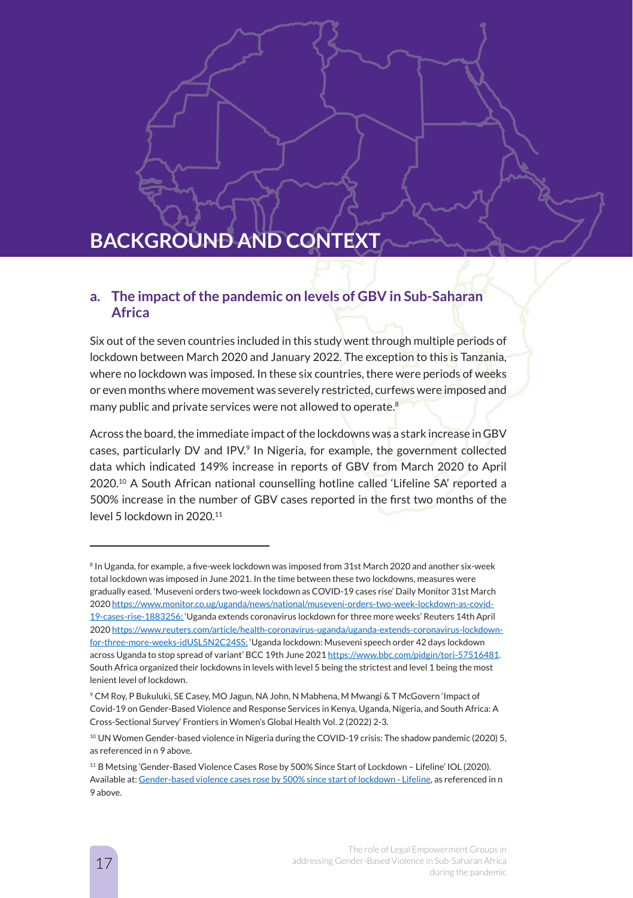# BACKGROUND AND CONTEXT

## a. The impact of the pandemic on levels of GBV in Sub-Saharan Africa

Six out of the seven countries included in this study went through multiple periods of lockdown between March 2020 and January 2022. The exception to this is Tanzania, where no lockdown was imposed. In these six countries, there were periods of weeks or even months where movement was severely restricted, curfews were imposed and many public and private services were not allowed to operate.[8]

Across the board, the immediate impact of the lockdowns was a stark increase in GBV cases, particularly DV and IPV.[9] In Nigeria, for example, the government collected data which indicated 149% increase in reports of GBV from March 2020 to April 2020.[10] A South African national counselling hotline called 'Lifeline SA' reported a 500% increase in the number of GBV cases reported in the first two months of the level 5 lockdown in 2020.[11]

---

[8] In Uganda, for example, a five-week lockdown was imposed from 31st March 2020 and another six-week total lockdown was imposed in June 2021. In the time between these two lockdowns, measures were gradually eased. 'Museveni orders two-week lockdown as COVID-19 cases rise' Daily Monitor 31st March 2020 https://www.monitor.co.ug/uganda/news/national/museveni-orders-two-week-lockdown-as-covid-19-cases-rise-1883256; 'Uganda extends coronavirus lockdown for three more weeks' Reuters 14th April 2020 https://www.reuters.com/article/health-coronavirus-uganda/uganda-extends-coronavirus-lockdown-for-three-more-weeks-idUSL5N2C24SS; 'Uganda lockdown: Museveni speech order 42 days lockdown across Uganda to stop spread of variant' BCC 19th June 2021 https://www.bbc.com/pidgin/tori-57516481. South Africa organized their lockdowns in levels with level 5 being the strictest and level 1 being the most lenient level of lockdown.

[9] CM Roy, P Bukuluki, SE Casey, MO Jagun, NA John, N Mabhena, M Mwangi & T McGovern 'Impact of Covid-19 on Gender-Based Violence and Response Services in Kenya, Uganda, Nigeria, and South Africa: A Cross-Sectional Survey' Frontiers in Women's Global Health Vol. 2 (2022) 2-3.

[10] UN Women Gender-based violence in Nigeria during the COVID-19 crisis: The shadow pandemic (2020) 5, as referenced in n 9 above.

[11] B Metsing 'Gender-Based Violence Cases Rose by 500% Since Start of Lockdown – Lifeline' IOL (2020). Available at: Gender-based violence cases rose by 500% since start of lockdown - Lifeline, as referenced in n 9 above.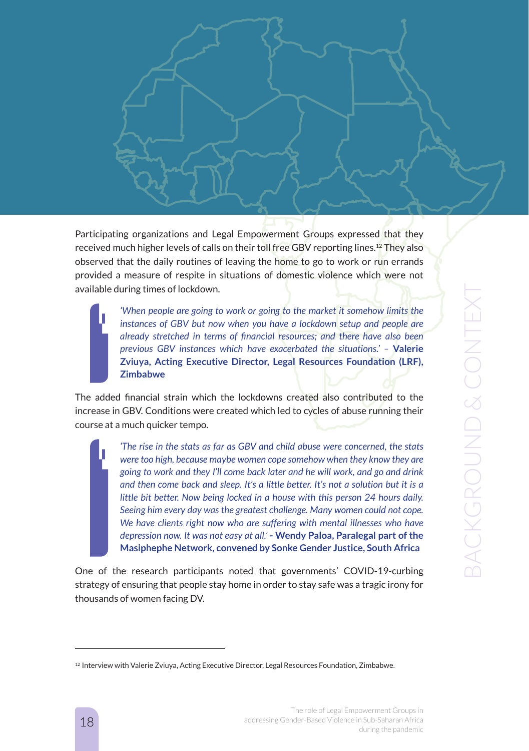Participating organizations and Legal Empowerment Groups expressed that they received much higher levels of calls on their toll free GBV reporting lines.[12] They also observed that the daily routines of leaving the home to go to work or run errands provided a measure of respite in situations of domestic violence which were not available during times of lockdown.

> *'When people are going to work or going to the market it somehow limits the instances of GBV but now when you have a lockdown setup and people are already stretched in terms of financial resources; and there have also been previous GBV instances which have exacerbated the situations.'* – **Valerie Zviuya, Acting Executive Director, Legal Resources Foundation (LRF), Zimbabwe**

The added financial strain which the lockdowns created also contributed to the increase in GBV. Conditions were created which led to cycles of abuse running their course at a much quicker tempo.

> *'The rise in the stats as far as GBV and child abuse were concerned, the stats were too high, because maybe women cope somehow when they know they are going to work and they I'll come back later and he will work, and go and drink and then come back and sleep. It's a little better. It's not a solution but it is a little bit better. Now being locked in a house with this person 24 hours daily. Seeing him every day was the greatest challenge. Many women could not cope. We have clients right now who are suffering with mental illnesses who have depression now. It was not easy at all.'* **- Wendy Paloa, Paralegal part of the Masiphephe Network, convened by Sonke Gender Justice, South Africa**

One of the research participants noted that governments' COVID-19-curbing strategy of ensuring that people stay home in order to stay safe was a tragic irony for thousands of women facing DV.

---

[12] Interview with Valerie Zviuya, Acting Executive Director, Legal Resources Foundation, Zimbabwe.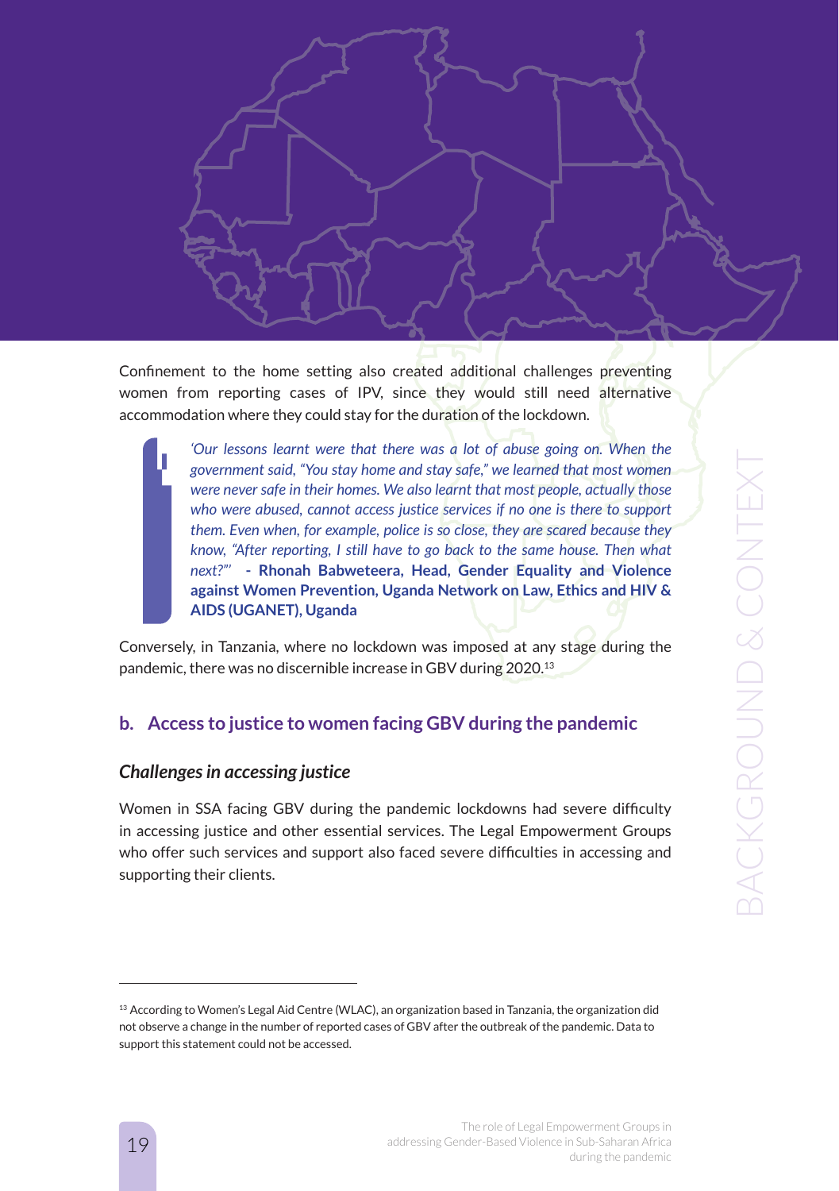Confinement to the home setting also created additional challenges preventing women from reporting cases of IPV, since they would still need alternative accommodation where they could stay for the duration of the lockdown.

> *'Our lessons learnt were that there was a lot of abuse going on. When the government said, "You stay home and stay safe," we learned that most women were never safe in their homes. We also learnt that most people, actually those who were abused, cannot access justice services if no one is there to support them. Even when, for example, police is so close, they are scared because they know, "After reporting, I still have to go back to the same house. Then what next?"'* **- Rhonah Babweteera, Head, Gender Equality and Violence against Women Prevention, Uganda Network on Law, Ethics and HIV & AIDS (UGANET), Uganda**

Conversely, in Tanzania, where no lockdown was imposed at any stage during the pandemic, there was no discernible increase in GBV during 2020.[13]

## b. Access to justice to women facing GBV during the pandemic

### *Challenges in accessing justice*

Women in SSA facing GBV during the pandemic lockdowns had severe difficulty in accessing justice and other essential services. The Legal Empowerment Groups who offer such services and support also faced severe difficulties in accessing and supporting their clients.

[13] According to Women's Legal Aid Centre (WLAC), an organization based in Tanzania, the organization did not observe a change in the number of reported cases of GBV after the outbreak of the pandemic. Data to support this statement could not be accessed.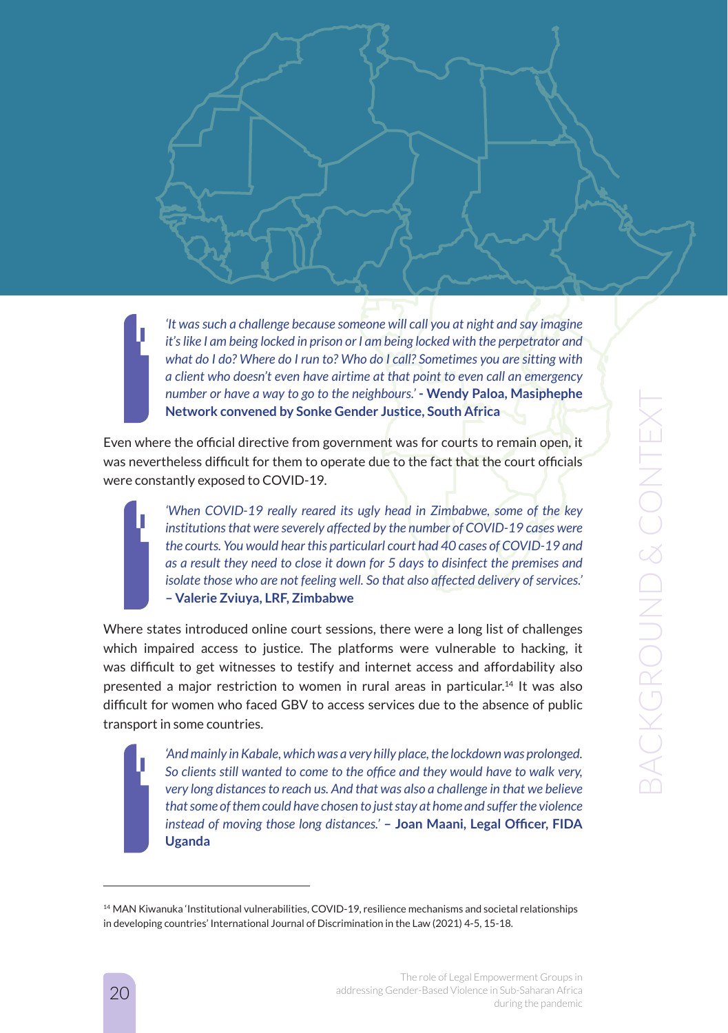*'It was such a challenge because someone will call you at night and say imagine it's like I am being locked in prison or I am being locked with the perpetrator and what do I do? Where do I run to? Who do I call? Sometimes you are sitting with a client who doesn't even have airtime at that point to even call an emergency number or have a way to go to the neighbours.'* **- Wendy Paloa, Masiphephe Network convened by Sonke Gender Justice, South Africa**

Even where the official directive from government was for courts to remain open, it was nevertheless difficult for them to operate due to the fact that the court officials were constantly exposed to COVID-19.

*'When COVID-19 really reared its ugly head in Zimbabwe, some of the key institutions that were severely affected by the number of COVID-19 cases were the courts. You would hear this particularl court had 40 cases of COVID-19 and as a result they need to close it down for 5 days to disinfect the premises and isolate those who are not feeling well. So that also affected delivery of services.'* **– Valerie Zviuya, LRF, Zimbabwe**

Where states introduced online court sessions, there were a long list of challenges which impaired access to justice. The platforms were vulnerable to hacking, it was difficult to get witnesses to testify and internet access and affordability also presented a major restriction to women in rural areas in particular.[14] It was also difficult for women who faced GBV to access services due to the absence of public transport in some countries.

*'And mainly in Kabale, which was a very hilly place, the lockdown was prolonged. So clients still wanted to come to the office and they would have to walk very, very long distances to reach us. And that was also a challenge in that we believe that some of them could have chosen to just stay at home and suffer the violence instead of moving those long distances.'* **– Joan Maani, Legal Officer, FIDA Uganda**

---

[14] MAN Kiwanuka 'Institutional vulnerabilities, COVID-19, resilience mechanisms and societal relationships in developing countries' International Journal of Discrimination in the Law (2021) 4-5, 15-18.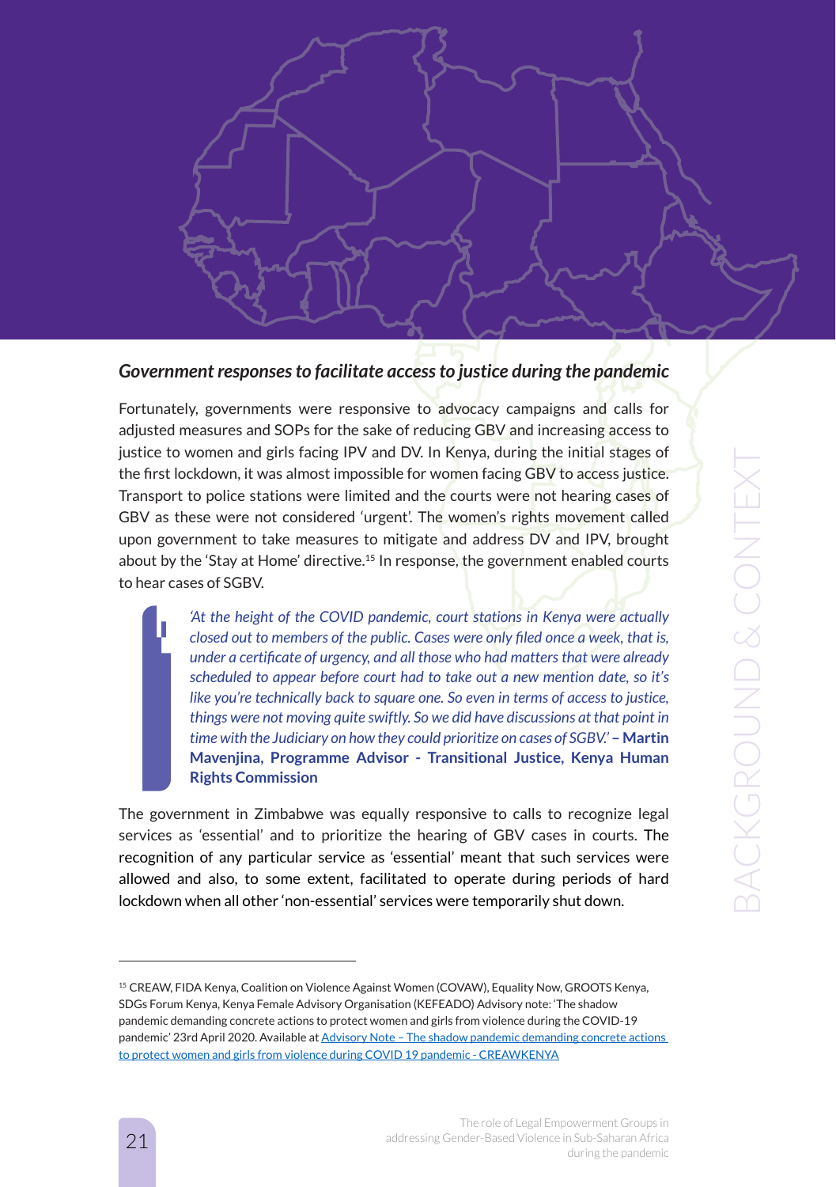### *Government responses to facilitate access to justice during the pandemic*

Fortunately, governments were responsive to advocacy campaigns and calls for adjusted measures and SOPs for the sake of reducing GBV and increasing access to justice to women and girls facing IPV and DV. In Kenya, during the initial stages of the first lockdown, it was almost impossible for women facing GBV to access justice. Transport to police stations were limited and the courts were not hearing cases of GBV as these were not considered 'urgent'. The women's rights movement called upon government to take measures to mitigate and address DV and IPV, brought about by the 'Stay at Home' directive.[15] In response, the government enabled courts to hear cases of SGBV.

> *'At the height of the COVID pandemic, court stations in Kenya were actually closed out to members of the public. Cases were only filed once a week, that is, under a certificate of urgency, and all those who had matters that were already scheduled to appear before court had to take out a new mention date, so it's like you're technically back to square one. So even in terms of access to justice, things were not moving quite swiftly. So we did have discussions at that point in time with the Judiciary on how they could prioritize on cases of SGBV.'* **– Martin Mavenjina, Programme Advisor - Transitional Justice, Kenya Human Rights Commission**

The government in Zimbabwe was equally responsive to calls to recognize legal services as 'essential' and to prioritize the hearing of GBV cases in courts. The recognition of any particular service as 'essential' meant that such services were allowed and also, to some extent, facilitated to operate during periods of hard lockdown when all other 'non-essential' services were temporarily shut down.

---

[15] CREAW, FIDA Kenya, Coalition on Violence Against Women (COVAW), Equality Now, GROOTS Kenya, SDGs Forum Kenya, Kenya Female Advisory Organisation (KEFEADO) Advisory note: 'The shadow pandemic demanding concrete actions to protect women and girls from violence during the COVID-19 pandemic' 23rd April 2020. Available at Advisory Note – The shadow pandemic demanding concrete actions to protect women and girls from violence during COVID 19 pandemic - CREAWKENYA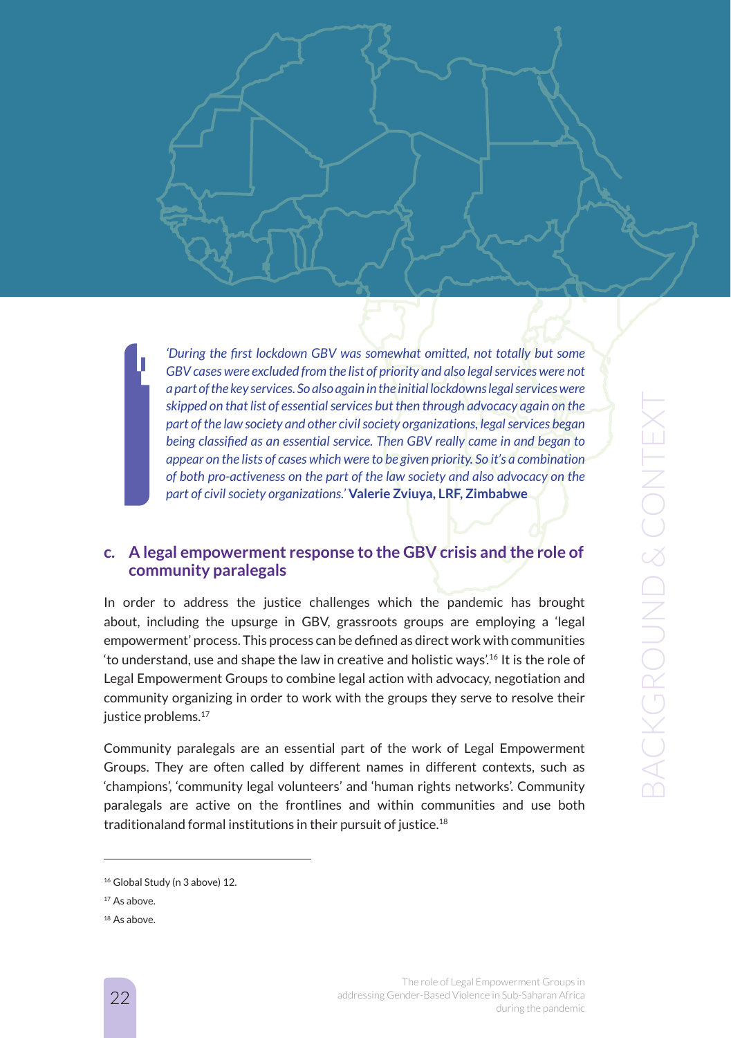> *'During the first lockdown GBV was somewhat omitted, not totally but some GBV cases were excluded from the list of priority and also legal services were not a part of the key services. So also again in the initial lockdowns legal services were skipped on that list of essential services but then through advocacy again on the part of the law society and other civil society organizations, legal services began being classified as an essential service. Then GBV really came in and began to appear on the lists of cases which were to be given priority. So it's a combination of both pro-activeness on the part of the law society and also advocacy on the part of civil society organizations.'* **Valerie Zviuya, LRF, Zimbabwe**

### c. A legal empowerment response to the GBV crisis and the role of community paralegals

In order to address the justice challenges which the pandemic has brought about, including the upsurge in GBV, grassroots groups are employing a 'legal empowerment' process. This process can be defined as direct work with communities 'to understand, use and shape the law in creative and holistic ways'.[16] It is the role of Legal Empowerment Groups to combine legal action with advocacy, negotiation and community organizing in order to work with the groups they serve to resolve their justice problems.[17]

Community paralegals are an essential part of the work of Legal Empowerment Groups. They are often called by different names in different contexts, such as 'champions', 'community legal volunteers' and 'human rights networks'. Community paralegals are active on the frontlines and within communities and use both traditionaland formal institutions in their pursuit of justice.[18]

---

[16] Global Study (n 3 above) 12.

[17] As above.

[18] As above.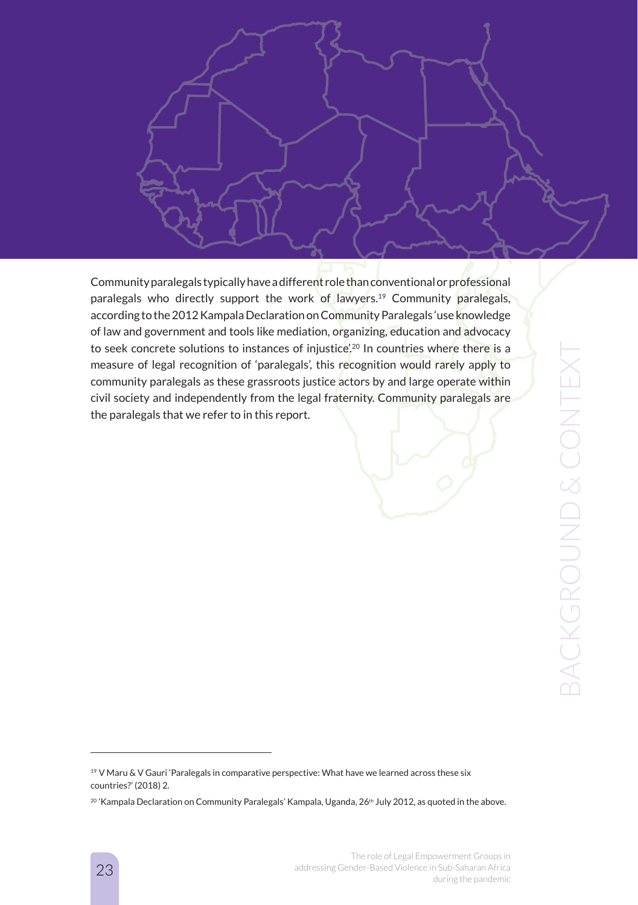Community paralegals typically have a different role than conventional or professional paralegals who directly support the work of lawyers.[19] Community paralegals, according to the 2012 Kampala Declaration on Community Paralegals 'use knowledge of law and government and tools like mediation, organizing, education and advocacy to seek concrete solutions to instances of injustice'.[20] In countries where there is a measure of legal recognition of 'paralegals', this recognition would rarely apply to community paralegals as these grassroots justice actors by and large operate within civil society and independently from the legal fraternity. Community paralegals are the paralegals that we refer to in this report.

---

[19] V Maru & V Gauri 'Paralegals in comparative perspective: What have we learned across these six countries?' (2018) 2.

[20] 'Kampala Declaration on Community Paralegals' Kampala, Uganda, 26th July 2012, as quoted in the above.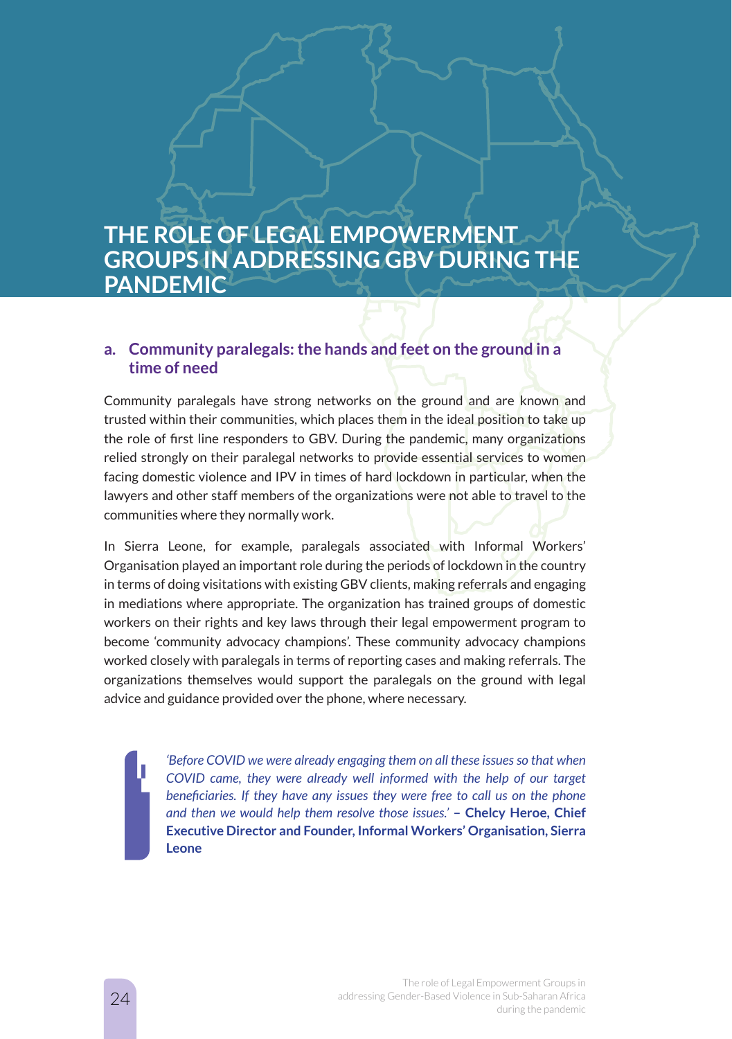# THE ROLE OF LEGAL EMPOWERMENT GROUPS IN ADDRESSING GBV DURING THE PANDEMIC

## a. Community paralegals: the hands and feet on the ground in a time of need

Community paralegals have strong networks on the ground and are known and trusted within their communities, which places them in the ideal position to take up the role of first line responders to GBV. During the pandemic, many organizations relied strongly on their paralegal networks to provide essential services to women facing domestic violence and IPV in times of hard lockdown in particular, when the lawyers and other staff members of the organizations were not able to travel to the communities where they normally work.

In Sierra Leone, for example, paralegals associated with Informal Workers' Organisation played an important role during the periods of lockdown in the country in terms of doing visitations with existing GBV clients, making referrals and engaging in mediations where appropriate. The organization has trained groups of domestic workers on their rights and key laws through their legal empowerment program to become 'community advocacy champions'. These community advocacy champions worked closely with paralegals in terms of reporting cases and making referrals. The organizations themselves would support the paralegals on the ground with legal advice and guidance provided over the phone, where necessary.

> *'Before COVID we were already engaging them on all these issues so that when COVID came, they were already well informed with the help of our target beneficiaries. If they have any issues they were free to call us on the phone and then we would help them resolve those issues.'* – **Chelcy Heroe, Chief Executive Director and Founder, Informal Workers' Organisation, Sierra Leone**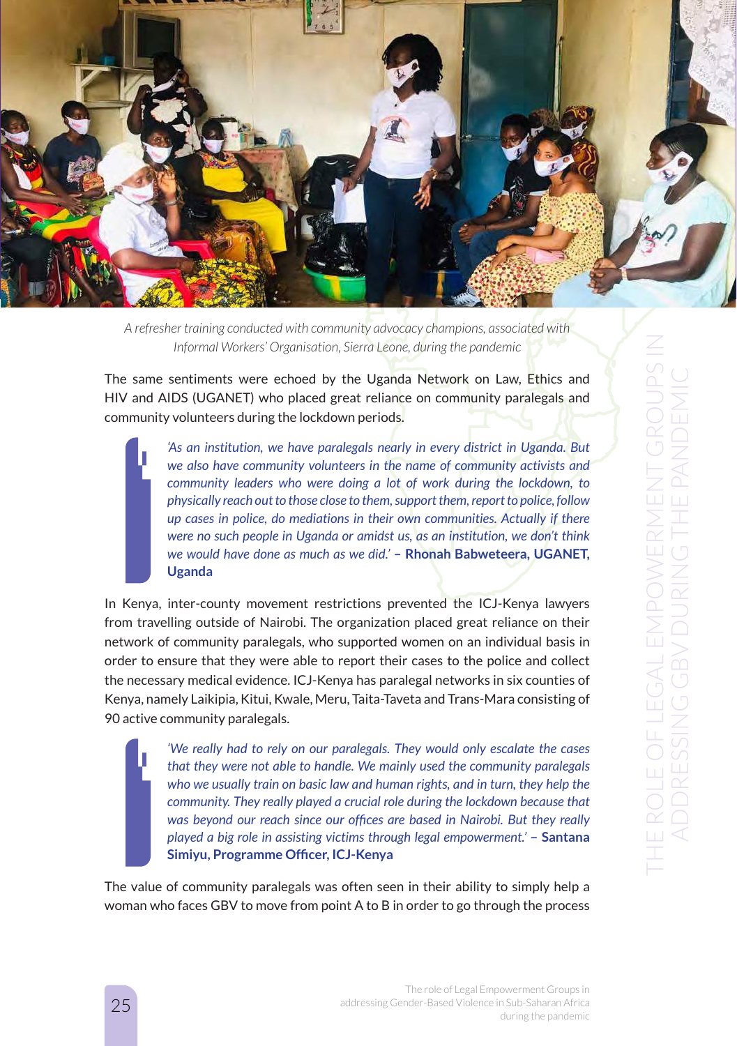*A refresher training conducted with community advocacy champions, associated with Informal Workers' Organisation, Sierra Leone, during the pandemic*

The same sentiments were echoed by the Uganda Network on Law, Ethics and HIV and AIDS (UGANET) who placed great reliance on community paralegals and community volunteers during the lockdown periods.

> *'As an institution, we have paralegals nearly in every district in Uganda. But we also have community volunteers in the name of community activists and community leaders who were doing a lot of work during the lockdown, to physically reach out to those close to them, support them, report to police, follow up cases in police, do mediations in their own communities. Actually if there were no such people in Uganda or amidst us, as an institution, we don't think we would have done as much as we did.'* **– Rhonah Babweteera, UGANET, Uganda**

In Kenya, inter-county movement restrictions prevented the ICJ-Kenya lawyers from travelling outside of Nairobi. The organization placed great reliance on their network of community paralegals, who supported women on an individual basis in order to ensure that they were able to report their cases to the police and collect the necessary medical evidence. ICJ-Kenya has paralegal networks in six counties of Kenya, namely Laikipia, Kitui, Kwale, Meru, Taita-Taveta and Trans-Mara consisting of 90 active community paralegals.

> *'We really had to rely on our paralegals. They would only escalate the cases that they were not able to handle. We mainly used the community paralegals who we usually train on basic law and human rights, and in turn, they help the community. They really played a crucial role during the lockdown because that was beyond our reach since our offices are based in Nairobi. But they really played a big role in assisting victims through legal empowerment.'* **– Santana Simiyu, Programme Officer, ICJ-Kenya**

The value of community paralegals was often seen in their ability to simply help a woman who faces GBV to move from point A to B in order to go through the process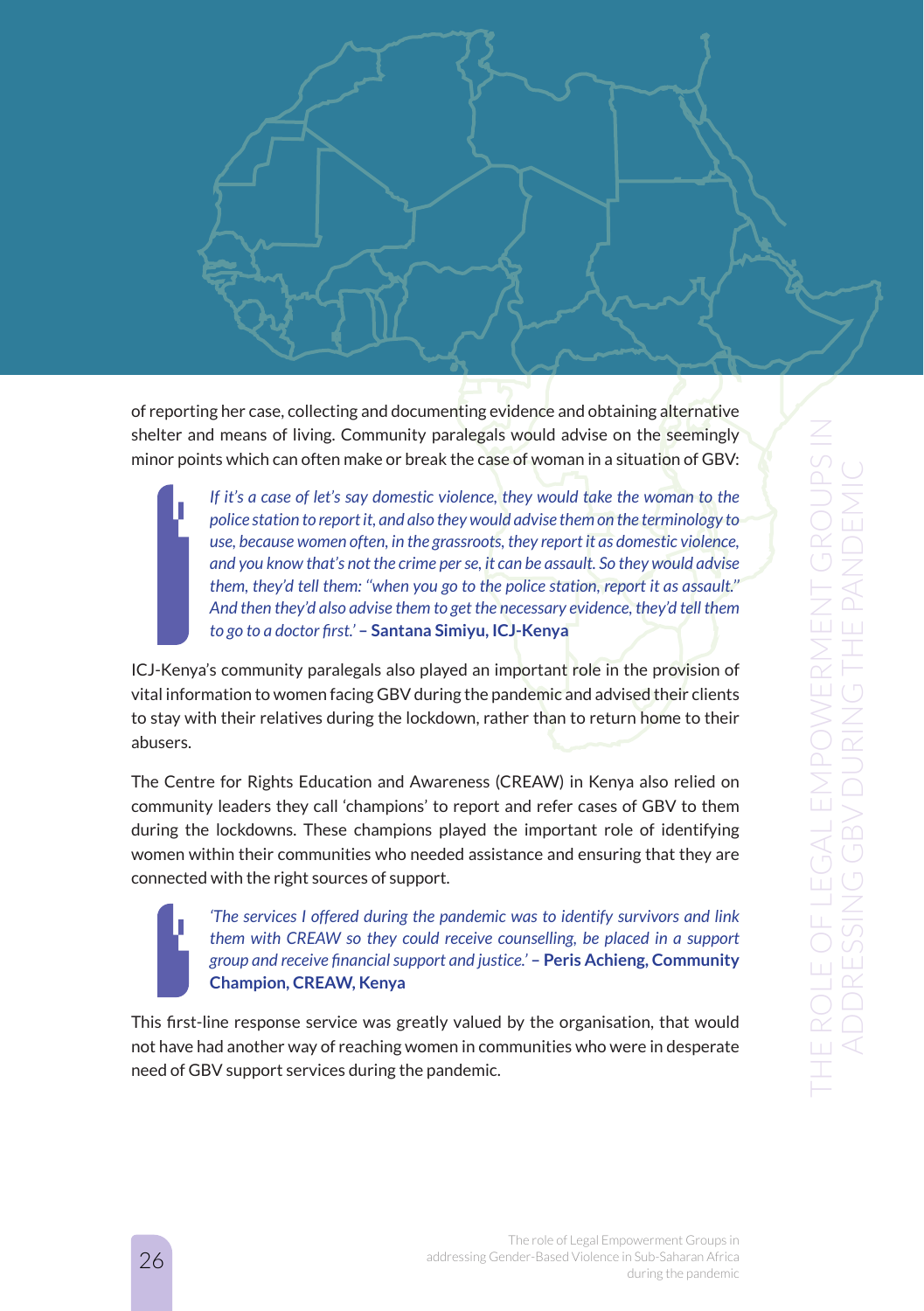of reporting her case, collecting and documenting evidence and obtaining alternative shelter and means of living. Community paralegals would advise on the seemingly minor points which can often make or break the case of woman in a situation of GBV:

> *If it's a case of let's say domestic violence, they would take the woman to the police station to report it, and also they would advise them on the terminology to use, because women often, in the grassroots, they report it as domestic violence, and you know that's not the crime per se, it can be assault. So they would advise them, they'd tell them: "when you go to the police station, report it as assault." And then they'd also advise them to get the necessary evidence, they'd tell them to go to a doctor first.'* **– Santana Simiyu, ICJ-Kenya**

ICJ-Kenya's community paralegals also played an important role in the provision of vital information to women facing GBV during the pandemic and advised their clients to stay with their relatives during the lockdown, rather than to return home to their abusers.

The Centre for Rights Education and Awareness (CREAW) in Kenya also relied on community leaders they call 'champions' to report and refer cases of GBV to them during the lockdowns. These champions played the important role of identifying women within their communities who needed assistance and ensuring that they are connected with the right sources of support.

> *'The services I offered during the pandemic was to identify survivors and link them with CREAW so they could receive counselling, be placed in a support group and receive financial support and justice.'* **– Peris Achieng, Community Champion, CREAW, Kenya**

This first-line response service was greatly valued by the organisation, that would not have had another way of reaching women in communities who were in desperate need of GBV support services during the pandemic.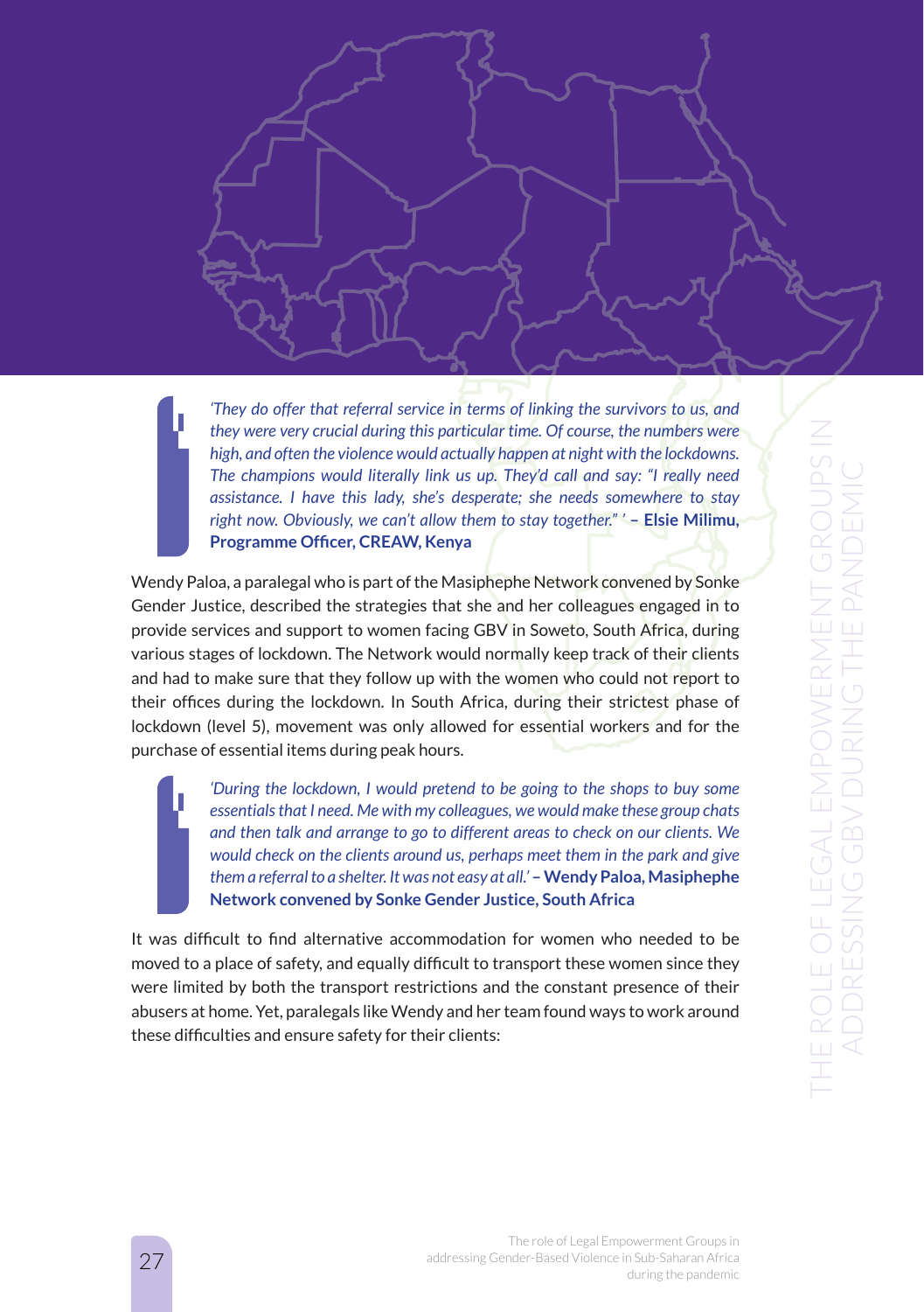*'They do offer that referral service in terms of linking the survivors to us, and they were very crucial during this particular time. Of course, the numbers were high, and often the violence would actually happen at night with the lockdowns. The champions would literally link us up. They'd call and say: "I really need assistance. I have this lady, she's desperate; she needs somewhere to stay right now. Obviously, we can't allow them to stay together." '* **– Elsie Milimu, Programme Officer, CREAW, Kenya**

Wendy Paloa, a paralegal who is part of the Masiphephe Network convened by Sonke Gender Justice, described the strategies that she and her colleagues engaged in to provide services and support to women facing GBV in Soweto, South Africa, during various stages of lockdown. The Network would normally keep track of their clients and had to make sure that they follow up with the women who could not report to their offices during the lockdown. In South Africa, during their strictest phase of lockdown (level 5), movement was only allowed for essential workers and for the purchase of essential items during peak hours.

*'During the lockdown, I would pretend to be going to the shops to buy some essentials that I need. Me with my colleagues, we would make these group chats and then talk and arrange to go to different areas to check on our clients. We would check on the clients around us, perhaps meet them in the park and give them a referral to a shelter. It was not easy at all.'* **– Wendy Paloa, Masiphephe Network convened by Sonke Gender Justice, South Africa**

It was difficult to find alternative accommodation for women who needed to be moved to a place of safety, and equally difficult to transport these women since they were limited by both the transport restrictions and the constant presence of their abusers at home. Yet, paralegals like Wendy and her team found ways to work around these difficulties and ensure safety for their clients: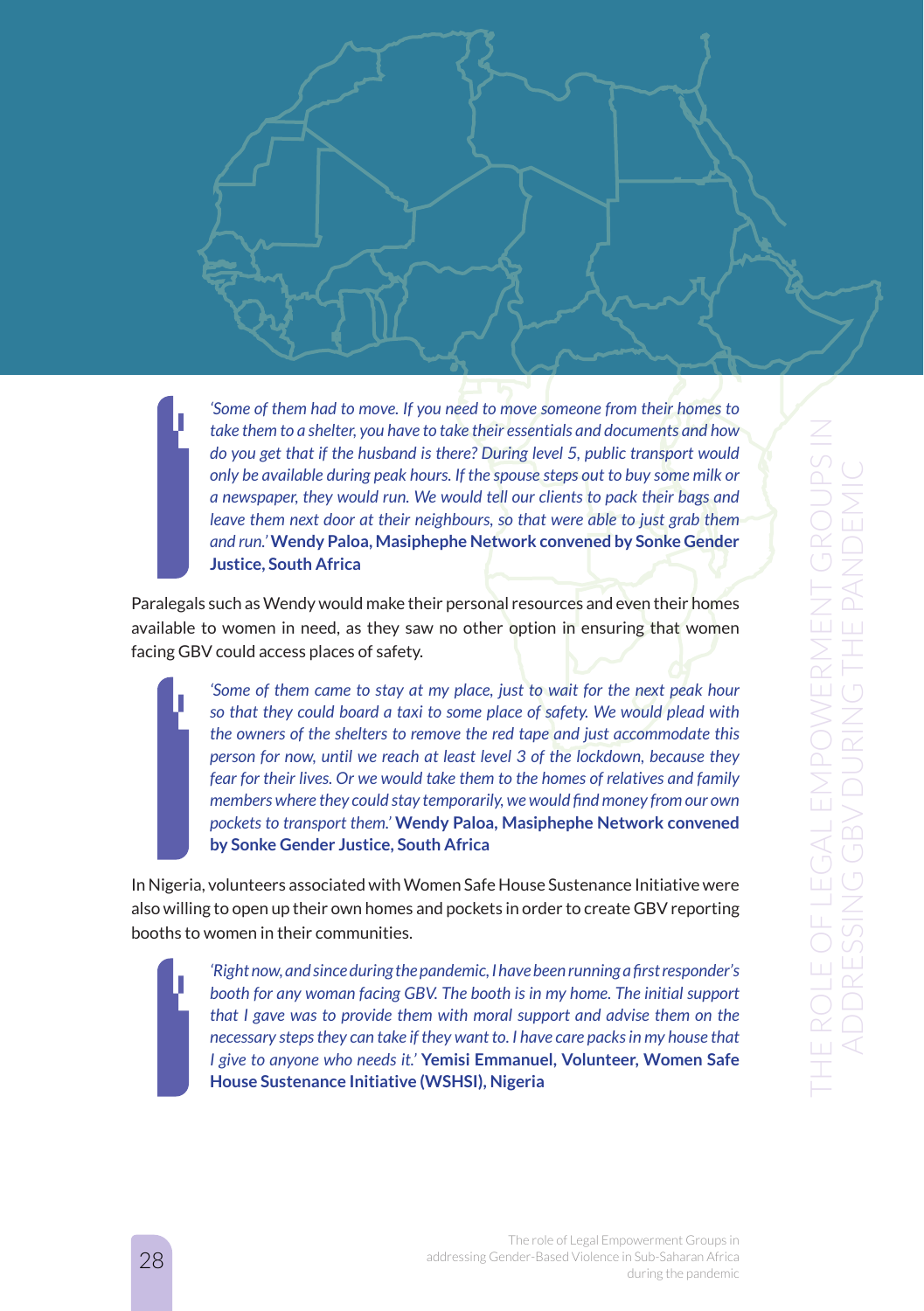*'Some of them had to move. If you need to move someone from their homes to take them to a shelter, you have to take their essentials and documents and how do you get that if the husband is there? During level 5, public transport would only be available during peak hours. If the spouse steps out to buy some milk or a newspaper, they would run. We would tell our clients to pack their bags and leave them next door at their neighbours, so that were able to just grab them and run.'* **Wendy Paloa, Masiphephe Network convened by Sonke Gender Justice, South Africa**

Paralegals such as Wendy would make their personal resources and even their homes available to women in need, as they saw no other option in ensuring that women facing GBV could access places of safety.

*'Some of them came to stay at my place, just to wait for the next peak hour so that they could board a taxi to some place of safety. We would plead with the owners of the shelters to remove the red tape and just accommodate this person for now, until we reach at least level 3 of the lockdown, because they fear for their lives. Or we would take them to the homes of relatives and family members where they could stay temporarily, we would find money from our own pockets to transport them.'* **Wendy Paloa, Masiphephe Network convened by Sonke Gender Justice, South Africa**

In Nigeria, volunteers associated with Women Safe House Sustenance Initiative were also willing to open up their own homes and pockets in order to create GBV reporting booths to women in their communities.

*'Right now, and since during the pandemic, I have been running a first responder's booth for any woman facing GBV. The booth is in my home. The initial support that I gave was to provide them with moral support and advise them on the necessary steps they can take if they want to. I have care packs in my house that I give to anyone who needs it.'* **Yemisi Emmanuel, Volunteer, Women Safe House Sustenance Initiative (WSHSI), Nigeria**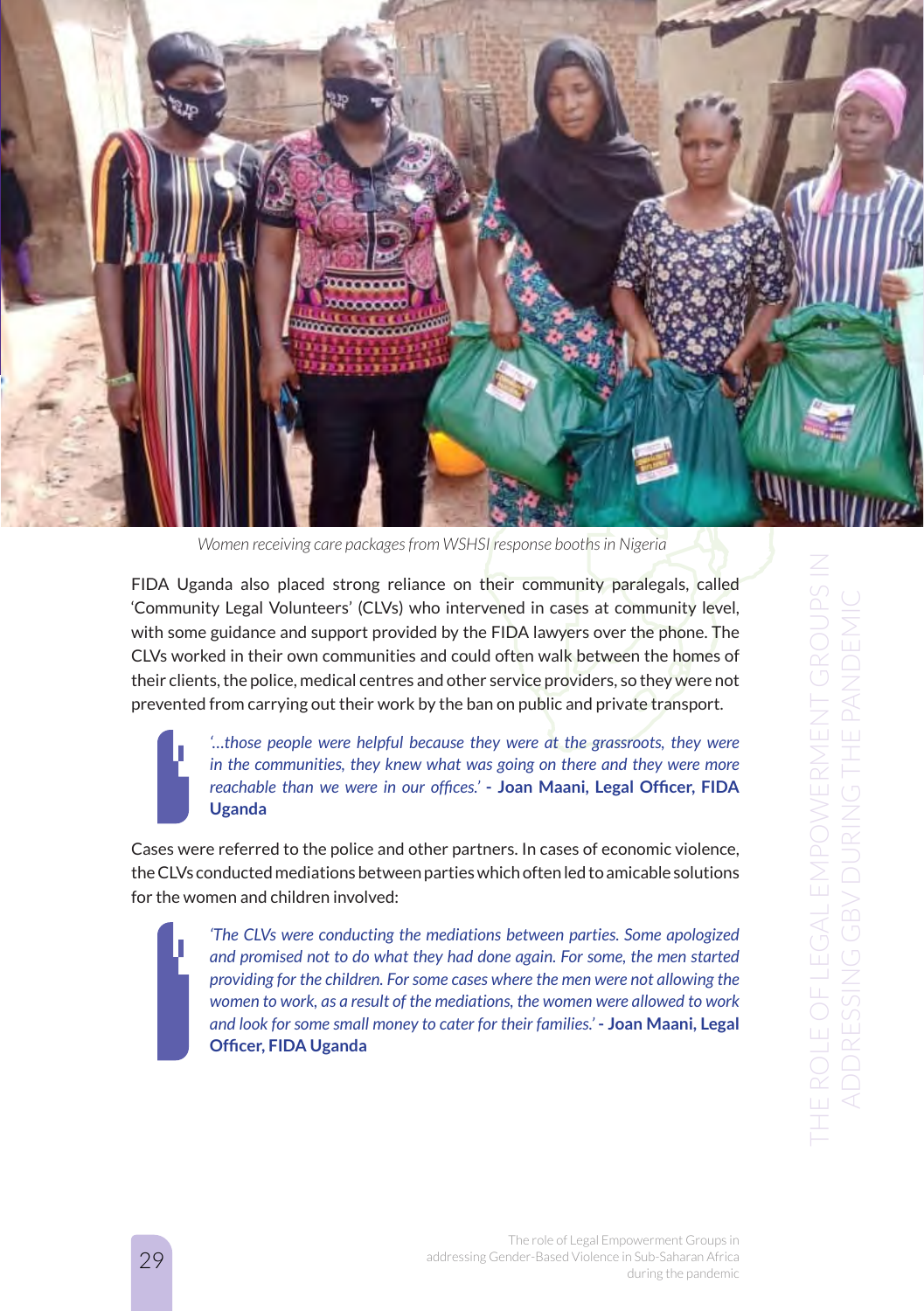*Women receiving care packages from WSHSI response booths in Nigeria*

FIDA Uganda also placed strong reliance on their community paralegals, called 'Community Legal Volunteers' (CLVs) who intervened in cases at community level, with some guidance and support provided by the FIDA lawyers over the phone. The CLVs worked in their own communities and could often walk between the homes of their clients, the police, medical centres and other service providers, so they were not prevented from carrying out their work by the ban on public and private transport.

> *'...those people were helpful because they were at the grassroots, they were in the communities, they knew what was going on there and they were more reachable than we were in our offices.'* - **Joan Maani, Legal Officer, FIDA Uganda**

Cases were referred to the police and other partners. In cases of economic violence, the CLVs conducted mediations between parties which often led to amicable solutions for the women and children involved:

> *'The CLVs were conducting the mediations between parties. Some apologized and promised not to do what they had done again. For some, the men started providing for the children. For some cases where the men were not allowing the women to work, as a result of the mediations, the women were allowed to work and look for some small money to cater for their families.'* - **Joan Maani, Legal Officer, FIDA Uganda**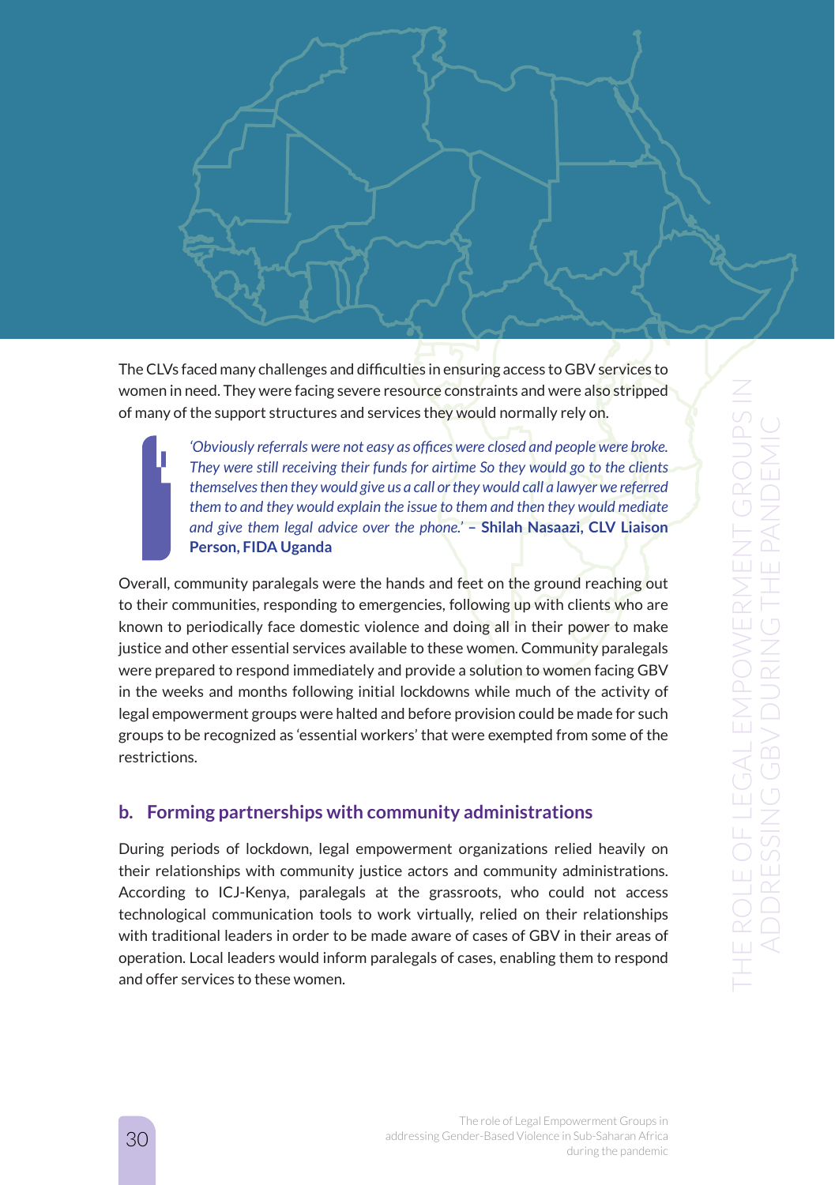The CLVs faced many challenges and difficulties in ensuring access to GBV services to women in need. They were facing severe resource constraints and were also stripped of many of the support structures and services they would normally rely on.

> *'Obviously referrals were not easy as offices were closed and people were broke. They were still receiving their funds for airtime So they would go to the clients themselves then they would give us a call or they would call a lawyer we referred them to and they would explain the issue to them and then they would mediate and give them legal advice over the phone.'* **– Shilah Nasaazi, CLV Liaison Person, FIDA Uganda**

Overall, community paralegals were the hands and feet on the ground reaching out to their communities, responding to emergencies, following up with clients who are known to periodically face domestic violence and doing all in their power to make justice and other essential services available to these women. Community paralegals were prepared to respond immediately and provide a solution to women facing GBV in the weeks and months following initial lockdowns while much of the activity of legal empowerment groups were halted and before provision could be made for such groups to be recognized as 'essential workers' that were exempted from some of the restrictions.

## b. Forming partnerships with community administrations

During periods of lockdown, legal empowerment organizations relied heavily on their relationships with community justice actors and community administrations. According to ICJ-Kenya, paralegals at the grassroots, who could not access technological communication tools to work virtually, relied on their relationships with traditional leaders in order to be made aware of cases of GBV in their areas of operation. Local leaders would inform paralegals of cases, enabling them to respond and offer services to these women.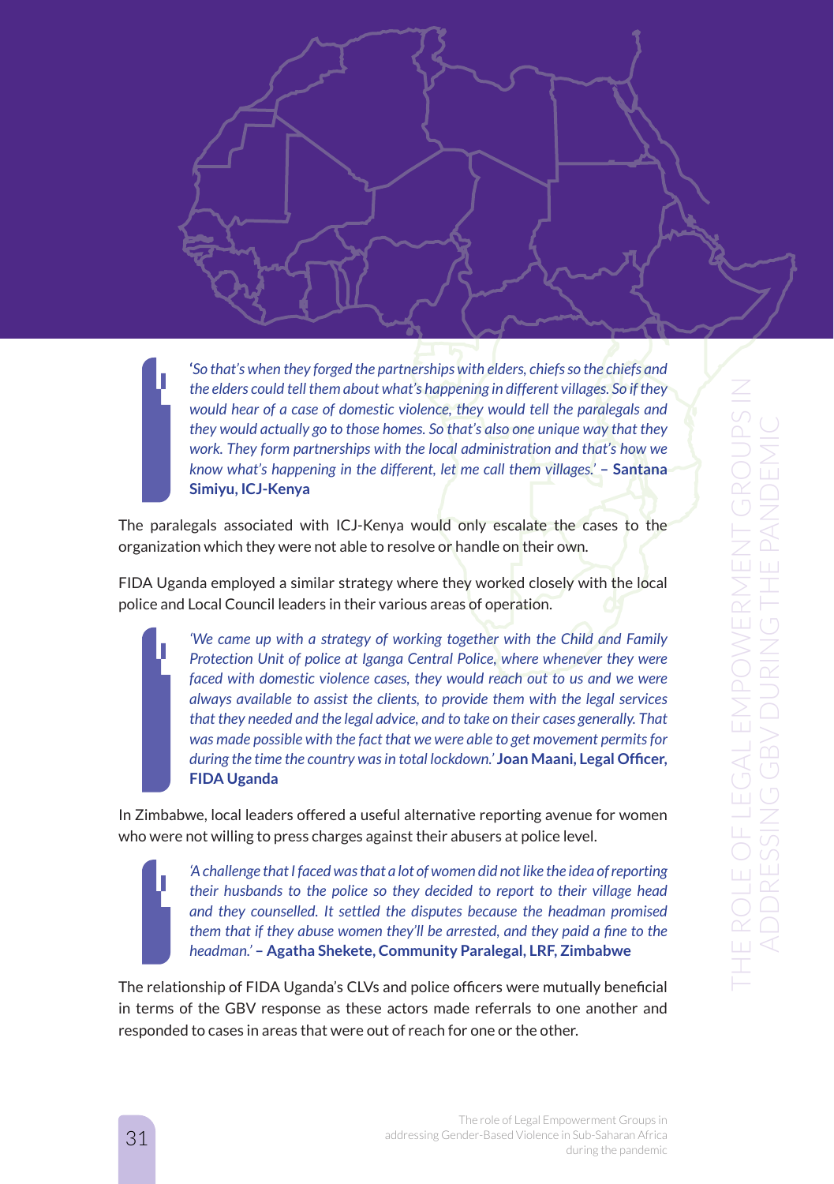> *'So that's when they forged the partnerships with elders, chiefs so the chiefs and the elders could tell them about what's happening in different villages. So if they would hear of a case of domestic violence, they would tell the paralegals and they would actually go to those homes. So that's also one unique way that they work. They form partnerships with the local administration and that's how we know what's happening in the different, let me call them villages.'* – **Santana Simiyu, ICJ-Kenya**

The paralegals associated with ICJ-Kenya would only escalate the cases to the organization which they were not able to resolve or handle on their own.

FIDA Uganda employed a similar strategy where they worked closely with the local police and Local Council leaders in their various areas of operation.

> *'We came up with a strategy of working together with the Child and Family Protection Unit of police at Iganga Central Police, where whenever they were faced with domestic violence cases, they would reach out to us and we were always available to assist the clients, to provide them with the legal services that they needed and the legal advice, and to take on their cases generally. That was made possible with the fact that we were able to get movement permits for during the time the country was in total lockdown.'* **Joan Maani, Legal Officer, FIDA Uganda**

In Zimbabwe, local leaders offered a useful alternative reporting avenue for women who were not willing to press charges against their abusers at police level.

> *'A challenge that I faced was that a lot of women did not like the idea of reporting their husbands to the police so they decided to report to their village head and they counselled. It settled the disputes because the headman promised them that if they abuse women they'll be arrested, and they paid a fine to the headman.'* – **Agatha Shekete, Community Paralegal, LRF, Zimbabwe**

The relationship of FIDA Uganda's CLVs and police officers were mutually beneficial in terms of the GBV response as these actors made referrals to one another and responded to cases in areas that were out of reach for one or the other.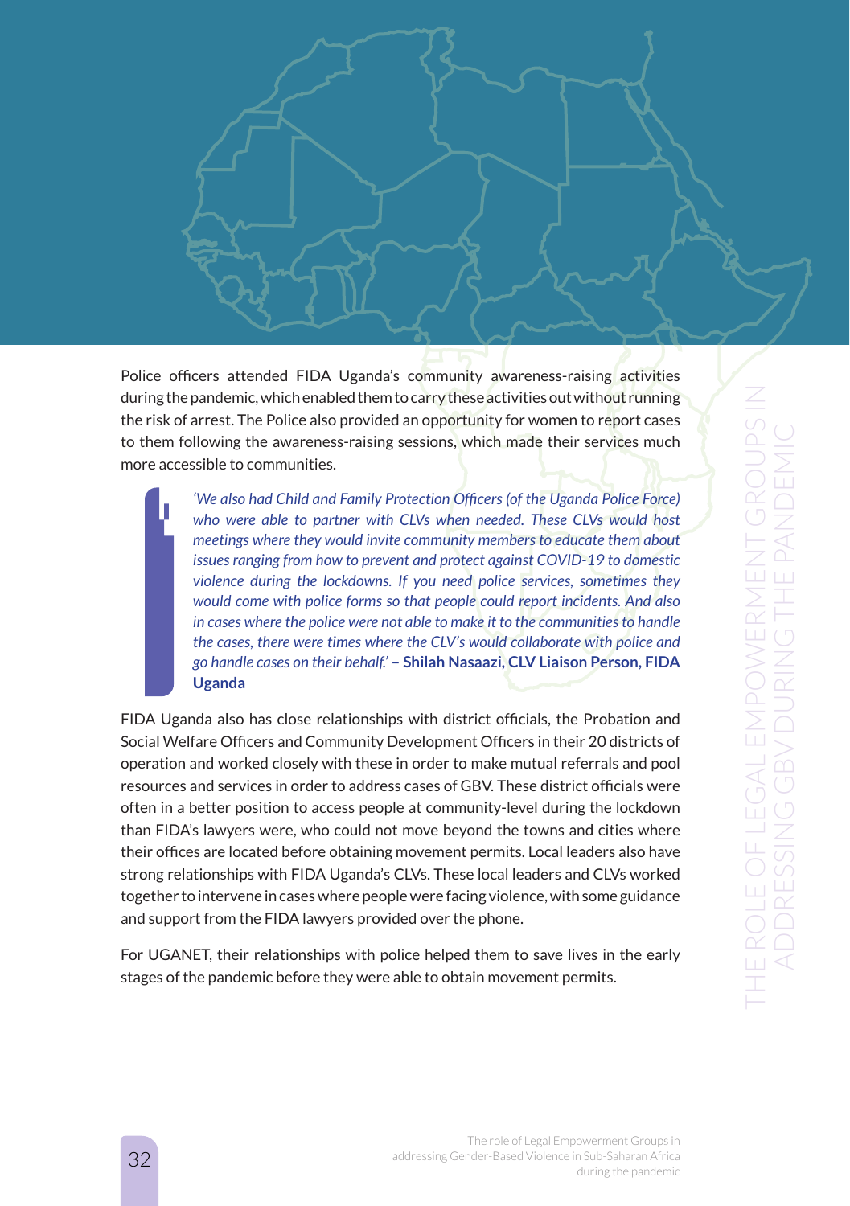Police officers attended FIDA Uganda's community awareness-raising activities during the pandemic, which enabled them to carry these activities out without running the risk of arrest. The Police also provided an opportunity for women to report cases to them following the awareness-raising sessions, which made their services much more accessible to communities.

> *'We also had Child and Family Protection Officers (of the Uganda Police Force) who were able to partner with CLVs when needed. These CLVs would host meetings where they would invite community members to educate them about issues ranging from how to prevent and protect against COVID-19 to domestic violence during the lockdowns. If you need police services, sometimes they would come with police forms so that people could report incidents. And also in cases where the police were not able to make it to the communities to handle the cases, there were times where the CLV's would collaborate with police and go handle cases on their behalf.'* **– Shilah Nasaazi, CLV Liaison Person, FIDA Uganda**

FIDA Uganda also has close relationships with district officials, the Probation and Social Welfare Officers and Community Development Officers in their 20 districts of operation and worked closely with these in order to make mutual referrals and pool resources and services in order to address cases of GBV. These district officials were often in a better position to access people at community-level during the lockdown than FIDA's lawyers were, who could not move beyond the towns and cities where their offices are located before obtaining movement permits. Local leaders also have strong relationships with FIDA Uganda's CLVs. These local leaders and CLVs worked together to intervene in cases where people were facing violence, with some guidance and support from the FIDA lawyers provided over the phone.

For UGANET, their relationships with police helped them to save lives in the early stages of the pandemic before they were able to obtain movement permits.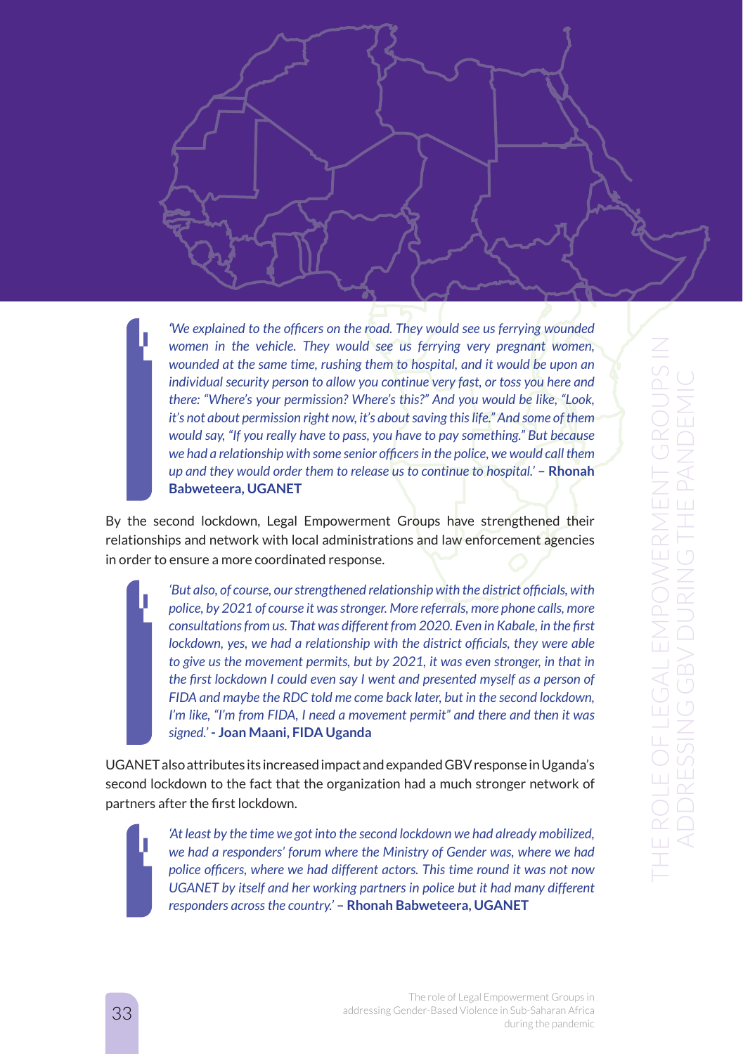*'We explained to the officers on the road. They would see us ferrying wounded women in the vehicle. They would see us ferrying very pregnant women, wounded at the same time, rushing them to hospital, and it would be upon an individual security person to allow you continue very fast, or toss you here and there: "Where's your permission? Where's this?" And you would be like, "Look, it's not about permission right now, it's about saving this life." And some of them would say, "If you really have to pass, you have to pay something." But because we had a relationship with some senior officers in the police, we would call them up and they would order them to release us to continue to hospital.'* **– Rhonah Babweteera, UGANET**

By the second lockdown, Legal Empowerment Groups have strengthened their relationships and network with local administrations and law enforcement agencies in order to ensure a more coordinated response.

*'But also, of course, our strengthened relationship with the district officials, with police, by 2021 of course it was stronger. More referrals, more phone calls, more consultations from us. That was different from 2020. Even in Kabale, in the first lockdown, yes, we had a relationship with the district officials, they were able to give us the movement permits, but by 2021, it was even stronger, in that in the first lockdown I could even say I went and presented myself as a person of FIDA and maybe the RDC told me come back later, but in the second lockdown, I'm like, "I'm from FIDA, I need a movement permit" and there and then it was signed.'* **- Joan Maani, FIDA Uganda**

UGANET also attributes its increased impact and expanded GBV response in Uganda's second lockdown to the fact that the organization had a much stronger network of partners after the first lockdown.

*'At least by the time we got into the second lockdown we had already mobilized, we had a responders' forum where the Ministry of Gender was, where we had police officers, where we had different actors. This time round it was not now UGANET by itself and her working partners in police but it had many different responders across the country.'* **– Rhonah Babweteera, UGANET**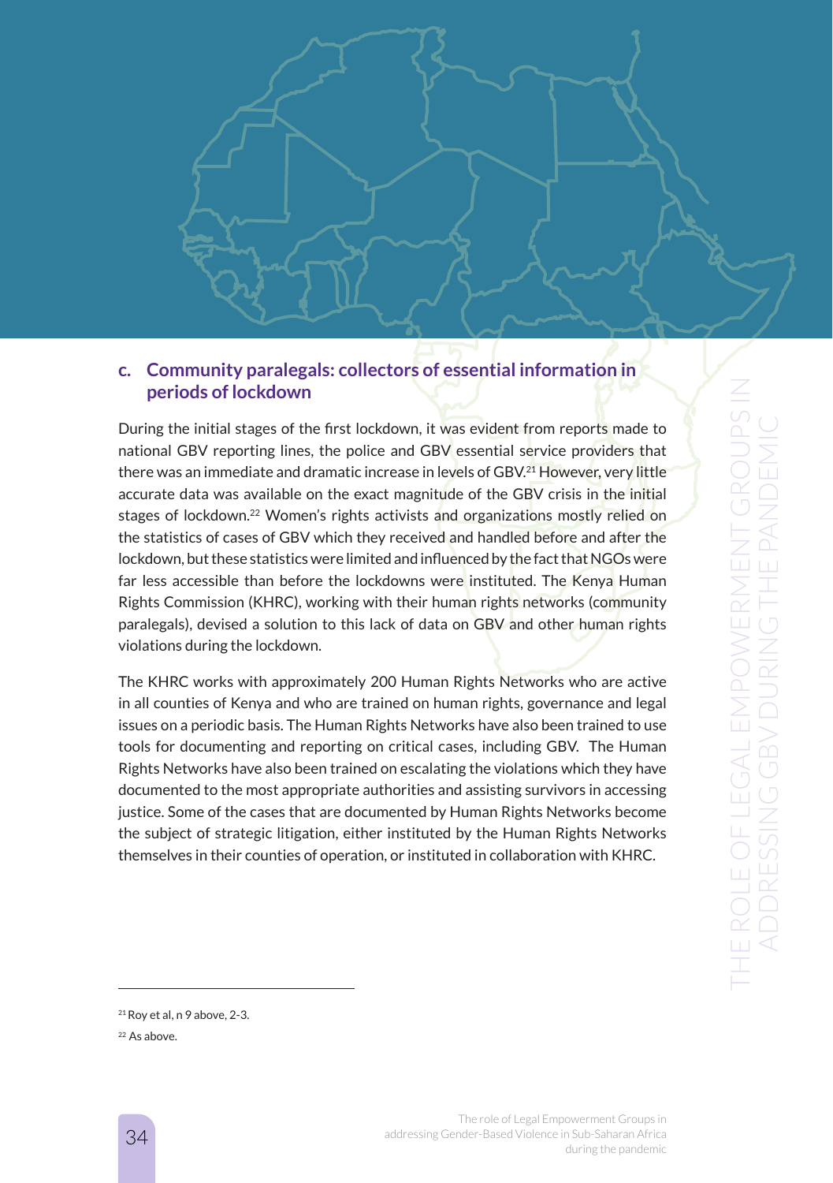### c. Community paralegals: collectors of essential information in periods of lockdown

During the initial stages of the first lockdown, it was evident from reports made to national GBV reporting lines, the police and GBV essential service providers that there was an immediate and dramatic increase in levels of GBV.[21] However, very little accurate data was available on the exact magnitude of the GBV crisis in the initial stages of lockdown.[22] Women's rights activists and organizations mostly relied on the statistics of cases of GBV which they received and handled before and after the lockdown, but these statistics were limited and influenced by the fact that NGOs were far less accessible than before the lockdowns were instituted. The Kenya Human Rights Commission (KHRC), working with their human rights networks (community paralegals), devised a solution to this lack of data on GBV and other human rights violations during the lockdown.

The KHRC works with approximately 200 Human Rights Networks who are active in all counties of Kenya and who are trained on human rights, governance and legal issues on a periodic basis. The Human Rights Networks have also been trained to use tools for documenting and reporting on critical cases, including GBV. The Human Rights Networks have also been trained on escalating the violations which they have documented to the most appropriate authorities and assisting survivors in accessing justice. Some of the cases that are documented by Human Rights Networks become the subject of strategic litigation, either instituted by the Human Rights Networks themselves in their counties of operation, or instituted in collaboration with KHRC.

---

[21] Roy et al, n 9 above, 2-3.

[22] As above.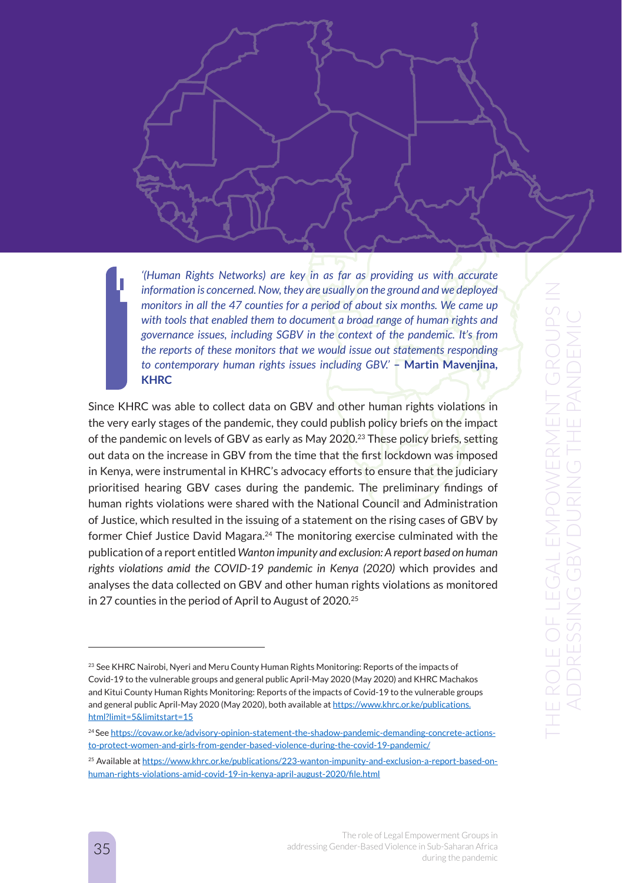*'(Human Rights Networks) are key in as far as providing us with accurate information is concerned. Now, they are usually on the ground and we deployed monitors in all the 47 counties for a period of about six months. We came up with tools that enabled them to document a broad range of human rights and governance issues, including SGBV in the context of the pandemic. It's from the reports of these monitors that we would issue out statements responding to contemporary human rights issues including GBV.'* **– Martin Mavenjina, KHRC**

Since KHRC was able to collect data on GBV and other human rights violations in the very early stages of the pandemic, they could publish policy briefs on the impact of the pandemic on levels of GBV as early as May 2020.[23] These policy briefs, setting out data on the increase in GBV from the time that the first lockdown was imposed in Kenya, were instrumental in KHRC's advocacy efforts to ensure that the judiciary prioritised hearing GBV cases during the pandemic. The preliminary findings of human rights violations were shared with the National Council and Administration of Justice, which resulted in the issuing of a statement on the rising cases of GBV by former Chief Justice David Magara.[24] The monitoring exercise culminated with the publication of a report entitled *Wanton impunity and exclusion: A report based on human rights violations amid the COVID-19 pandemic in Kenya (2020)* which provides and analyses the data collected on GBV and other human rights violations as monitored in 27 counties in the period of April to August of 2020.[25]

---

[23] See KHRC Nairobi, Nyeri and Meru County Human Rights Monitoring: Reports of the impacts of Covid-19 to the vulnerable groups and general public April-May 2020 (May 2020) and KHRC Machakos and Kitui County Human Rights Monitoring: Reports of the impacts of Covid-19 to the vulnerable groups and general public April-May 2020 (May 2020), both available at https://www.khrc.or.ke/publications.html?limit=5&limitstart=15

[24] See https://covaw.or.ke/advisory-opinion-statement-the-shadow-pandemic-demanding-concrete-actions-to-protect-women-and-girls-from-gender-based-violence-during-the-covid-19-pandemic/

[25] Available at https://www.khrc.or.ke/publications/223-wanton-impunity-and-exclusion-a-report-based-on-human-rights-violations-amid-covid-19-in-kenya-april-august-2020/file.html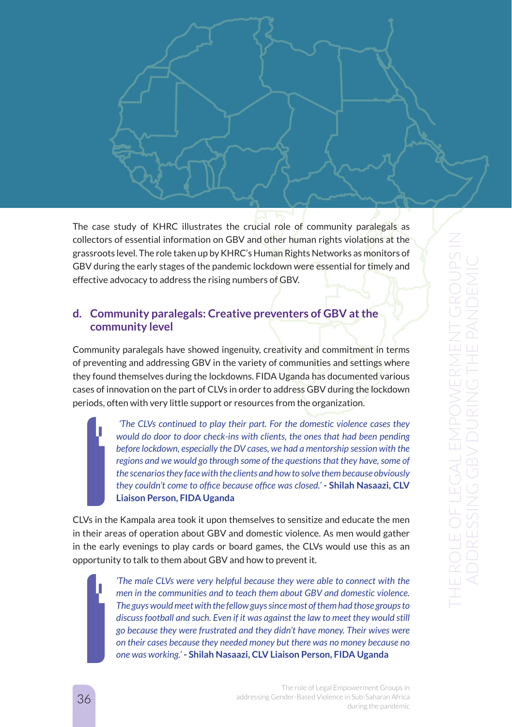The case study of KHRC illustrates the crucial role of community paralegals as collectors of essential information on GBV and other human rights violations at the grassroots level. The role taken up by KHRC's Human Rights Networks as monitors of GBV during the early stages of the pandemic lockdown were essential for timely and effective advocacy to address the rising numbers of GBV.

### d. Community paralegals: Creative preventers of GBV at the community level

Community paralegals have showed ingenuity, creativity and commitment in terms of preventing and addressing GBV in the variety of communities and settings where they found themselves during the lockdowns. FIDA Uganda has documented various cases of innovation on the part of CLVs in order to address GBV during the lockdown periods, often with very little support or resources from the organization.

> *'The CLVs continued to play their part. For the domestic violence cases they would do door to door check-ins with clients, the ones that had been pending before lockdown, especially the DV cases, we had a mentorship session with the regions and we would go through some of the questions that they have, some of the scenarios they face with the clients and how to solve them because obviously they couldn't come to office because office was closed.'* **- Shilah Nasaazi, CLV Liaison Person, FIDA Uganda**

CLVs in the Kampala area took it upon themselves to sensitize and educate the men in their areas of operation about GBV and domestic violence. As men would gather in the early evenings to play cards or board games, the CLVs would use this as an opportunity to talk to them about GBV and how to prevent it.

> *'The male CLVs were very helpful because they were able to connect with the men in the communities and to teach them about GBV and domestic violence. The guys would meet with the fellow guys since most of them had those groups to discuss football and such. Even if it was against the law to meet they would still go because they were frustrated and they didn't have money. Their wives were on their cases because they needed money but there was no money because no one was working.'* **- Shilah Nasaazi, CLV Liaison Person, FIDA Uganda**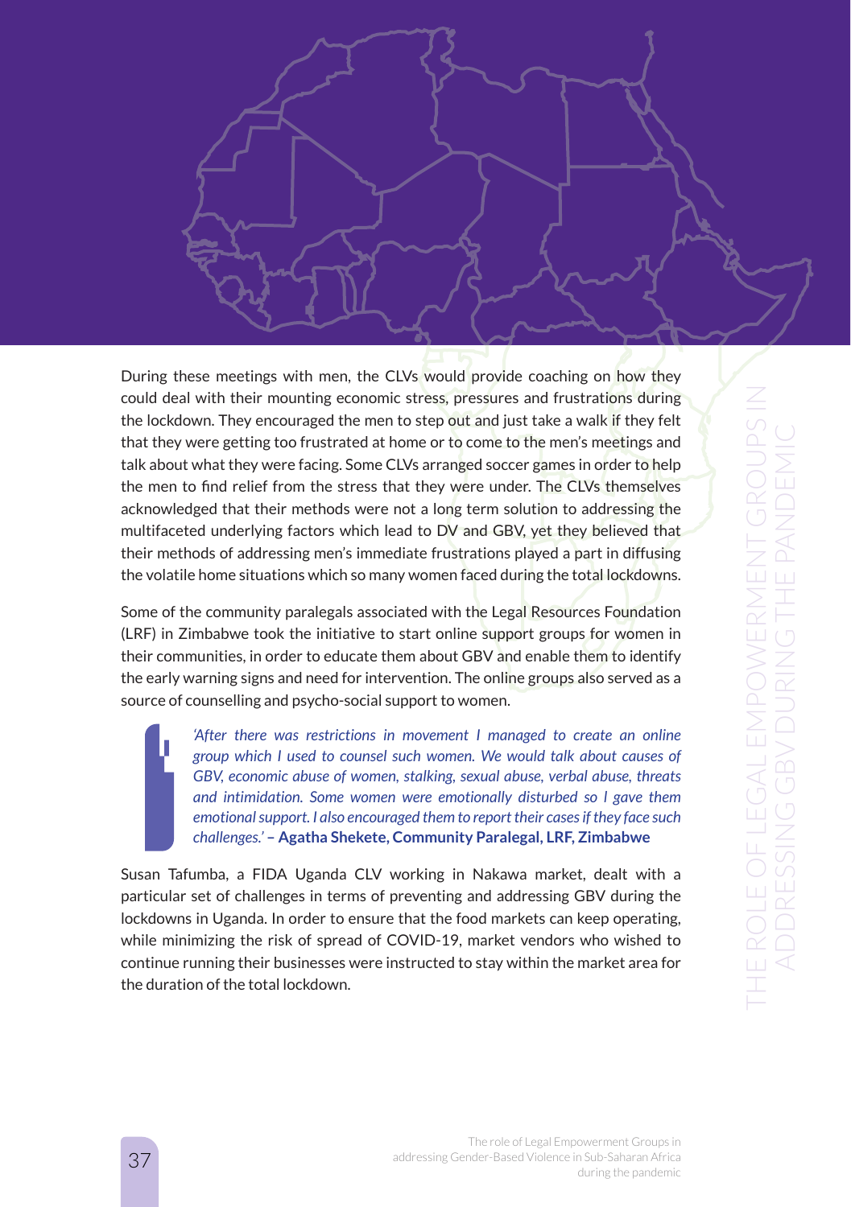During these meetings with men, the CLVs would provide coaching on how they could deal with their mounting economic stress, pressures and frustrations during the lockdown. They encouraged the men to step out and just take a walk if they felt that they were getting too frustrated at home or to come to the men's meetings and talk about what they were facing. Some CLVs arranged soccer games in order to help the men to find relief from the stress that they were under. The CLVs themselves acknowledged that their methods were not a long term solution to addressing the multifaceted underlying factors which lead to DV and GBV, yet they believed that their methods of addressing men's immediate frustrations played a part in diffusing the volatile home situations which so many women faced during the total lockdowns.

Some of the community paralegals associated with the Legal Resources Foundation (LRF) in Zimbabwe took the initiative to start online support groups for women in their communities, in order to educate them about GBV and enable them to identify the early warning signs and need for intervention. The online groups also served as a source of counselling and psycho-social support to women.

> *'After there was restrictions in movement I managed to create an online group which I used to counsel such women. We would talk about causes of GBV, economic abuse of women, stalking, sexual abuse, verbal abuse, threats and intimidation. Some women were emotionally disturbed so I gave them emotional support. I also encouraged them to report their cases if they face such challenges.'* **– Agatha Shekete, Community Paralegal, LRF, Zimbabwe**

Susan Tafumba, a FIDA Uganda CLV working in Nakawa market, dealt with a particular set of challenges in terms of preventing and addressing GBV during the lockdowns in Uganda. In order to ensure that the food markets can keep operating, while minimizing the risk of spread of COVID-19, market vendors who wished to continue running their businesses were instructed to stay within the market area for the duration of the total lockdown.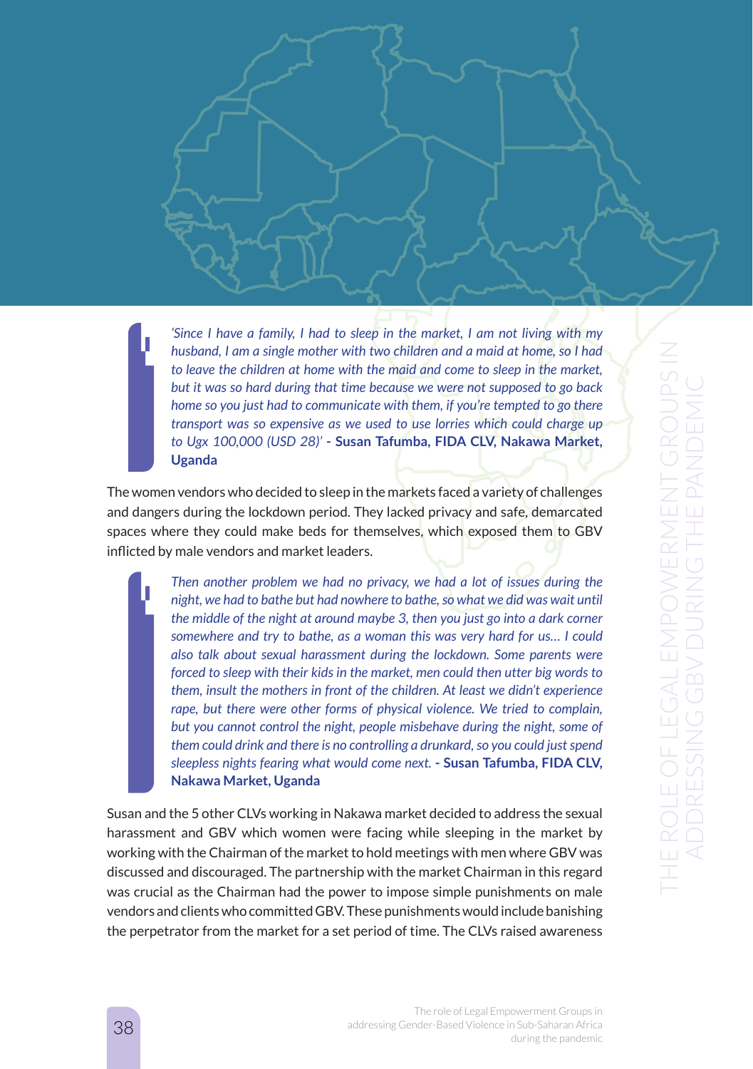*'Since I have a family, I had to sleep in the market, I am not living with my husband, I am a single mother with two children and a maid at home, so I had to leave the children at home with the maid and come to sleep in the market, but it was so hard during that time because we were not supposed to go back home so you just had to communicate with them, if you're tempted to go there transport was so expensive as we used to use lorries which could charge up to Ugx 100,000 (USD 28)'* - **Susan Tafumba, FIDA CLV, Nakawa Market, Uganda**

The women vendors who decided to sleep in the markets faced a variety of challenges and dangers during the lockdown period. They lacked privacy and safe, demarcated spaces where they could make beds for themselves, which exposed them to GBV inflicted by male vendors and market leaders.

*Then another problem we had no privacy, we had a lot of issues during the night, we had to bathe but had nowhere to bathe, so what we did was wait until the middle of the night at around maybe 3, then you just go into a dark corner somewhere and try to bathe, as a woman this was very hard for us… I could also talk about sexual harassment during the lockdown. Some parents were forced to sleep with their kids in the market, men could then utter big words to them, insult the mothers in front of the children. At least we didn't experience rape, but there were other forms of physical violence. We tried to complain, but you cannot control the night, people misbehave during the night, some of them could drink and there is no controlling a drunkard, so you could just spend sleepless nights fearing what would come next.* - **Susan Tafumba, FIDA CLV, Nakawa Market, Uganda**

Susan and the 5 other CLVs working in Nakawa market decided to address the sexual harassment and GBV which women were facing while sleeping in the market by working with the Chairman of the market to hold meetings with men where GBV was discussed and discouraged. The partnership with the market Chairman in this regard was crucial as the Chairman had the power to impose simple punishments on male vendors and clients who committed GBV. These punishments would include banishing the perpetrator from the market for a set period of time. The CLVs raised awareness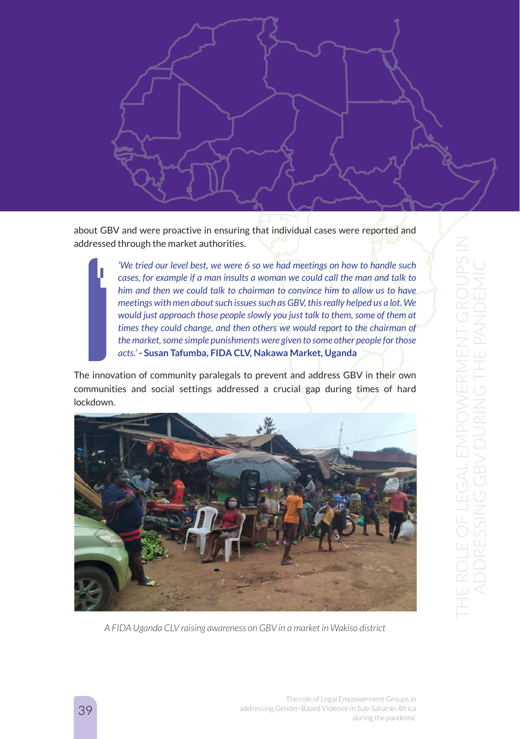about GBV and were proactive in ensuring that individual cases were reported and addressed through the market authorities.

> *'We tried our level best, we were 6 so we had meetings on how to handle such cases, for example if a man insults a woman we could call the man and talk to him and then we could talk to chairman to convince him to allow us to have meetings with men about such issues such as GBV, this really helped us a lot. We would just approach those people slowly you just talk to them, some of them at times they could change, and then others we would report to the chairman of the market, some simple punishments were given to some other people for those acts.'* **- Susan Tafumba, FIDA CLV, Nakawa Market, Uganda**

The innovation of community paralegals to prevent and address GBV in their own communities and social settings addressed a crucial gap during times of hard lockdown.

*A FIDA Uganda CLV raising awareness on GBV in a market in Wakiso district*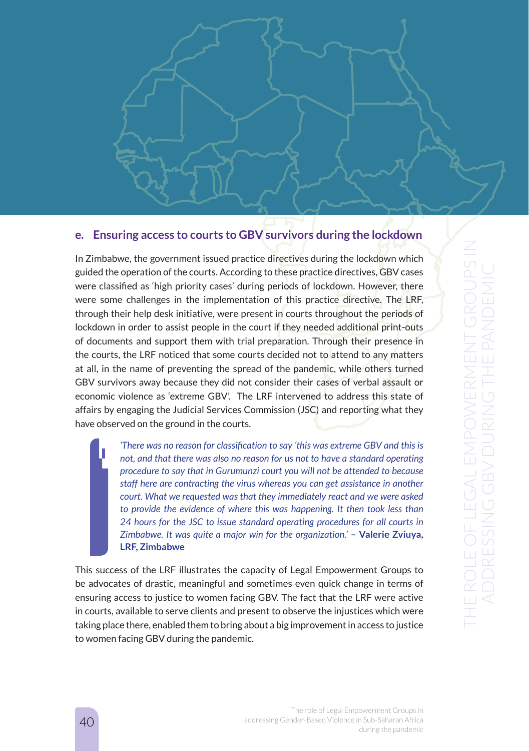### e. Ensuring access to courts to GBV survivors during the lockdown

In Zimbabwe, the government issued practice directives during the lockdown which guided the operation of the courts. According to these practice directives, GBV cases were classified as 'high priority cases' during periods of lockdown. However, there were some challenges in the implementation of this practice directive. The LRF, through their help desk initiative, were present in courts throughout the periods of lockdown in order to assist people in the court if they needed additional print-outs of documents and support them with trial preparation. Through their presence in the courts, the LRF noticed that some courts decided not to attend to any matters at all, in the name of preventing the spread of the pandemic, while others turned GBV survivors away because they did not consider their cases of verbal assault or economic violence as 'extreme GBV'. The LRF intervened to address this state of affairs by engaging the Judicial Services Commission (JSC) and reporting what they have observed on the ground in the courts.

> *'There was no reason for classification to say 'this was extreme GBV and this is not, and that there was also no reason for us not to have a standard operating procedure to say that in Gurumunzi court you will not be attended to because staff here are contracting the virus whereas you can get assistance in another court. What we requested was that they immediately react and we were asked to provide the evidence of where this was happening. It then took less than 24 hours for the JSC to issue standard operating procedures for all courts in Zimbabwe. It was quite a major win for the organization.'* **– Valerie Zviuya, LRF, Zimbabwe**

This success of the LRF illustrates the capacity of Legal Empowerment Groups to be advocates of drastic, meaningful and sometimes even quick change in terms of ensuring access to justice to women facing GBV. The fact that the LRF were active in courts, available to serve clients and present to observe the injustices which were taking place there, enabled them to bring about a big improvement in access to justice to women facing GBV during the pandemic.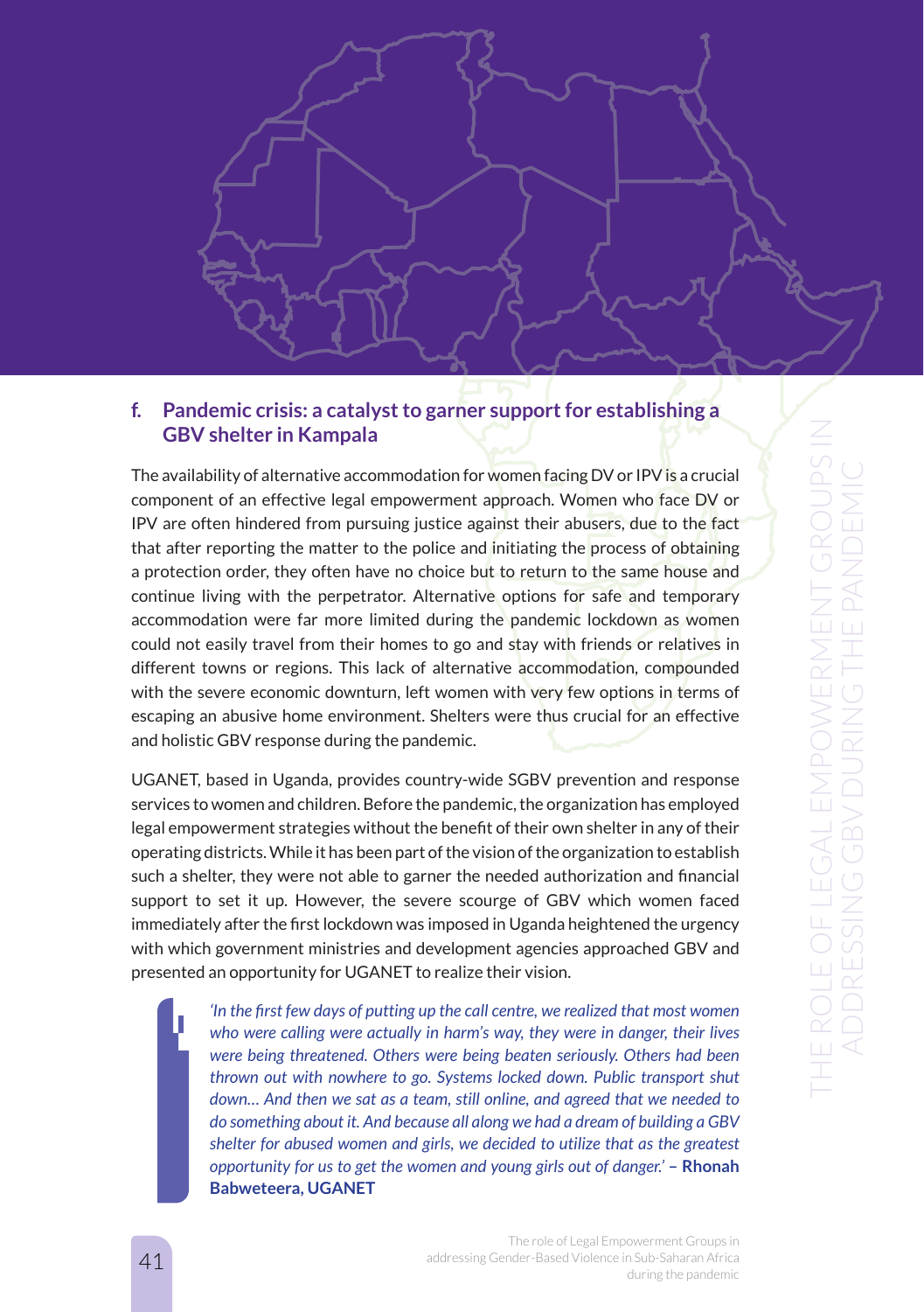## f. Pandemic crisis: a catalyst to garner support for establishing a GBV shelter in Kampala

The availability of alternative accommodation for women facing DV or IPV is a crucial component of an effective legal empowerment approach. Women who face DV or IPV are often hindered from pursuing justice against their abusers, due to the fact that after reporting the matter to the police and initiating the process of obtaining a protection order, they often have no choice but to return to the same house and continue living with the perpetrator. Alternative options for safe and temporary accommodation were far more limited during the pandemic lockdown as women could not easily travel from their homes to go and stay with friends or relatives in different towns or regions. This lack of alternative accommodation, compounded with the severe economic downturn, left women with very few options in terms of escaping an abusive home environment. Shelters were thus crucial for an effective and holistic GBV response during the pandemic.

UGANET, based in Uganda, provides country-wide SGBV prevention and response services to women and children. Before the pandemic, the organization has employed legal empowerment strategies without the benefit of their own shelter in any of their operating districts. While it has been part of the vision of the organization to establish such a shelter, they were not able to garner the needed authorization and financial support to set it up. However, the severe scourge of GBV which women faced immediately after the first lockdown was imposed in Uganda heightened the urgency with which government ministries and development agencies approached GBV and presented an opportunity for UGANET to realize their vision.

> *'In the first few days of putting up the call centre, we realized that most women who were calling were actually in harm's way, they were in danger, their lives were being threatened. Others were being beaten seriously. Others had been thrown out with nowhere to go. Systems locked down. Public transport shut down… And then we sat as a team, still online, and agreed that we needed to do something about it. And because all along we had a dream of building a GBV shelter for abused women and girls, we decided to utilize that as the greatest opportunity for us to get the women and young girls out of danger.'* – **Rhonah Babweteera, UGANET**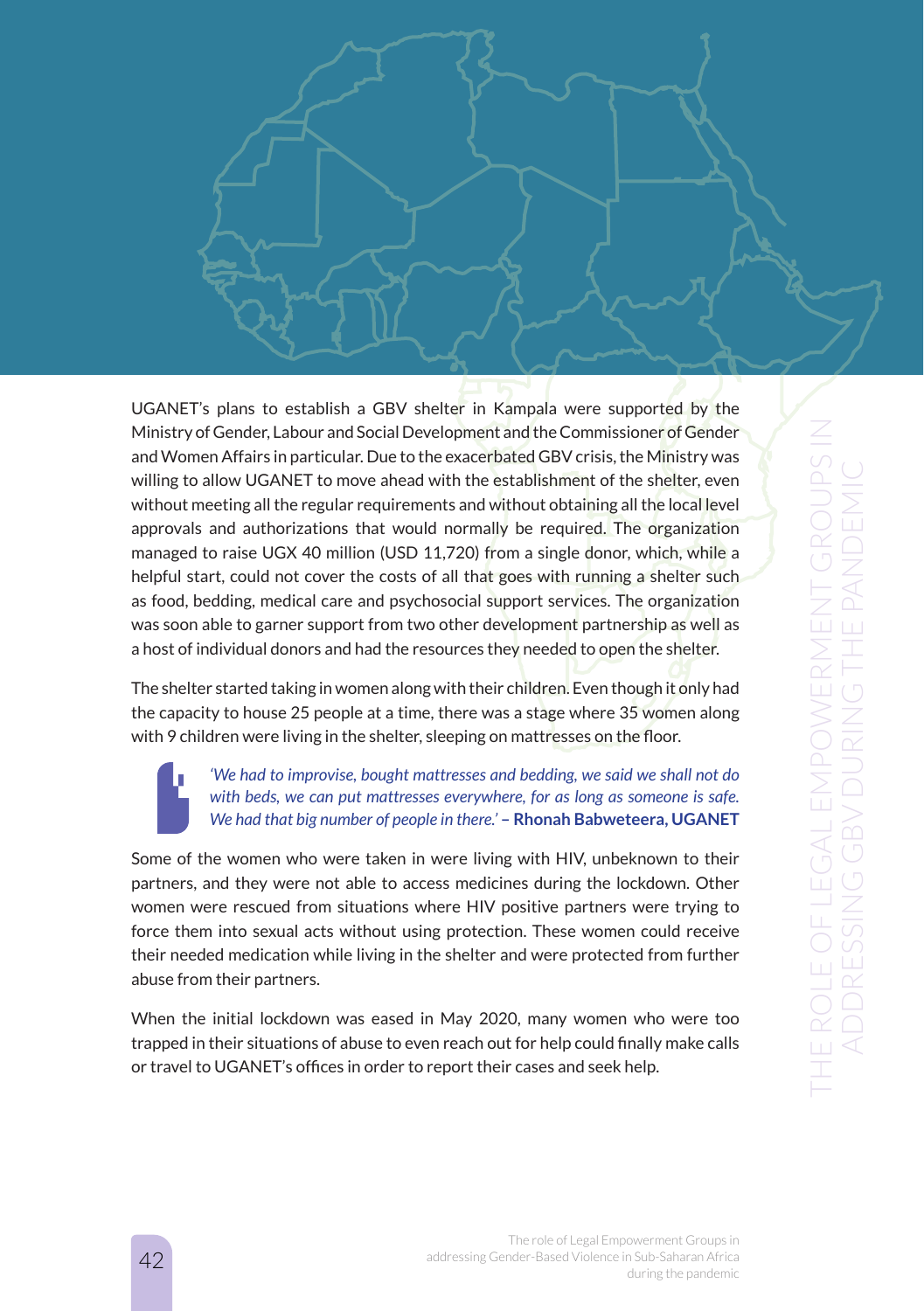UGANET's plans to establish a GBV shelter in Kampala were supported by the Ministry of Gender, Labour and Social Development and the Commissioner of Gender and Women Affairs in particular. Due to the exacerbated GBV crisis, the Ministry was willing to allow UGANET to move ahead with the establishment of the shelter, even without meeting all the regular requirements and without obtaining all the local level approvals and authorizations that would normally be required. The organization managed to raise UGX 40 million (USD 11,720) from a single donor, which, while a helpful start, could not cover the costs of all that goes with running a shelter such as food, bedding, medical care and psychosocial support services. The organization was soon able to garner support from two other development partnership as well as a host of individual donors and had the resources they needed to open the shelter.

The shelter started taking in women along with their children. Even though it only had the capacity to house 25 people at a time, there was a stage where 35 women along with 9 children were living in the shelter, sleeping on mattresses on the floor.

> *'We had to improvise, bought mattresses and bedding, we said we shall not do with beds, we can put mattresses everywhere, for as long as someone is safe. We had that big number of people in there.'* – **Rhonah Babweteera, UGANET**

Some of the women who were taken in were living with HIV, unbeknown to their partners, and they were not able to access medicines during the lockdown. Other women were rescued from situations where HIV positive partners were trying to force them into sexual acts without using protection. These women could receive their needed medication while living in the shelter and were protected from further abuse from their partners.

When the initial lockdown was eased in May 2020, many women who were too trapped in their situations of abuse to even reach out for help could finally make calls or travel to UGANET's offices in order to report their cases and seek help.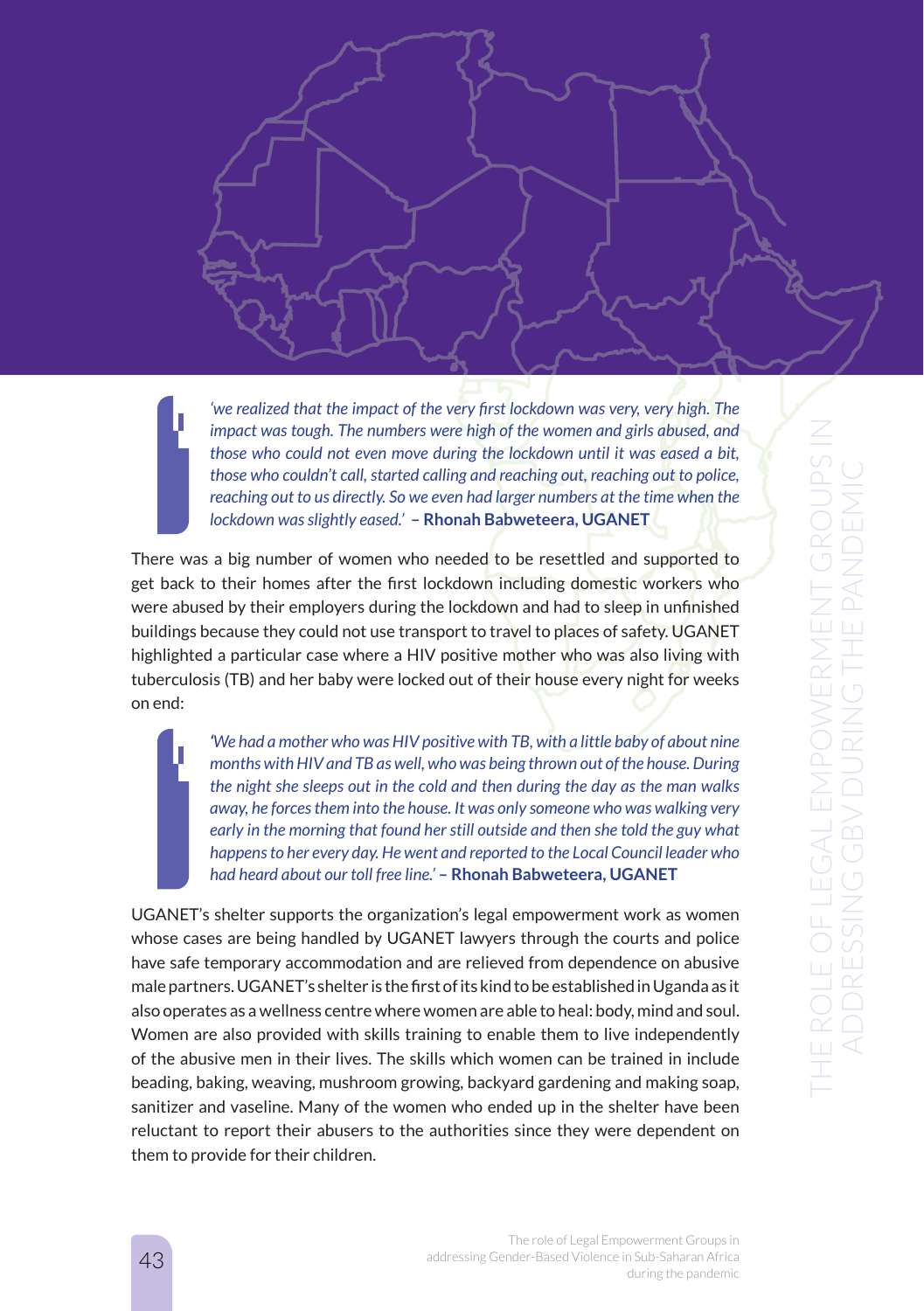*'we realized that the impact of the very first lockdown was very, very high. The impact was tough. The numbers were high of the women and girls abused, and those who could not even move during the lockdown until it was eased a bit, those who couldn't call, started calling and reaching out, reaching out to police, reaching out to us directly. So we even had larger numbers at the time when the lockdown was slightly eased.'* **– Rhonah Babweteera, UGANET**

There was a big number of women who needed to be resettled and supported to get back to their homes after the first lockdown including domestic workers who were abused by their employers during the lockdown and had to sleep in unfinished buildings because they could not use transport to travel to places of safety. UGANET highlighted a particular case where a HIV positive mother who was also living with tuberculosis (TB) and her baby were locked out of their house every night for weeks on end:

*'We had a mother who was HIV positive with TB, with a little baby of about nine months with HIV and TB as well, who was being thrown out of the house. During the night she sleeps out in the cold and then during the day as the man walks away, he forces them into the house. It was only someone who was walking very early in the morning that found her still outside and then she told the guy what happens to her every day. He went and reported to the Local Council leader who had heard about our toll free line.'* **– Rhonah Babweteera, UGANET**

UGANET's shelter supports the organization's legal empowerment work as women whose cases are being handled by UGANET lawyers through the courts and police have safe temporary accommodation and are relieved from dependence on abusive male partners. UGANET's shelter is the first of its kind to be established in Uganda as it also operates as a wellness centre where women are able to heal: body, mind and soul. Women are also provided with skills training to enable them to live independently of the abusive men in their lives. The skills which women can be trained in include beading, baking, weaving, mushroom growing, backyard gardening and making soap, sanitizer and vaseline. Many of the women who ended up in the shelter have been reluctant to report their abusers to the authorities since they were dependent on them to provide for their children.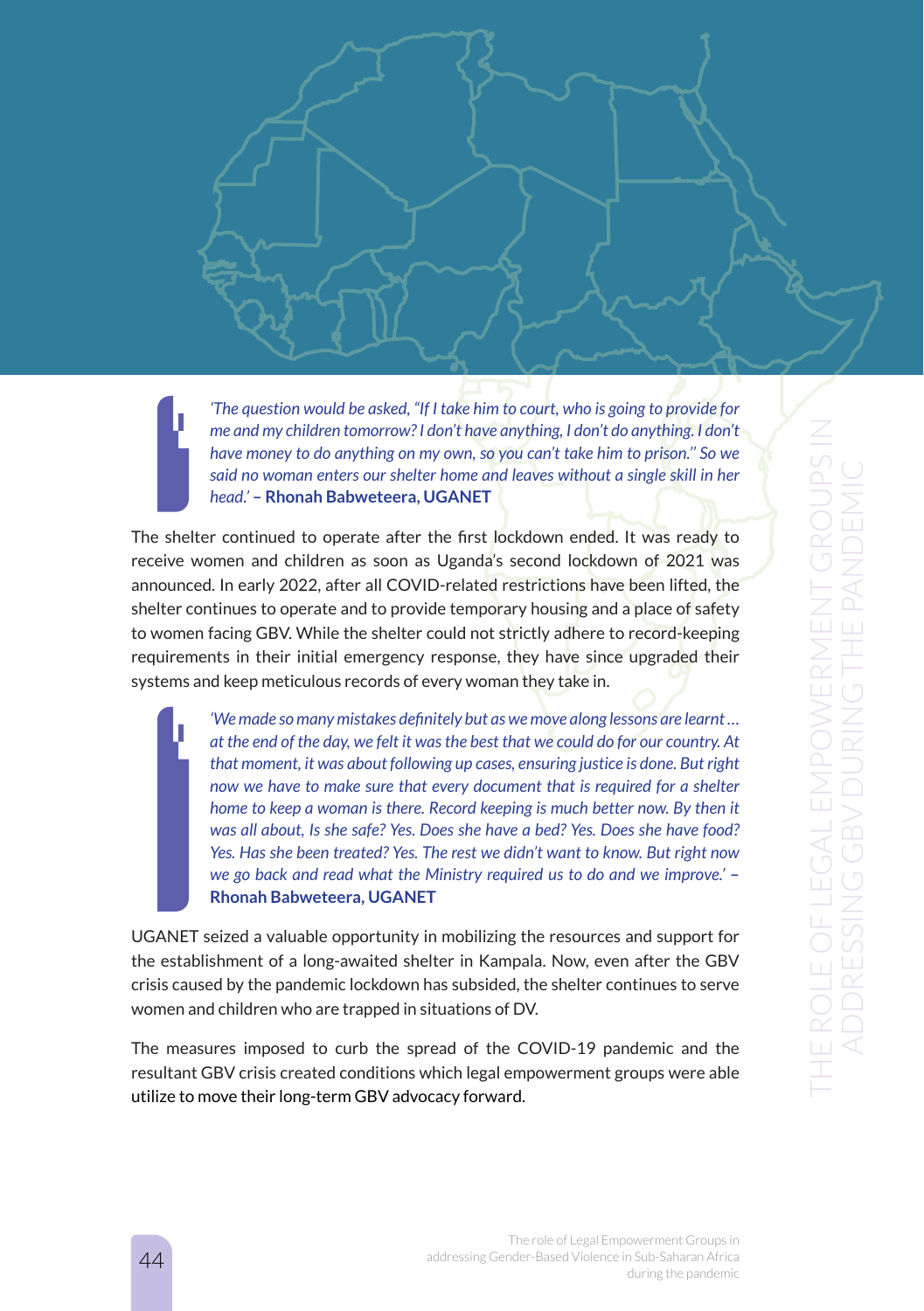> *'The question would be asked, "If I take him to court, who is going to provide for me and my children tomorrow? I don't have anything, I don't do anything. I don't have money to do anything on my own, so you can't take him to prison." So we said no woman enters our shelter home and leaves without a single skill in her head.'* – **Rhonah Babweteera, UGANET**

The shelter continued to operate after the first lockdown ended. It was ready to receive women and children as soon as Uganda's second lockdown of 2021 was announced. In early 2022, after all COVID-related restrictions have been lifted, the shelter continues to operate and to provide temporary housing and a place of safety to women facing GBV. While the shelter could not strictly adhere to record-keeping requirements in their initial emergency response, they have since upgraded their systems and keep meticulous records of every woman they take in.

> *'We made so many mistakes definitely but as we move along lessons are learnt … at the end of the day, we felt it was the best that we could do for our country. At that moment, it was about following up cases, ensuring justice is done. But right now we have to make sure that every document that is required for a shelter home to keep a woman is there. Record keeping is much better now. By then it was all about, Is she safe? Yes. Does she have a bed? Yes. Does she have food? Yes. Has she been treated? Yes. The rest we didn't want to know. But right now we go back and read what the Ministry required us to do and we improve.'* – **Rhonah Babweteera, UGANET**

UGANET seized a valuable opportunity in mobilizing the resources and support for the establishment of a long-awaited shelter in Kampala. Now, even after the GBV crisis caused by the pandemic lockdown has subsided, the shelter continues to serve women and children who are trapped in situations of DV.

The measures imposed to curb the spread of the COVID-19 pandemic and the resultant GBV crisis created conditions which legal empowerment groups were able utilize to move their long-term GBV advocacy forward.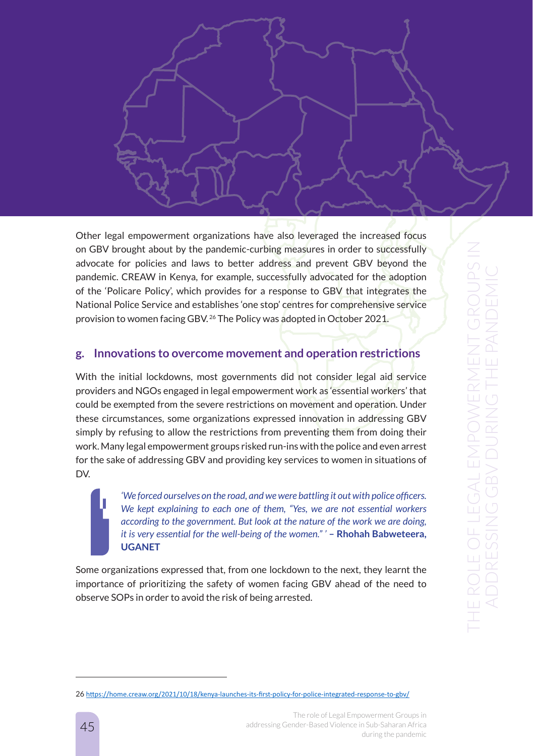Other legal empowerment organizations have also leveraged the increased focus on GBV brought about by the pandemic-curbing measures in order to successfully advocate for policies and laws to better address and prevent GBV beyond the pandemic. CREAW in Kenya, for example, successfully advocated for the adoption of the 'Policare Policy', which provides for a response to GBV that integrates the National Police Service and establishes 'one stop' centres for comprehensive service provision to women facing GBV.[26] The Policy was adopted in October 2021.

## g. Innovations to overcome movement and operation restrictions

With the initial lockdowns, most governments did not consider legal aid service providers and NGOs engaged in legal empowerment work as 'essential workers' that could be exempted from the severe restrictions on movement and operation. Under these circumstances, some organizations expressed innovation in addressing GBV simply by refusing to allow the restrictions from preventing them from doing their work. Many legal empowerment groups risked run-ins with the police and even arrest for the sake of addressing GBV and providing key services to women in situations of DV.

> *'We forced ourselves on the road, and we were battling it out with police officers. We kept explaining to each one of them, "Yes, we are not essential workers according to the government. But look at the nature of the work we are doing, it is very essential for the well-being of the women." '* – **Rhohah Babweteera, UGANET**

Some organizations expressed that, from one lockdown to the next, they learnt the importance of prioritizing the safety of women facing GBV ahead of the need to observe SOPs in order to avoid the risk of being arrested.

---

26 https://home.creaw.org/2021/10/18/kenya-launches-its-first-policy-for-police-integrated-response-to-gbv/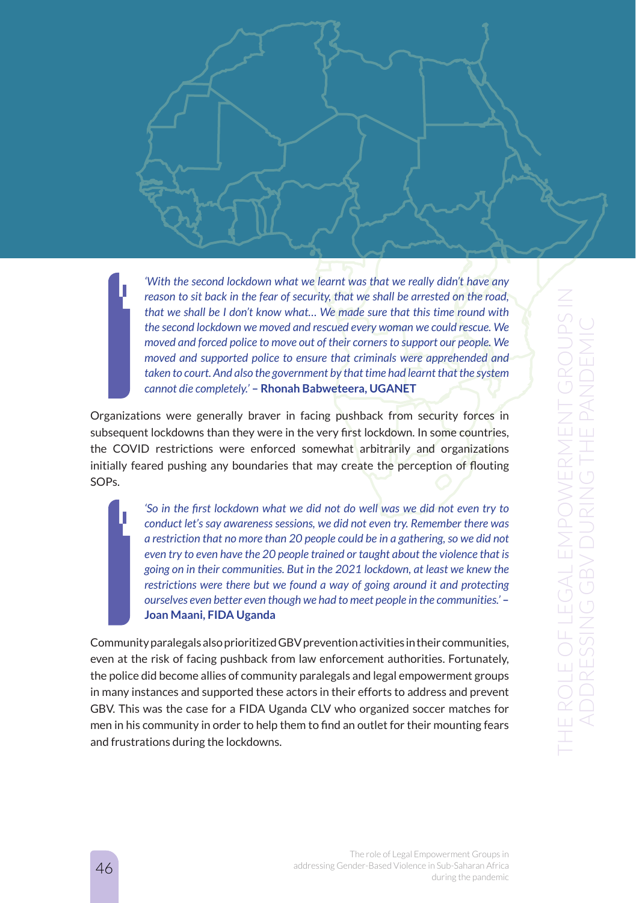> *'With the second lockdown what we learnt was that we really didn't have any reason to sit back in the fear of security, that we shall be arrested on the road, that we shall be I don't know what… We made sure that this time round with the second lockdown we moved and rescued every woman we could rescue. We moved and forced police to move out of their corners to support our people. We moved and supported police to ensure that criminals were apprehended and taken to court. And also the government by that time had learnt that the system cannot die completely.'* **– Rhonah Babweteera, UGANET**

Organizations were generally braver in facing pushback from security forces in subsequent lockdowns than they were in the very first lockdown. In some countries, the COVID restrictions were enforced somewhat arbitrarily and organizations initially feared pushing any boundaries that may create the perception of flouting SOPs.

> *'So in the first lockdown what we did not do well was we did not even try to conduct let's say awareness sessions, we did not even try. Remember there was a restriction that no more than 20 people could be in a gathering, so we did not even try to even have the 20 people trained or taught about the violence that is going on in their communities. But in the 2021 lockdown, at least we knew the restrictions were there but we found a way of going around it and protecting ourselves even better even though we had to meet people in the communities.'* **– Joan Maani, FIDA Uganda**

Community paralegals also prioritized GBV prevention activities in their communities, even at the risk of facing pushback from law enforcement authorities. Fortunately, the police did become allies of community paralegals and legal empowerment groups in many instances and supported these actors in their efforts to address and prevent GBV. This was the case for a FIDA Uganda CLV who organized soccer matches for men in his community in order to help them to find an outlet for their mounting fears and frustrations during the lockdowns.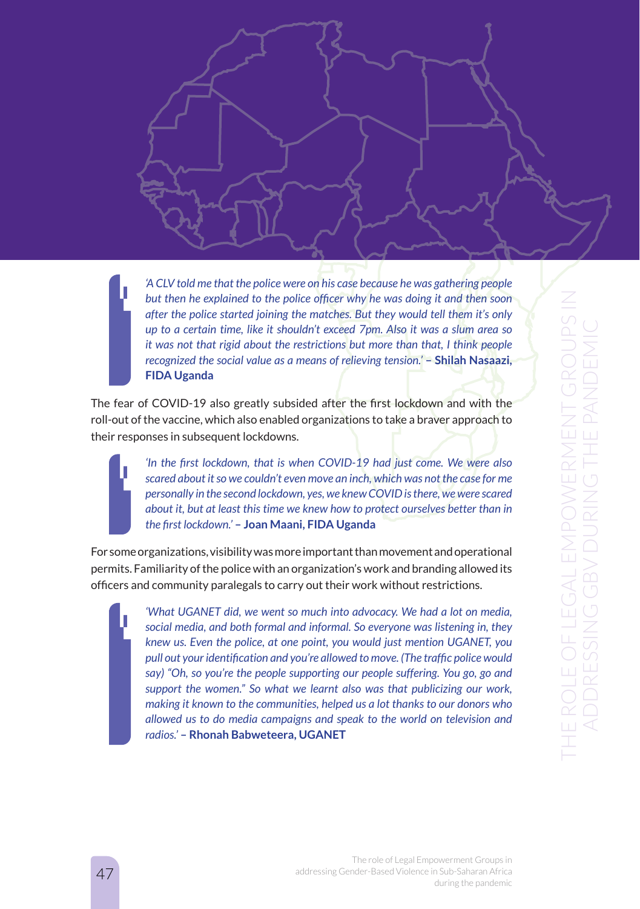*'A CLV told me that the police were on his case because he was gathering people but then he explained to the police officer why he was doing it and then soon after the police started joining the matches. But they would tell them it's only up to a certain time, like it shouldn't exceed 7pm. Also it was a slum area so it was not that rigid about the restrictions but more than that, I think people recognized the social value as a means of relieving tension.'* **– Shilah Nasaazi, FIDA Uganda**

The fear of COVID-19 also greatly subsided after the first lockdown and with the roll-out of the vaccine, which also enabled organizations to take a braver approach to their responses in subsequent lockdowns.

*'In the first lockdown, that is when COVID-19 had just come. We were also scared about it so we couldn't even move an inch, which was not the case for me personally in the second lockdown, yes, we knew COVID is there, we were scared about it, but at least this time we knew how to protect ourselves better than in the first lockdown.'* **– Joan Maani, FIDA Uganda**

For some organizations, visibility was more important than movement and operational permits. Familiarity of the police with an organization's work and branding allowed its officers and community paralegals to carry out their work without restrictions.

*'What UGANET did, we went so much into advocacy. We had a lot on media, social media, and both formal and informal. So everyone was listening in, they knew us. Even the police, at one point, you would just mention UGANET, you pull out your identification and you're allowed to move. (The traffic police would say) "Oh, so you're the people supporting our people suffering. You go, go and support the women." So what we learnt also was that publicizing our work, making it known to the communities, helped us a lot thanks to our donors who allowed us to do media campaigns and speak to the world on television and radios.'* **– Rhonah Babweteera, UGANET**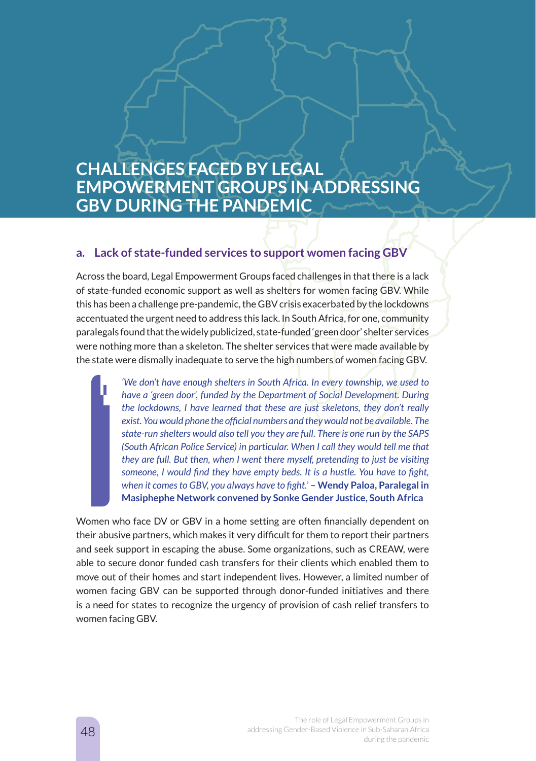# CHALLENGES FACED BY LEGAL EMPOWERMENT GROUPS IN ADDRESSING GBV DURING THE PANDEMIC

## a. Lack of state-funded services to support women facing GBV

Across the board, Legal Empowerment Groups faced challenges in that there is a lack of state-funded economic support as well as shelters for women facing GBV. While this has been a challenge pre-pandemic, the GBV crisis exacerbated by the lockdowns accentuated the urgent need to address this lack. In South Africa, for one, community paralegals found that the widely publicized, state-funded 'green door' shelter services were nothing more than a skeleton. The shelter services that were made available by the state were dismally inadequate to serve the high numbers of women facing GBV.

> *'We don't have enough shelters in South Africa. In every township, we used to have a 'green door', funded by the Department of Social Development. During the lockdowns, I have learned that these are just skeletons, they don't really exist. You would phone the official numbers and they would not be available. The state-run shelters would also tell you they are full. There is one run by the SAPS (South African Police Service) in particular. When I call they would tell me that they are full. But then, when I went there myself, pretending to just be visiting someone, I would find they have empty beds. It is a hustle. You have to fight, when it comes to GBV, you always have to fight.'* – **Wendy Paloa, Paralegal in Masiphephe Network convened by Sonke Gender Justice, South Africa**

Women who face DV or GBV in a home setting are often financially dependent on their abusive partners, which makes it very difficult for them to report their partners and seek support in escaping the abuse. Some organizations, such as CREAW, were able to secure donor funded cash transfers for their clients which enabled them to move out of their homes and start independent lives. However, a limited number of women facing GBV can be supported through donor-funded initiatives and there is a need for states to recognize the urgency of provision of cash relief transfers to women facing GBV.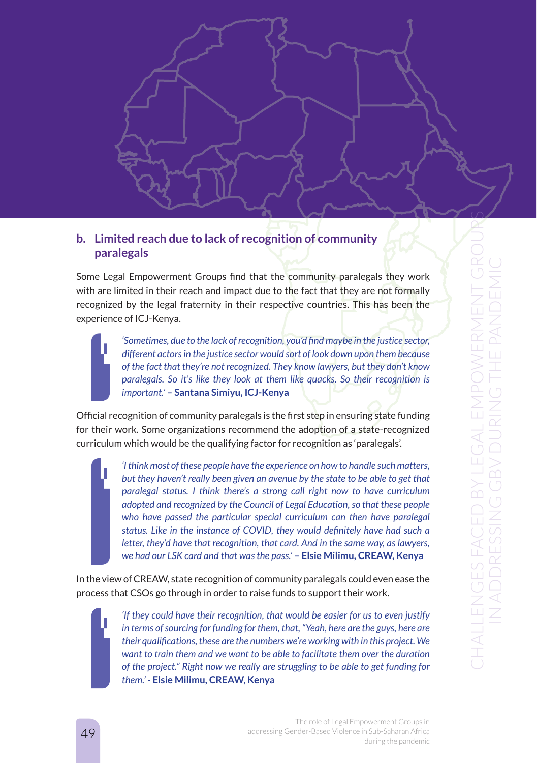### b. Limited reach due to lack of recognition of community paralegals

Some Legal Empowerment Groups find that the community paralegals they work with are limited in their reach and impact due to the fact that they are not formally recognized by the legal fraternity in their respective countries. This has been the experience of ICJ-Kenya.

> *'Sometimes, due to the lack of recognition, you'd find maybe in the justice sector, different actors in the justice sector would sort of look down upon them because of the fact that they're not recognized. They know lawyers, but they don't know paralegals. So it's like they look at them like quacks. So their recognition is important.'* – **Santana Simiyu, ICJ-Kenya**

Official recognition of community paralegals is the first step in ensuring state funding for their work. Some organizations recommend the adoption of a state-recognized curriculum which would be the qualifying factor for recognition as 'paralegals'.

> *'I think most of these people have the experience on how to handle such matters, but they haven't really been given an avenue by the state to be able to get that paralegal status. I think there's a strong call right now to have curriculum adopted and recognized by the Council of Legal Education, so that these people who have passed the particular special curriculum can then have paralegal status. Like in the instance of COVID, they would definitely have had such a letter, they'd have that recognition, that card. And in the same way, as lawyers, we had our LSK card and that was the pass.'* – **Elsie Milimu, CREAW, Kenya**

In the view of CREAW, state recognition of community paralegals could even ease the process that CSOs go through in order to raise funds to support their work.

> *'If they could have their recognition, that would be easier for us to even justify in terms of sourcing for funding for them, that, "Yeah, here are the guys, here are their qualifications, these are the numbers we're working with in this project. We want to train them and we want to be able to facilitate them over the duration of the project." Right now we really are struggling to be able to get funding for them.'* - **Elsie Milimu, CREAW, Kenya**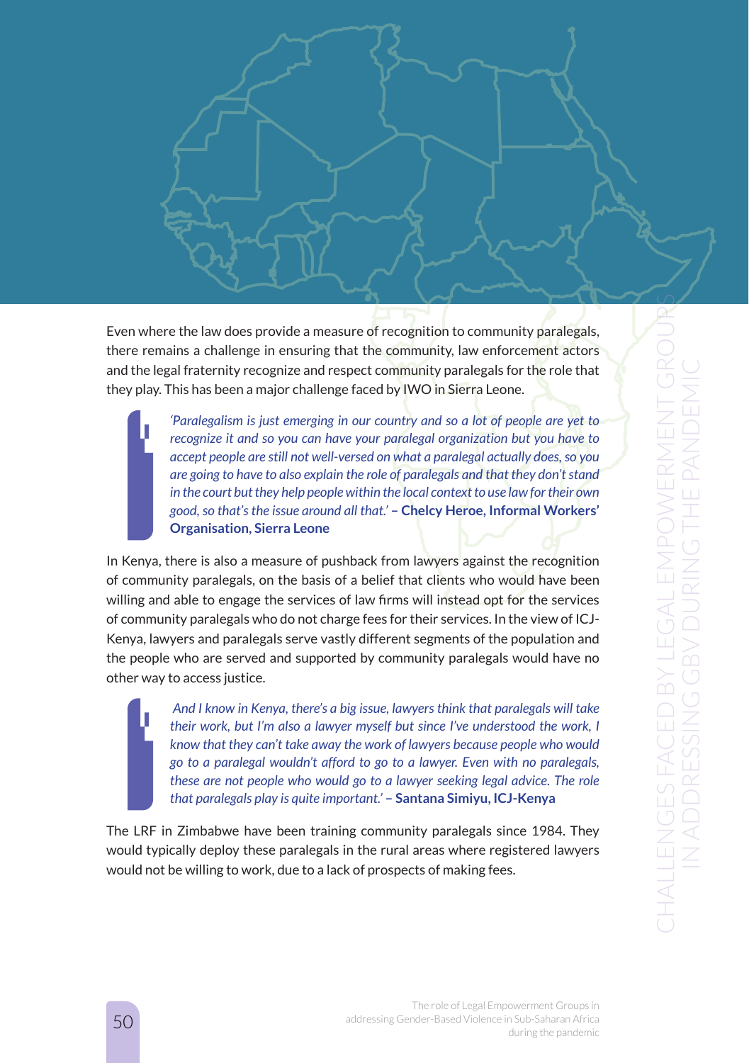Even where the law does provide a measure of recognition to community paralegals, there remains a challenge in ensuring that the community, law enforcement actors and the legal fraternity recognize and respect community paralegals for the role that they play. This has been a major challenge faced by IWO in Sierra Leone.

> *'Paralegalism is just emerging in our country and so a lot of people are yet to recognize it and so you can have your paralegal organization but you have to accept people are still not well-versed on what a paralegal actually does, so you are going to have to also explain the role of paralegals and that they don't stand in the court but they help people within the local context to use law for their own good, so that's the issue around all that.'* **– Chelcy Heroe, Informal Workers' Organisation, Sierra Leone**

In Kenya, there is also a measure of pushback from lawyers against the recognition of community paralegals, on the basis of a belief that clients who would have been willing and able to engage the services of law firms will instead opt for the services of community paralegals who do not charge fees for their services. In the view of ICJ-Kenya, lawyers and paralegals serve vastly different segments of the population and the people who are served and supported by community paralegals would have no other way to access justice.

> *And I know in Kenya, there's a big issue, lawyers think that paralegals will take their work, but I'm also a lawyer myself but since I've understood the work, I know that they can't take away the work of lawyers because people who would go to a paralegal wouldn't afford to go to a lawyer. Even with no paralegals, these are not people who would go to a lawyer seeking legal advice. The role that paralegals play is quite important.'* **– Santana Simiyu, ICJ-Kenya**

The LRF in Zimbabwe have been training community paralegals since 1984. They would typically deploy these paralegals in the rural areas where registered lawyers would not be willing to work, due to a lack of prospects of making fees.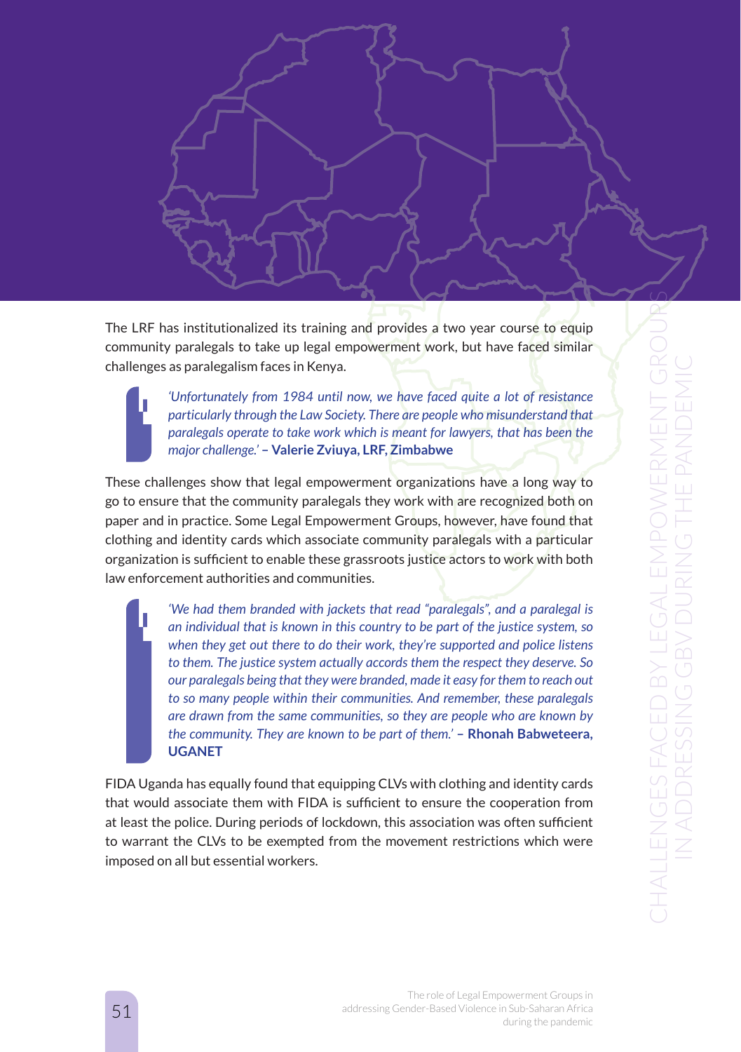The LRF has institutionalized its training and provides a two year course to equip community paralegals to take up legal empowerment work, but have faced similar challenges as paralegalism faces in Kenya.

> *'Unfortunately from 1984 until now, we have faced quite a lot of resistance particularly through the Law Society. There are people who misunderstand that paralegals operate to take work which is meant for lawyers, that has been the major challenge.'* – **Valerie Zviuya, LRF, Zimbabwe**

These challenges show that legal empowerment organizations have a long way to go to ensure that the community paralegals they work with are recognized both on paper and in practice. Some Legal Empowerment Groups, however, have found that clothing and identity cards which associate community paralegals with a particular organization is sufficient to enable these grassroots justice actors to work with both law enforcement authorities and communities.

> *'We had them branded with jackets that read "paralegals", and a paralegal is an individual that is known in this country to be part of the justice system, so when they get out there to do their work, they're supported and police listens to them. The justice system actually accords them the respect they deserve. So our paralegals being that they were branded, made it easy for them to reach out to so many people within their communities. And remember, these paralegals are drawn from the same communities, so they are people who are known by the community. They are known to be part of them.'* – **Rhonah Babweteera, UGANET**

FIDA Uganda has equally found that equipping CLVs with clothing and identity cards that would associate them with FIDA is sufficient to ensure the cooperation from at least the police. During periods of lockdown, this association was often sufficient to warrant the CLVs to be exempted from the movement restrictions which were imposed on all but essential workers.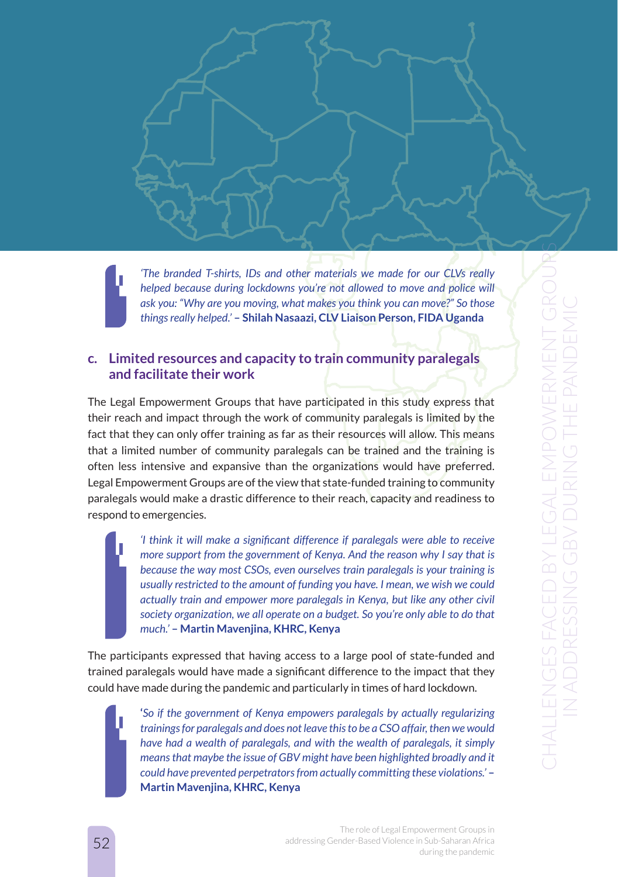> *'The branded T-shirts, IDs and other materials we made for our CLVs really helped because during lockdowns you're not allowed to move and police will ask you: "Why are you moving, what makes you think you can move?" So those things really helped.'* – **Shilah Nasaazi, CLV Liaison Person, FIDA Uganda**

### c. Limited resources and capacity to train community paralegals and facilitate their work

The Legal Empowerment Groups that have participated in this study express that their reach and impact through the work of community paralegals is limited by the fact that they can only offer training as far as their resources will allow. This means that a limited number of community paralegals can be trained and the training is often less intensive and expansive than the organizations would have preferred. Legal Empowerment Groups are of the view that state-funded training to community paralegals would make a drastic difference to their reach, capacity and readiness to respond to emergencies.

> *'I think it will make a significant difference if paralegals were able to receive more support from the government of Kenya. And the reason why I say that is because the way most CSOs, even ourselves train paralegals is your training is usually restricted to the amount of funding you have. I mean, we wish we could actually train and empower more paralegals in Kenya, but like any other civil society organization, we all operate on a budget. So you're only able to do that much.'* – **Martin Mavenjina, KHRC, Kenya**

The participants expressed that having access to a large pool of state-funded and trained paralegals would have made a significant difference to the impact that they could have made during the pandemic and particularly in times of hard lockdown.

> *'So if the government of Kenya empowers paralegals by actually regularizing trainings for paralegals and does not leave this to be a CSO affair, then we would have had a wealth of paralegals, and with the wealth of paralegals, it simply means that maybe the issue of GBV might have been highlighted broadly and it could have prevented perpetrators from actually committing these violations.'* – **Martin Mavenjina, KHRC, Kenya**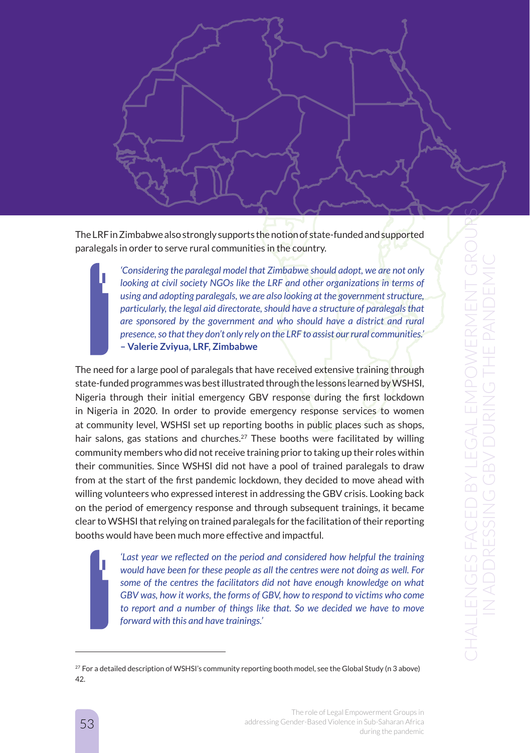The LRF in Zimbabwe also strongly supports the notion of state-funded and supported paralegals in order to serve rural communities in the country.

> *'Considering the paralegal model that Zimbabwe should adopt, we are not only looking at civil society NGOs like the LRF and other organizations in terms of using and adopting paralegals, we are also looking at the government structure, particularly, the legal aid directorate, should have a structure of paralegals that are sponsored by the government and who should have a district and rural presence, so that they don't only rely on the LRF to assist our rural communities.'*
> **– Valerie Zviyua, LRF, Zimbabwe**

The need for a large pool of paralegals that have received extensive training through state-funded programmes was best illustrated through the lessons learned by WSHSI, Nigeria through their initial emergency GBV response during the first lockdown in Nigeria in 2020. In order to provide emergency response services to women at community level, WSHSI set up reporting booths in public places such as shops, hair salons, gas stations and churches.[27] These booths were facilitated by willing community members who did not receive training prior to taking up their roles within their communities. Since WSHSI did not have a pool of trained paralegals to draw from at the start of the first pandemic lockdown, they decided to move ahead with willing volunteers who expressed interest in addressing the GBV crisis. Looking back on the period of emergency response and through subsequent trainings, it became clear to WSHSI that relying on trained paralegals for the facilitation of their reporting booths would have been much more effective and impactful.

> *'Last year we reflected on the period and considered how helpful the training would have been for these people as all the centres were not doing as well. For some of the centres the facilitators did not have enough knowledge on what GBV was, how it works, the forms of GBV, how to respond to victims who come to report and a number of things like that. So we decided we have to move forward with this and have trainings.'*

---

[27] For a detailed description of WSHSI's community reporting booth model, see the Global Study (n 3 above) 42.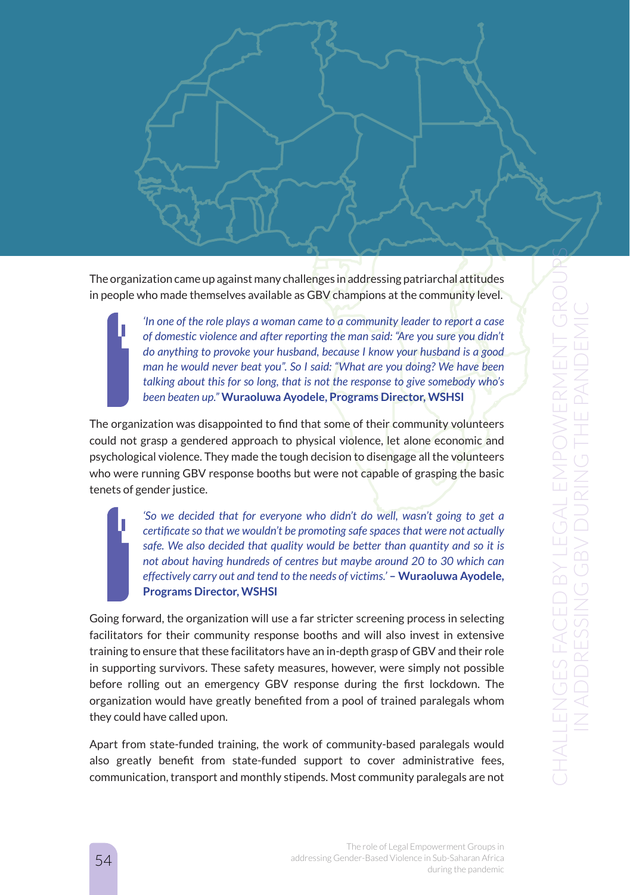The organization came up against many challenges in addressing patriarchal attitudes in people who made themselves available as GBV champions at the community level.

> *'In one of the role plays a woman came to a community leader to report a case of domestic violence and after reporting the man said: "Are you sure you didn't do anything to provoke your husband, because I know your husband is a good man he would never beat you". So I said: "What are you doing? We have been talking about this for so long, that is not the response to give somebody who's been beaten up."* **Wuraoluwa Ayodele, Programs Director, WSHSI**

The organization was disappointed to find that some of their community volunteers could not grasp a gendered approach to physical violence, let alone economic and psychological violence. They made the tough decision to disengage all the volunteers who were running GBV response booths but were not capable of grasping the basic tenets of gender justice.

> *'So we decided that for everyone who didn't do well, wasn't going to get a certificate so that we wouldn't be promoting safe spaces that were not actually safe. We also decided that quality would be better than quantity and so it is not about having hundreds of centres but maybe around 20 to 30 which can effectively carry out and tend to the needs of victims.'* **– Wuraoluwa Ayodele, Programs Director, WSHSI**

Going forward, the organization will use a far stricter screening process in selecting facilitators for their community response booths and will also invest in extensive training to ensure that these facilitators have an in-depth grasp of GBV and their role in supporting survivors. These safety measures, however, were simply not possible before rolling out an emergency GBV response during the first lockdown. The organization would have greatly benefited from a pool of trained paralegals whom they could have called upon.

Apart from state-funded training, the work of community-based paralegals would also greatly benefit from state-funded support to cover administrative fees, communication, transport and monthly stipends. Most community paralegals are not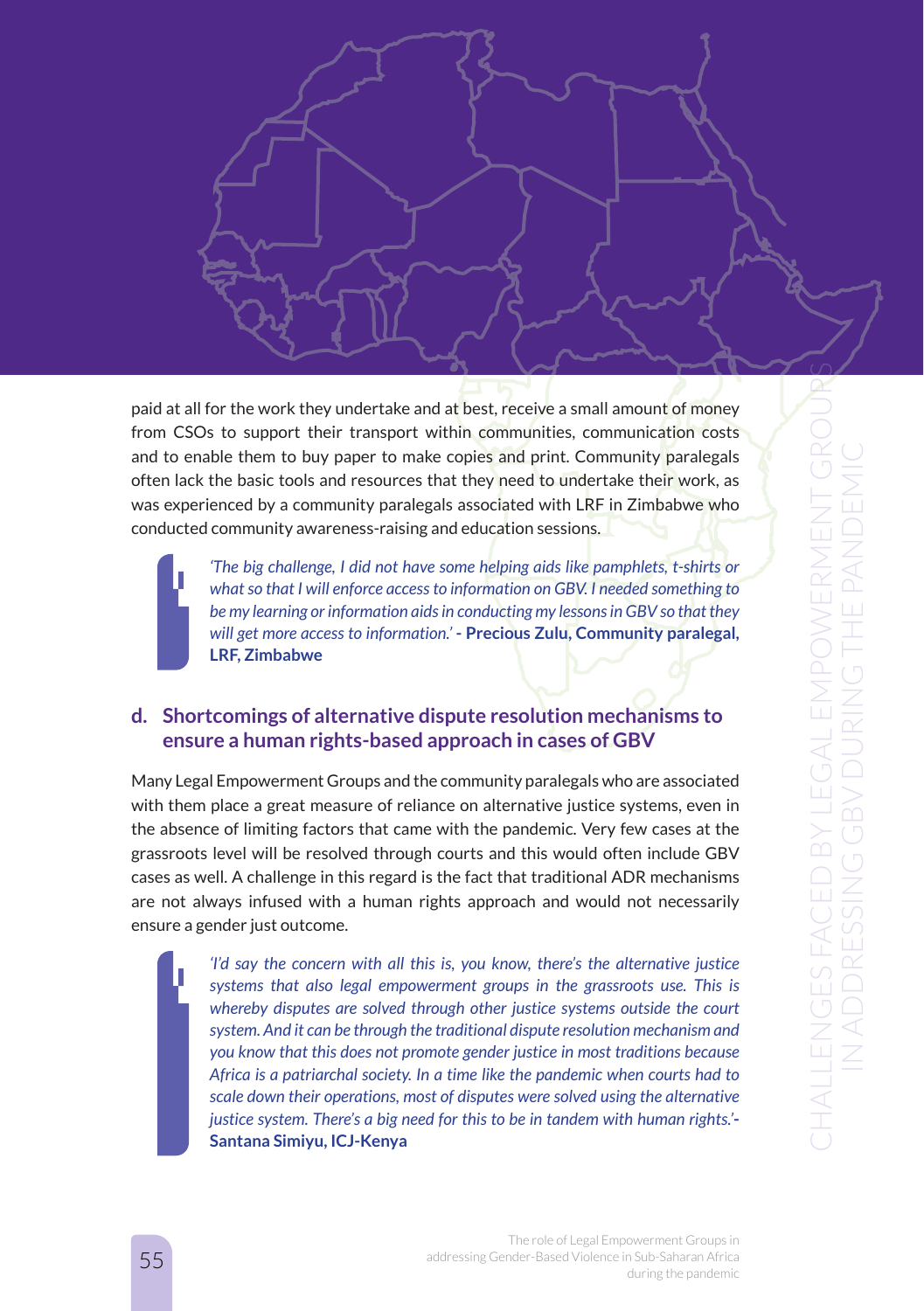paid at all for the work they undertake and at best, receive a small amount of money from CSOs to support their transport within communities, communication costs and to enable them to buy paper to make copies and print. Community paralegals often lack the basic tools and resources that they need to undertake their work, as was experienced by a community paralegals associated with LRF in Zimbabwe who conducted community awareness-raising and education sessions.

> *'The big challenge, I did not have some helping aids like pamphlets, t-shirts or what so that I will enforce access to information on GBV. I needed something to be my learning or information aids in conducting my lessons in GBV so that they will get more access to information.'* **- Precious Zulu, Community paralegal, LRF, Zimbabwe**

### d. Shortcomings of alternative dispute resolution mechanisms to ensure a human rights-based approach in cases of GBV

Many Legal Empowerment Groups and the community paralegals who are associated with them place a great measure of reliance on alternative justice systems, even in the absence of limiting factors that came with the pandemic. Very few cases at the grassroots level will be resolved through courts and this would often include GBV cases as well. A challenge in this regard is the fact that traditional ADR mechanisms are not always infused with a human rights approach and would not necessarily ensure a gender just outcome.

> *'I'd say the concern with all this is, you know, there's the alternative justice systems that also legal empowerment groups in the grassroots use. This is whereby disputes are solved through other justice systems outside the court system. And it can be through the traditional dispute resolution mechanism and you know that this does not promote gender justice in most traditions because Africa is a patriarchal society. In a time like the pandemic when courts had to scale down their operations, most of disputes were solved using the alternative justice system. There's a big need for this to be in tandem with human rights.'* **- Santana Simiyu, ICJ-Kenya**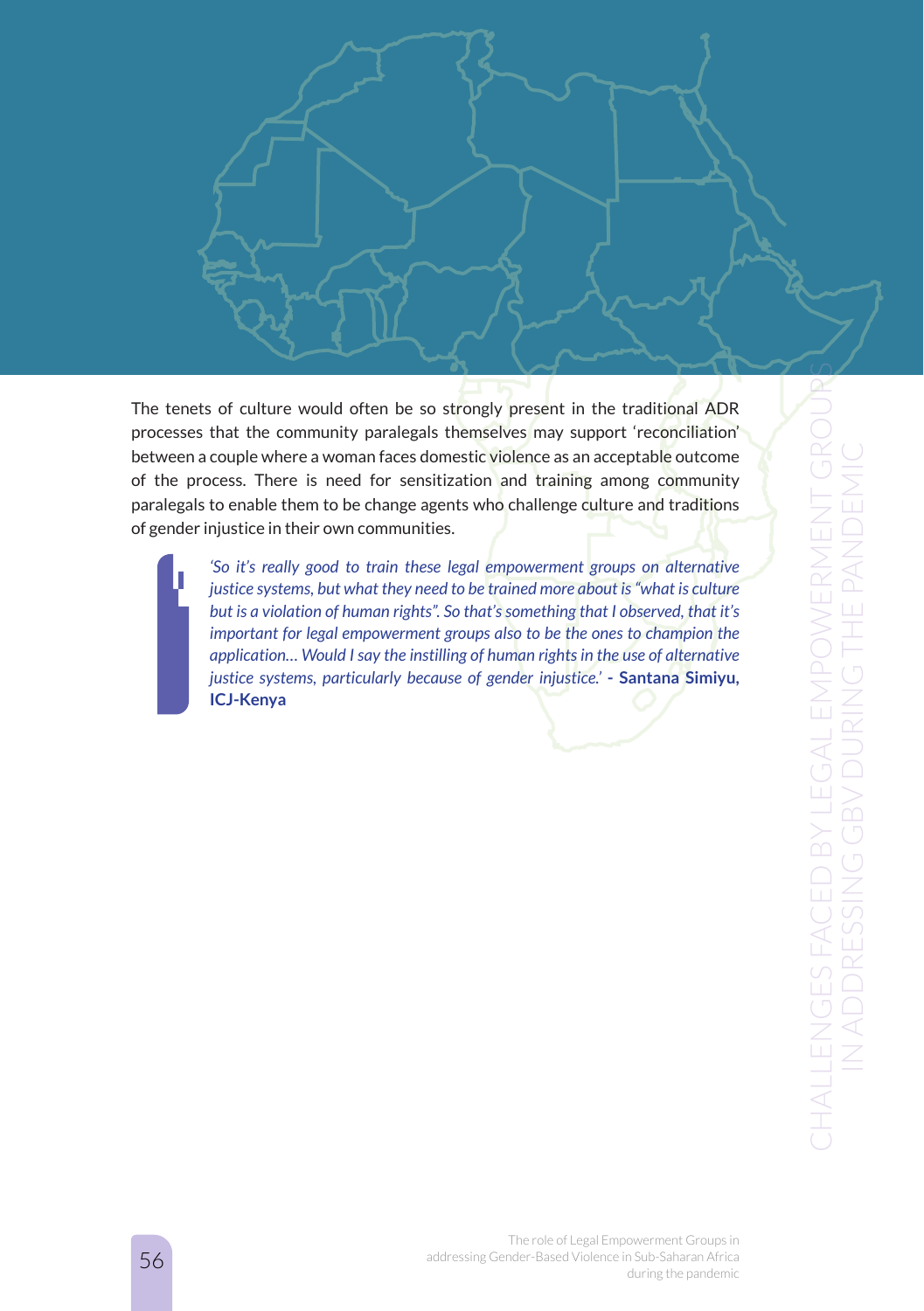The tenets of culture would often be so strongly present in the traditional ADR processes that the community paralegals themselves may support 'reconciliation' between a couple where a woman faces domestic violence as an acceptable outcome of the process. There is need for sensitization and training among community paralegals to enable them to be change agents who challenge culture and traditions of gender injustice in their own communities.

> *'So it's really good to train these legal empowerment groups on alternative justice systems, but what they need to be trained more about is "what is culture but is a violation of human rights". So that's something that I observed, that it's important for legal empowerment groups also to be the ones to champion the application... Would I say the instilling of human rights in the use of alternative justice systems, particularly because of gender injustice.'* **- Santana Simiyu, ICJ-Kenya**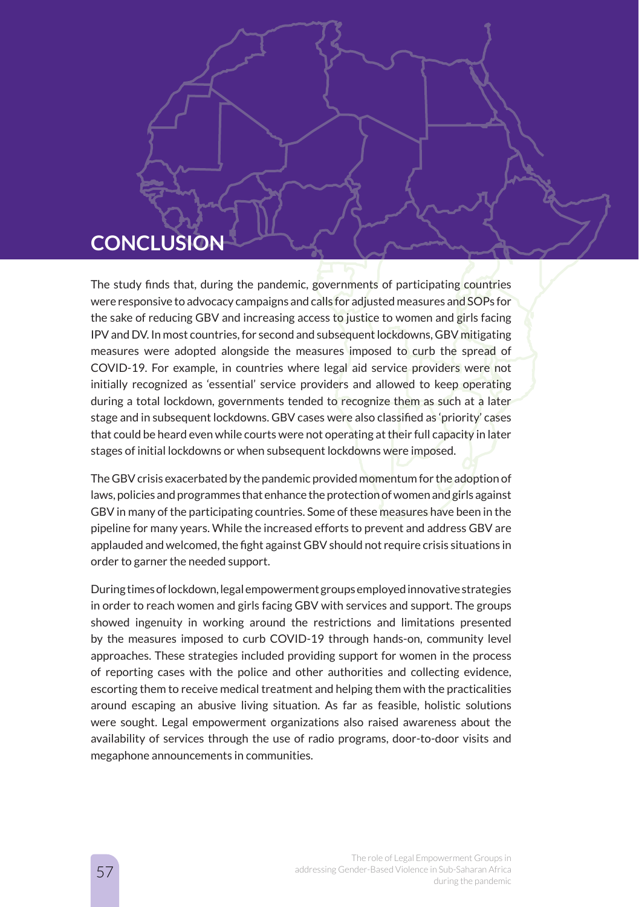# CONCLUSION

The study finds that, during the pandemic, governments of participating countries were responsive to advocacy campaigns and calls for adjusted measures and SOPs for the sake of reducing GBV and increasing access to justice to women and girls facing IPV and DV. In most countries, for second and subsequent lockdowns, GBV mitigating measures were adopted alongside the measures imposed to curb the spread of COVID-19. For example, in countries where legal aid service providers were not initially recognized as 'essential' service providers and allowed to keep operating during a total lockdown, governments tended to recognize them as such at a later stage and in subsequent lockdowns. GBV cases were also classified as 'priority' cases that could be heard even while courts were not operating at their full capacity in later stages of initial lockdowns or when subsequent lockdowns were imposed.

The GBV crisis exacerbated by the pandemic provided momentum for the adoption of laws, policies and programmes that enhance the protection of women and girls against GBV in many of the participating countries. Some of these measures have been in the pipeline for many years. While the increased efforts to prevent and address GBV are applauded and welcomed, the fight against GBV should not require crisis situations in order to garner the needed support.

During times of lockdown, legal empowerment groups employed innovative strategies in order to reach women and girls facing GBV with services and support. The groups showed ingenuity in working around the restrictions and limitations presented by the measures imposed to curb COVID-19 through hands-on, community level approaches. These strategies included providing support for women in the process of reporting cases with the police and other authorities and collecting evidence, escorting them to receive medical treatment and helping them with the practicalities around escaping an abusive living situation. As far as feasible, holistic solutions were sought. Legal empowerment organizations also raised awareness about the availability of services through the use of radio programs, door-to-door visits and megaphone announcements in communities.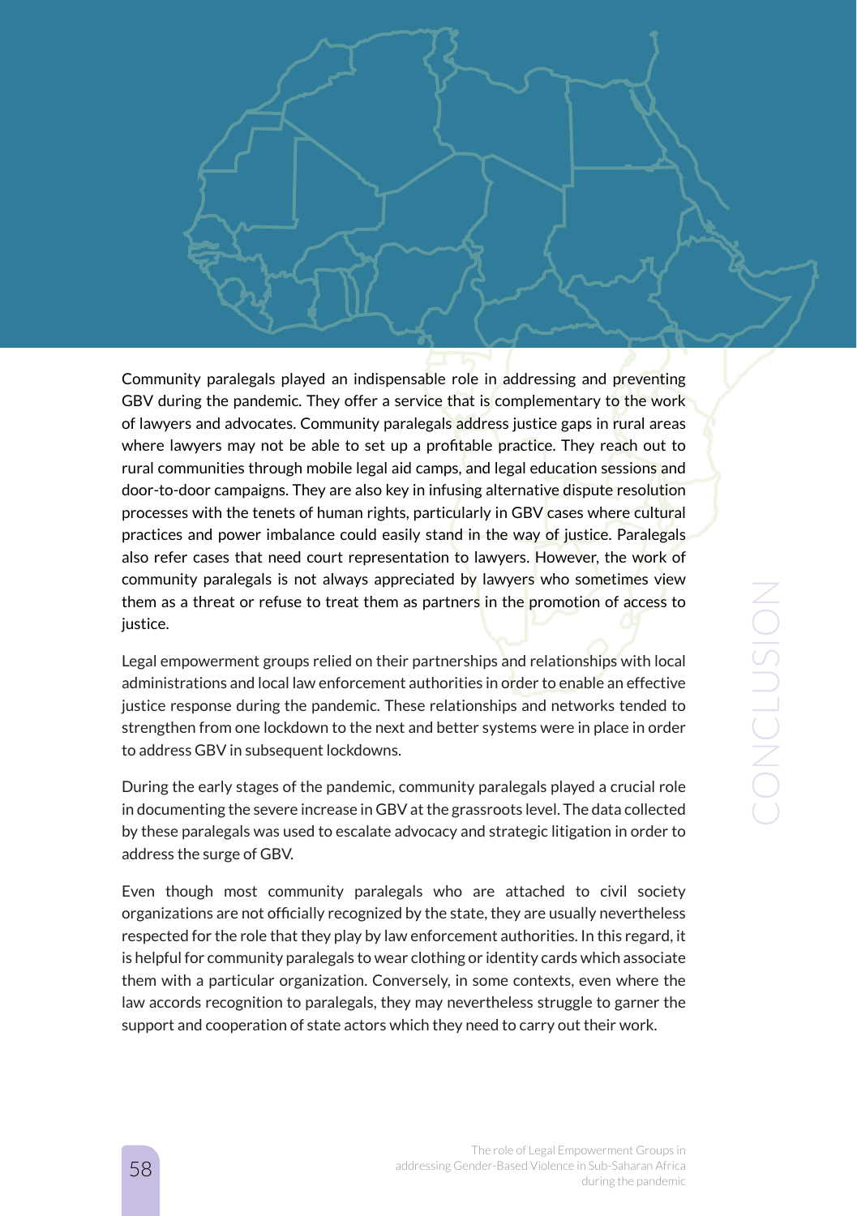Community paralegals played an indispensable role in addressing and preventing GBV during the pandemic. They offer a service that is complementary to the work of lawyers and advocates. Community paralegals address justice gaps in rural areas where lawyers may not be able to set up a profitable practice. They reach out to rural communities through mobile legal aid camps, and legal education sessions and door-to-door campaigns. They are also key in infusing alternative dispute resolution processes with the tenets of human rights, particularly in GBV cases where cultural practices and power imbalance could easily stand in the way of justice. Paralegals also refer cases that need court representation to lawyers. However, the work of community paralegals is not always appreciated by lawyers who sometimes view them as a threat or refuse to treat them as partners in the promotion of access to justice.

Legal empowerment groups relied on their partnerships and relationships with local administrations and local law enforcement authorities in order to enable an effective justice response during the pandemic. These relationships and networks tended to strengthen from one lockdown to the next and better systems were in place in order to address GBV in subsequent lockdowns.

During the early stages of the pandemic, community paralegals played a crucial role in documenting the severe increase in GBV at the grassroots level. The data collected by these paralegals was used to escalate advocacy and strategic litigation in order to address the surge of GBV.

Even though most community paralegals who are attached to civil society organizations are not officially recognized by the state, they are usually nevertheless respected for the role that they play by law enforcement authorities. In this regard, it is helpful for community paralegals to wear clothing or identity cards which associate them with a particular organization. Conversely, in some contexts, even where the law accords recognition to paralegals, they may nevertheless struggle to garner the support and cooperation of state actors which they need to carry out their work.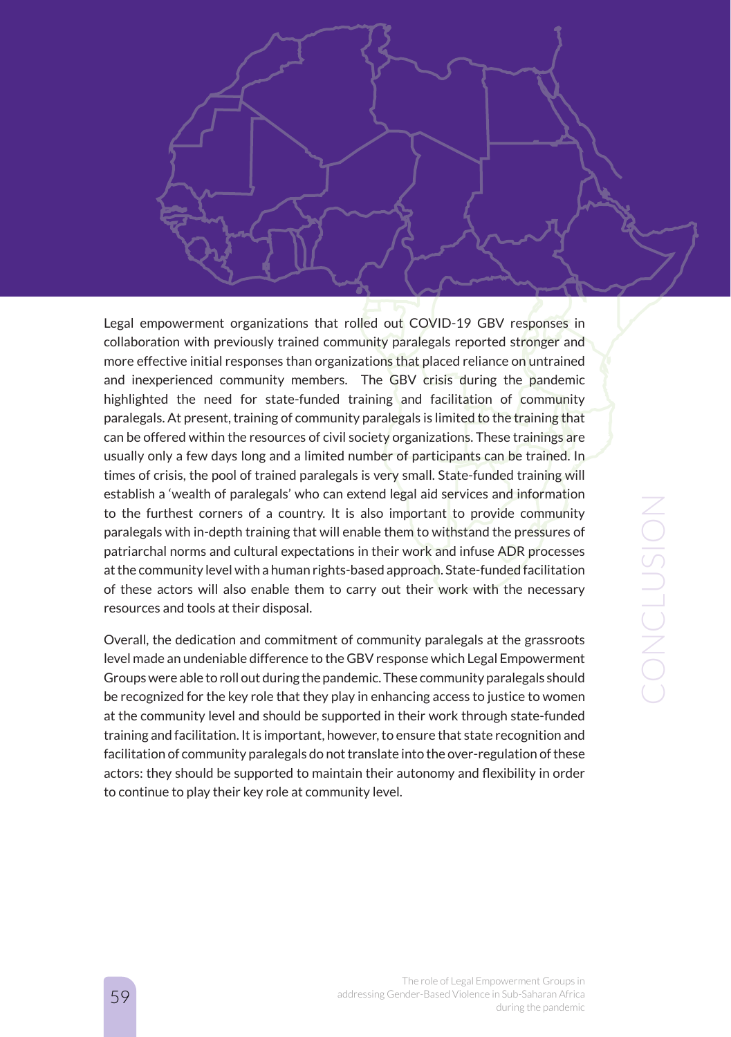# CONCLUSION

Legal empowerment organizations that rolled out COVID-19 GBV responses in collaboration with previously trained community paralegals reported stronger and more effective initial responses than organizations that placed reliance on untrained and inexperienced community members. The GBV crisis during the pandemic highlighted the need for state-funded training and facilitation of community paralegals. At present, training of community paralegals is limited to the training that can be offered within the resources of civil society organizations. These trainings are usually only a few days long and a limited number of participants can be trained. In times of crisis, the pool of trained paralegals is very small. State-funded training will establish a 'wealth of paralegals' who can extend legal aid services and information to the furthest corners of a country. It is also important to provide community paralegals with in-depth training that will enable them to withstand the pressures of patriarchal norms and cultural expectations in their work and infuse ADR processes at the community level with a human rights-based approach. State-funded facilitation of these actors will also enable them to carry out their work with the necessary resources and tools at their disposal.

Overall, the dedication and commitment of community paralegals at the grassroots level made an undeniable difference to the GBV response which Legal Empowerment Groups were able to roll out during the pandemic. These community paralegals should be recognized for the key role that they play in enhancing access to justice to women at the community level and should be supported in their work through state-funded training and facilitation. It is important, however, to ensure that state recognition and facilitation of community paralegals do not translate into the over-regulation of these actors: they should be supported to maintain their autonomy and flexibility in order to continue to play their key role at community level.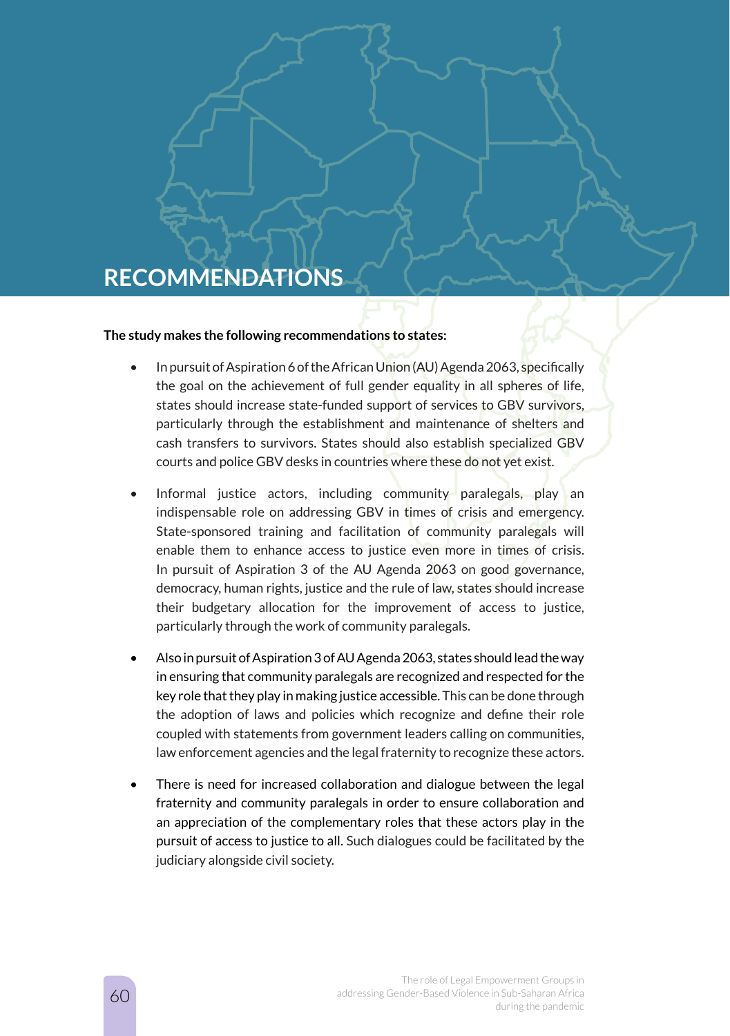# RECOMMENDATIONS

**The study makes the following recommendations to states:**

- In pursuit of Aspiration 6 of the African Union (AU) Agenda 2063, specifically the goal on the achievement of full gender equality in all spheres of life, states should increase state-funded support of services to GBV survivors, particularly through the establishment and maintenance of shelters and cash transfers to survivors. States should also establish specialized GBV courts and police GBV desks in countries where these do not yet exist.

- Informal justice actors, including community paralegals, play an indispensable role on addressing GBV in times of crisis and emergency. State-sponsored training and facilitation of community paralegals will enable them to enhance access to justice even more in times of crisis. In pursuit of Aspiration 3 of the AU Agenda 2063 on good governance, democracy, human rights, justice and the rule of law, states should increase their budgetary allocation for the improvement of access to justice, particularly through the work of community paralegals.

- Also in pursuit of Aspiration 3 of AU Agenda 2063, states should lead the way in ensuring that community paralegals are recognized and respected for the key role that they play in making justice accessible. This can be done through the adoption of laws and policies which recognize and define their role coupled with statements from government leaders calling on communities, law enforcement agencies and the legal fraternity to recognize these actors.

- There is need for increased collaboration and dialogue between the legal fraternity and community paralegals in order to ensure collaboration and an appreciation of the complementary roles that these actors play in the pursuit of access to justice to all. Such dialogues could be facilitated by the judiciary alongside civil society.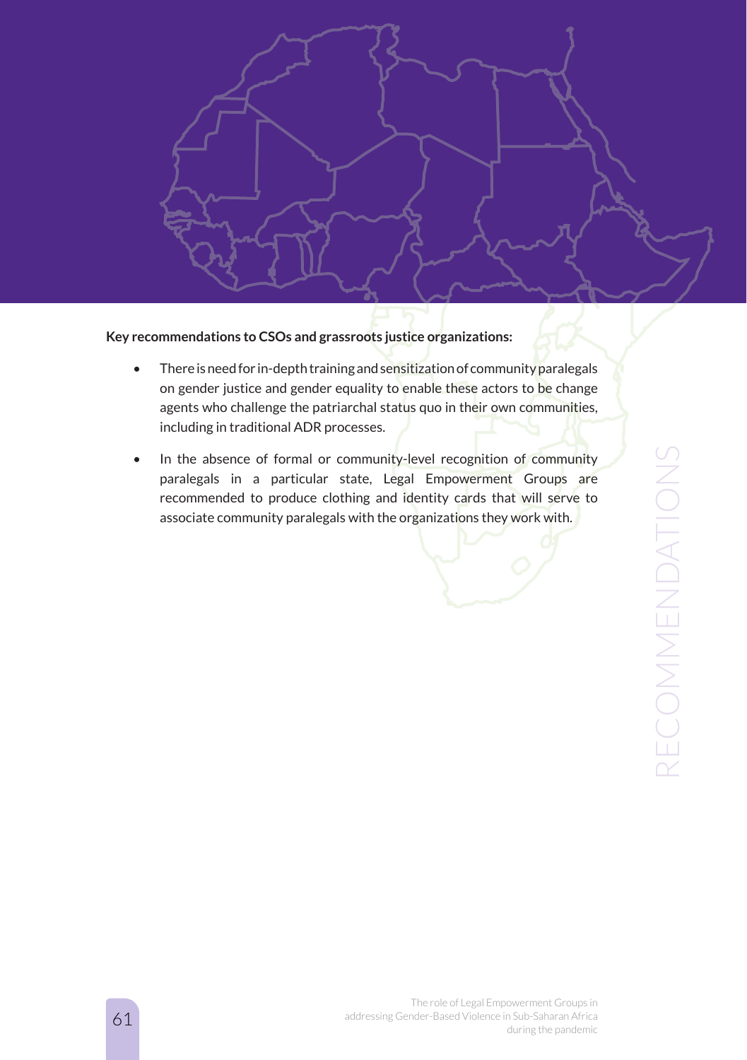**Key recommendations to CSOs and grassroots justice organizations:**

- There is need for in-depth training and sensitization of community paralegals on gender justice and gender equality to enable these actors to be change agents who challenge the patriarchal status quo in their own communities, including in traditional ADR processes.
- In the absence of formal or community-level recognition of community paralegals in a particular state, Legal Empowerment Groups are recommended to produce clothing and identity cards that will serve to associate community paralegals with the organizations they work with.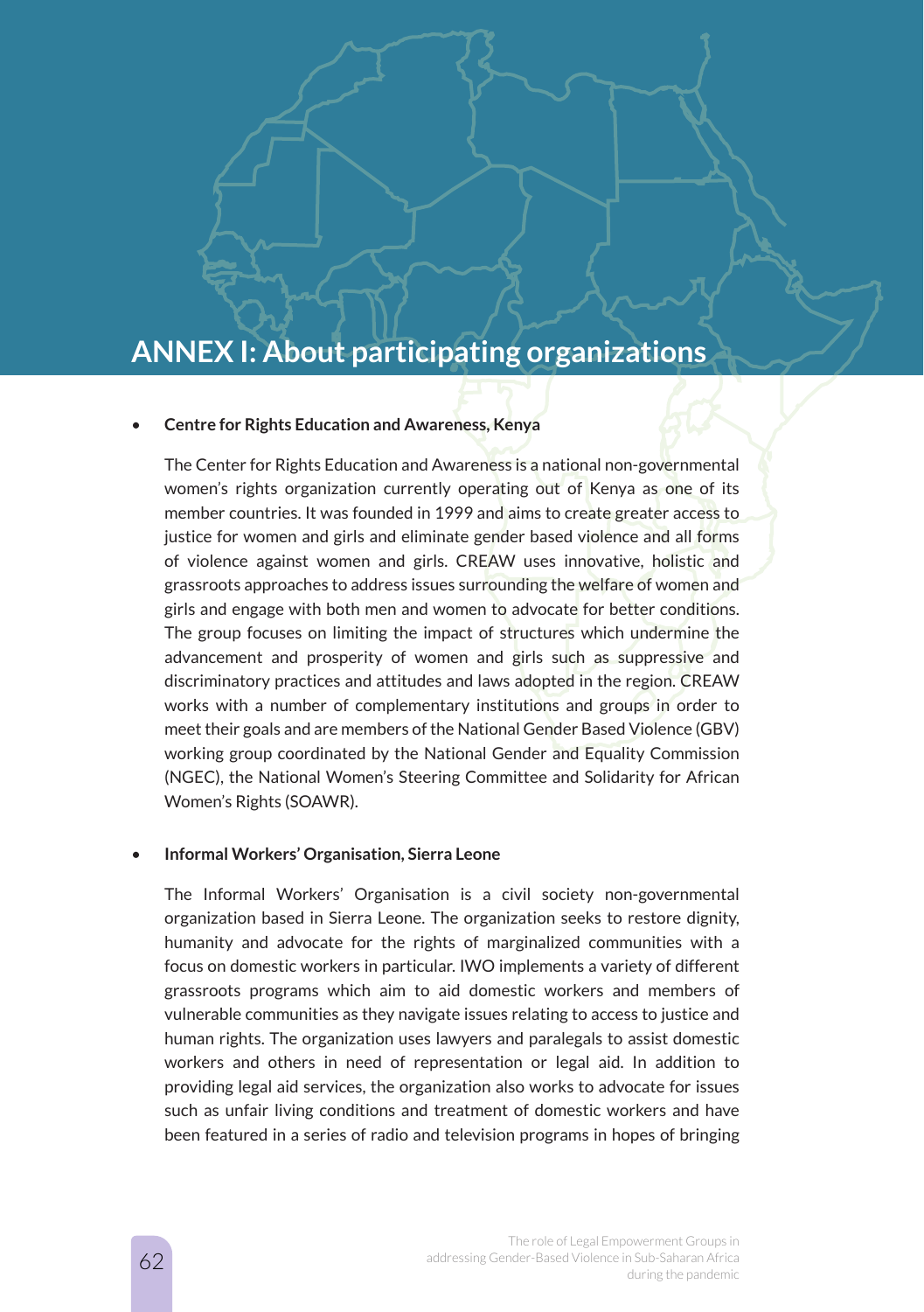# ANNEX I: About participating organizations

- **Centre for Rights Education and Awareness, Kenya**

  The Center for Rights Education and Awareness is a national non-governmental women's rights organization currently operating out of Kenya as one of its member countries. It was founded in 1999 and aims to create greater access to justice for women and girls and eliminate gender based violence and all forms of violence against women and girls. CREAW uses innovative, holistic and grassroots approaches to address issues surrounding the welfare of women and girls and engage with both men and women to advocate for better conditions. The group focuses on limiting the impact of structures which undermine the advancement and prosperity of women and girls such as suppressive and discriminatory practices and attitudes and laws adopted in the region. CREAW works with a number of complementary institutions and groups in order to meet their goals and are members of the National Gender Based Violence (GBV) working group coordinated by the National Gender and Equality Commission (NGEC), the National Women's Steering Committee and Solidarity for African Women's Rights (SOAWR).

- **Informal Workers' Organisation, Sierra Leone**

  The Informal Workers' Organisation is a civil society non-governmental organization based in Sierra Leone. The organization seeks to restore dignity, humanity and advocate for the rights of marginalized communities with a focus on domestic workers in particular. IWO implements a variety of different grassroots programs which aim to aid domestic workers and members of vulnerable communities as they navigate issues relating to access to justice and human rights. The organization uses lawyers and paralegals to assist domestic workers and others in need of representation or legal aid. In addition to providing legal aid services, the organization also works to advocate for issues such as unfair living conditions and treatment of domestic workers and have been featured in a series of radio and television programs in hopes of bringing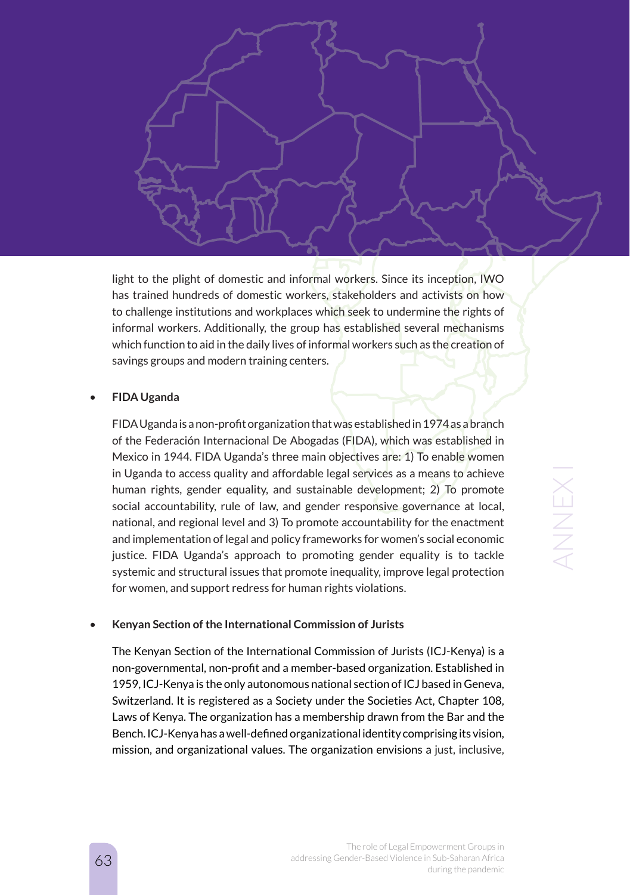light to the plight of domestic and informal workers. Since its inception, IWO has trained hundreds of domestic workers, stakeholders and activists on how to challenge institutions and workplaces which seek to undermine the rights of informal workers. Additionally, the group has established several mechanisms which function to aid in the daily lives of informal workers such as the creation of savings groups and modern training centers.

- **FIDA Uganda**

  FIDA Uganda is a non-profit organization that was established in 1974 as a branch of the Federación Internacional De Abogadas (FIDA), which was established in Mexico in 1944. FIDA Uganda's three main objectives are: 1) To enable women in Uganda to access quality and affordable legal services as a means to achieve human rights, gender equality, and sustainable development; 2) To promote social accountability, rule of law, and gender responsive governance at local, national, and regional level and 3) To promote accountability for the enactment and implementation of legal and policy frameworks for women's social economic justice. FIDA Uganda's approach to promoting gender equality is to tackle systemic and structural issues that promote inequality, improve legal protection for women, and support redress for human rights violations.

- **Kenyan Section of the International Commission of Jurists**

  The Kenyan Section of the International Commission of Jurists (ICJ-Kenya) is a non-governmental, non-profit and a member-based organization. Established in 1959, ICJ-Kenya is the only autonomous national section of ICJ based in Geneva, Switzerland. It is registered as a Society under the Societies Act, Chapter 108, Laws of Kenya. The organization has a membership drawn from the Bar and the Bench. ICJ-Kenya has a well-defined organizational identity comprising its vision, mission, and organizational values. The organization envisions a just, inclusive,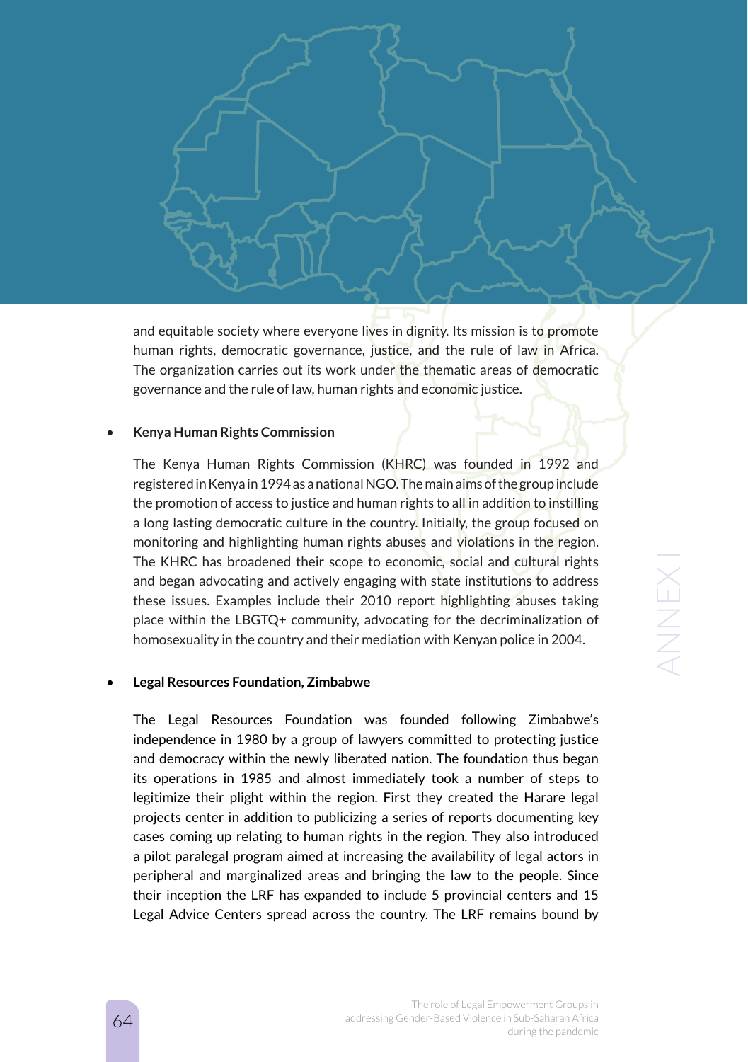and equitable society where everyone lives in dignity. Its mission is to promote human rights, democratic governance, justice, and the rule of law in Africa. The organization carries out its work under the thematic areas of democratic governance and the rule of law, human rights and economic justice.

- **Kenya Human Rights Commission**

  The Kenya Human Rights Commission (KHRC) was founded in 1992 and registered in Kenya in 1994 as a national NGO. The main aims of the group include the promotion of access to justice and human rights to all in addition to instilling a long lasting democratic culture in the country. Initially, the group focused on monitoring and highlighting human rights abuses and violations in the region. The KHRC has broadened their scope to economic, social and cultural rights and began advocating and actively engaging with state institutions to address these issues. Examples include their 2010 report highlighting abuses taking place within the LBGTQ+ community, advocating for the decriminalization of homosexuality in the country and their mediation with Kenyan police in 2004.

- **Legal Resources Foundation, Zimbabwe**

  The Legal Resources Foundation was founded following Zimbabwe's independence in 1980 by a group of lawyers committed to protecting justice and democracy within the newly liberated nation. The foundation thus began its operations in 1985 and almost immediately took a number of steps to legitimize their plight within the region. First they created the Harare legal projects center in addition to publicizing a series of reports documenting key cases coming up relating to human rights in the region. They also introduced a pilot paralegal program aimed at increasing the availability of legal actors in peripheral and marginalized areas and bringing the law to the people. Since their inception the LRF has expanded to include 5 provincial centers and 15 Legal Advice Centers spread across the country. The LRF remains bound by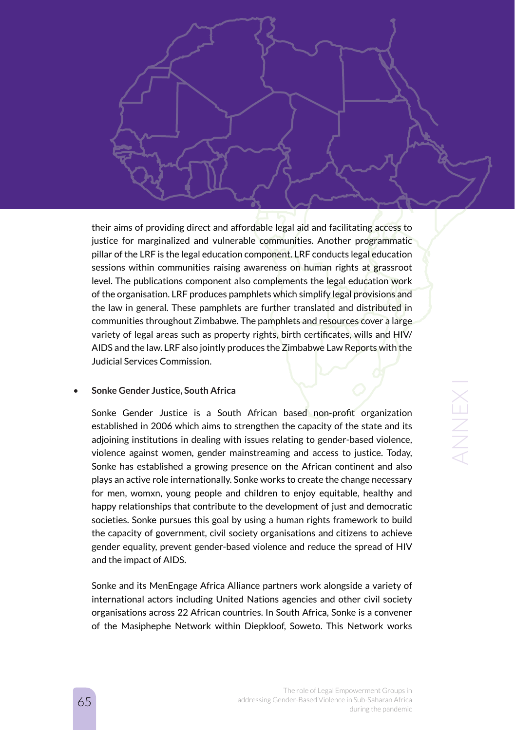their aims of providing direct and affordable legal aid and facilitating access to justice for marginalized and vulnerable communities. Another programmatic pillar of the LRF is the legal education component. LRF conducts legal education sessions within communities raising awareness on human rights at grassroot level. The publications component also complements the legal education work of the organisation. LRF produces pamphlets which simplify legal provisions and the law in general. These pamphlets are further translated and distributed in communities throughout Zimbabwe. The pamphlets and resources cover a large variety of legal areas such as property rights, birth certificates, wills and HIV/AIDS and the law. LRF also jointly produces the Zimbabwe Law Reports with the Judicial Services Commission.

- **Sonke Gender Justice, South Africa**

  Sonke Gender Justice is a South African based non-profit organization established in 2006 which aims to strengthen the capacity of the state and its adjoining institutions in dealing with issues relating to gender-based violence, violence against women, gender mainstreaming and access to justice. Today, Sonke has established a growing presence on the African continent and also plays an active role internationally. Sonke works to create the change necessary for men, womxn, young people and children to enjoy equitable, healthy and happy relationships that contribute to the development of just and democratic societies. Sonke pursues this goal by using a human rights framework to build the capacity of government, civil society organisations and citizens to achieve gender equality, prevent gender-based violence and reduce the spread of HIV and the impact of AIDS.

  Sonke and its MenEngage Africa Alliance partners work alongside a variety of international actors including United Nations agencies and other civil society organisations across 22 African countries. In South Africa, Sonke is a convener of the Masiphephe Network within Diepkloof, Soweto. This Network works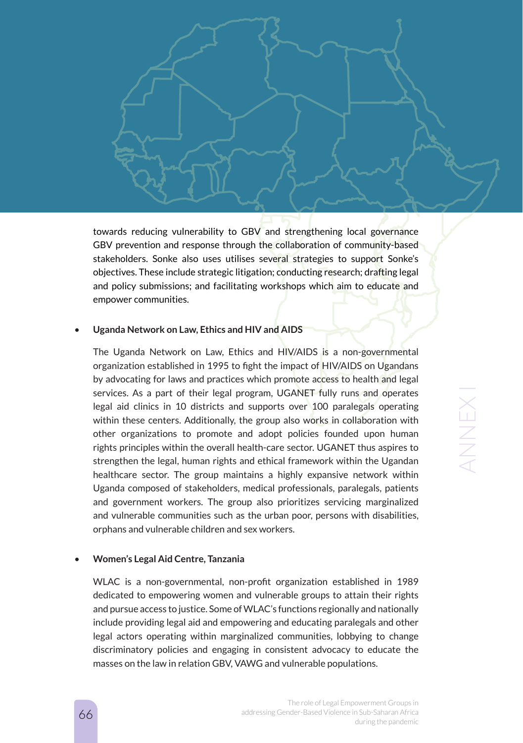towards reducing vulnerability to GBV and strengthening local governance GBV prevention and response through the collaboration of community-based stakeholders. Sonke also uses utilises several strategies to support Sonke's objectives. These include strategic litigation; conducting research; drafting legal and policy submissions; and facilitating workshops which aim to educate and empower communities.

- **Uganda Network on Law, Ethics and HIV and AIDS**

  The Uganda Network on Law, Ethics and HIV/AIDS is a non-governmental organization established in 1995 to fight the impact of HIV/AIDS on Ugandans by advocating for laws and practices which promote access to health and legal services. As a part of their legal program, UGANET fully runs and operates legal aid clinics in 10 districts and supports over 100 paralegals operating within these centers. Additionally, the group also works in collaboration with other organizations to promote and adopt policies founded upon human rights principles within the overall health-care sector. UGANET thus aspires to strengthen the legal, human rights and ethical framework within the Ugandan healthcare sector. The group maintains a highly expansive network within Uganda composed of stakeholders, medical professionals, paralegals, patients and government workers. The group also prioritizes servicing marginalized and vulnerable communities such as the urban poor, persons with disabilities, orphans and vulnerable children and sex workers.

- **Women's Legal Aid Centre, Tanzania**

  WLAC is a non-governmental, non-profit organization established in 1989 dedicated to empowering women and vulnerable groups to attain their rights and pursue access to justice. Some of WLAC's functions regionally and nationally include providing legal aid and empowering and educating paralegals and other legal actors operating within marginalized communities, lobbying to change discriminatory policies and engaging in consistent advocacy to educate the masses on the law in relation GBV, VAWG and vulnerable populations.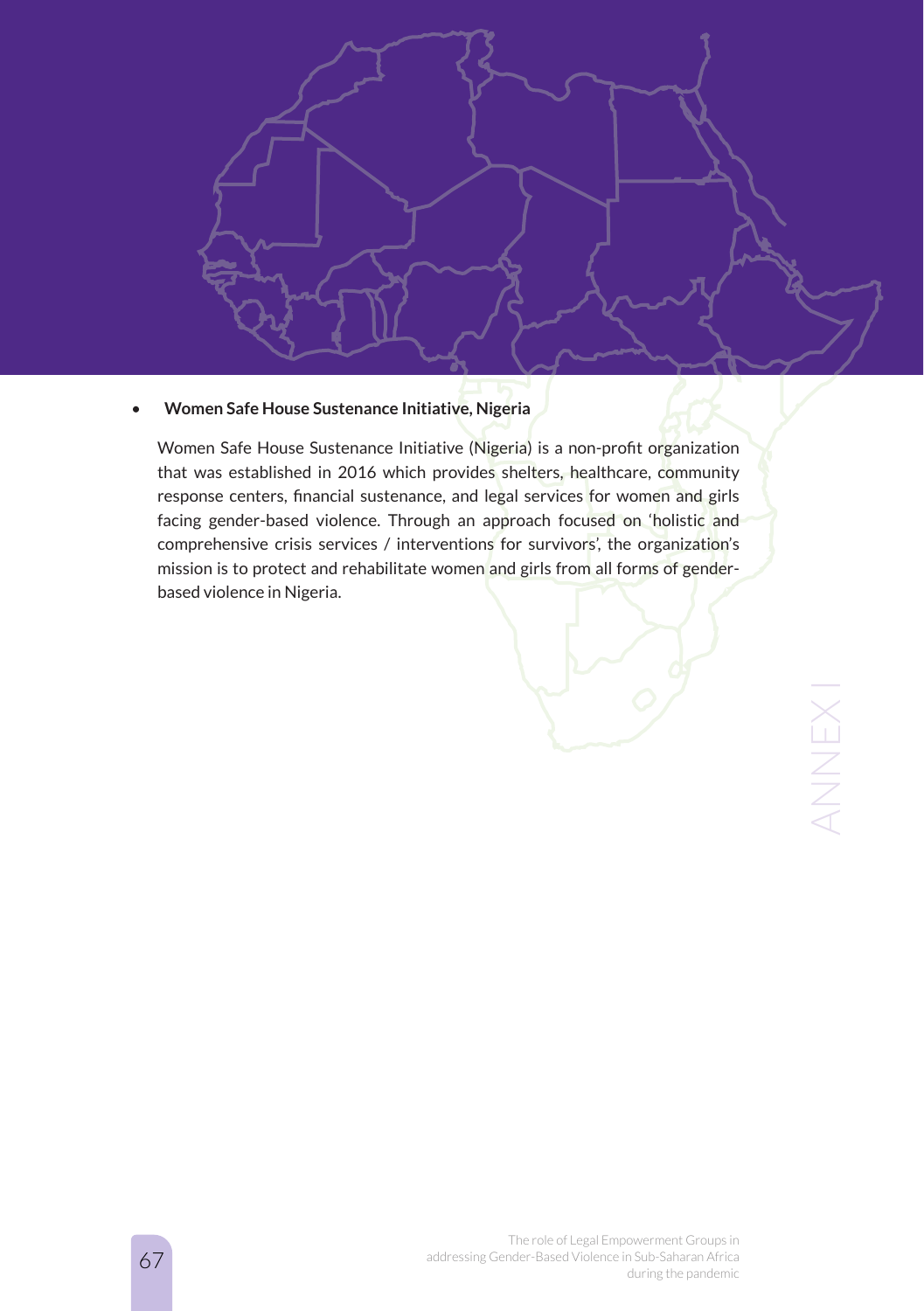- **Women Safe House Sustenance Initiative, Nigeria**

  Women Safe House Sustenance Initiative (Nigeria) is a non-profit organization that was established in 2016 which provides shelters, healthcare, community response centers, financial sustenance, and legal services for women and girls facing gender-based violence. Through an approach focused on 'holistic and comprehensive crisis services / interventions for survivors', the organization's mission is to protect and rehabilitate women and girls from all forms of gender-based violence in Nigeria.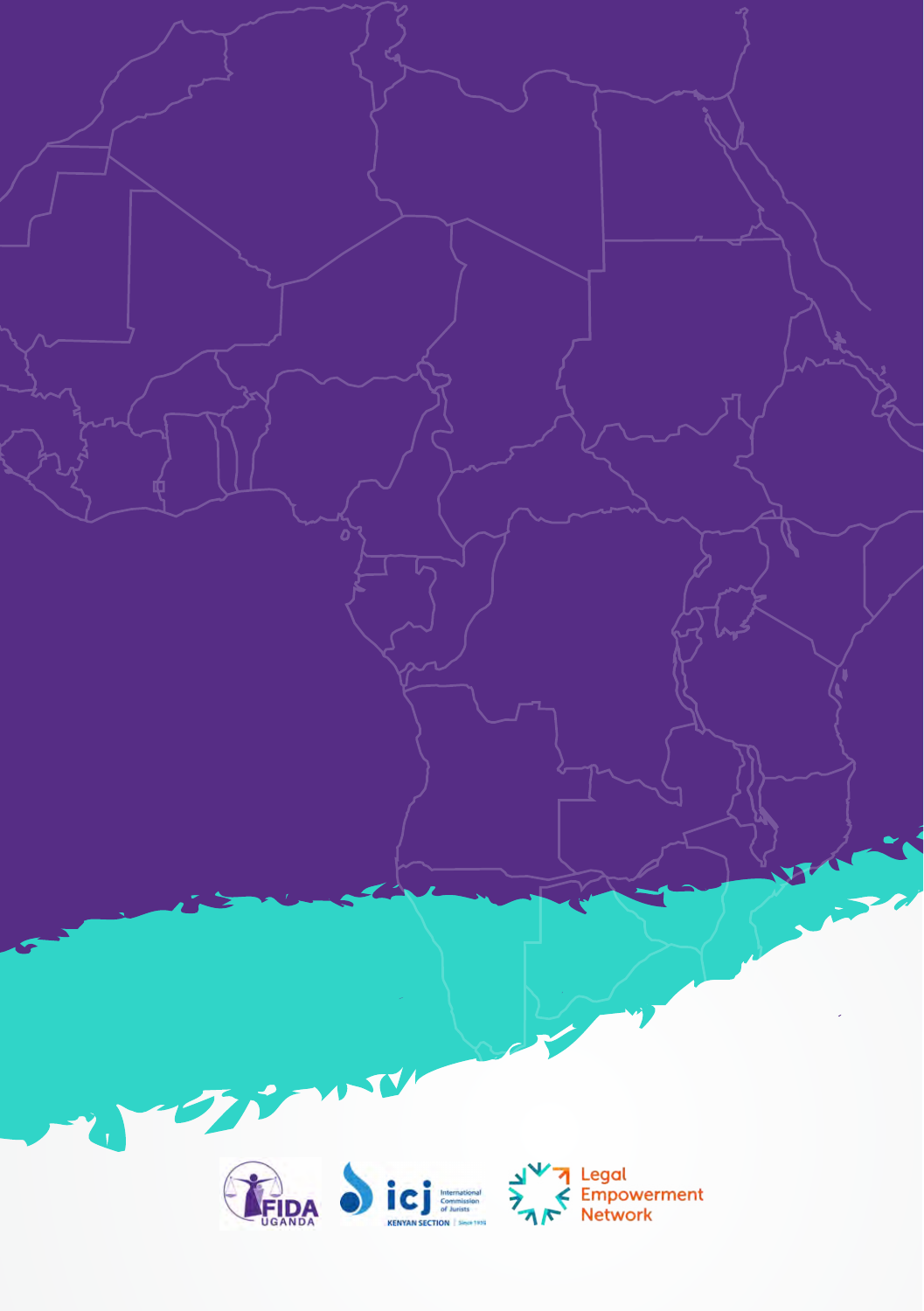FIDA UGANDA

icj International Commission of Jurists KENYAN SECTION | Since 1959

Legal Empowerment Network